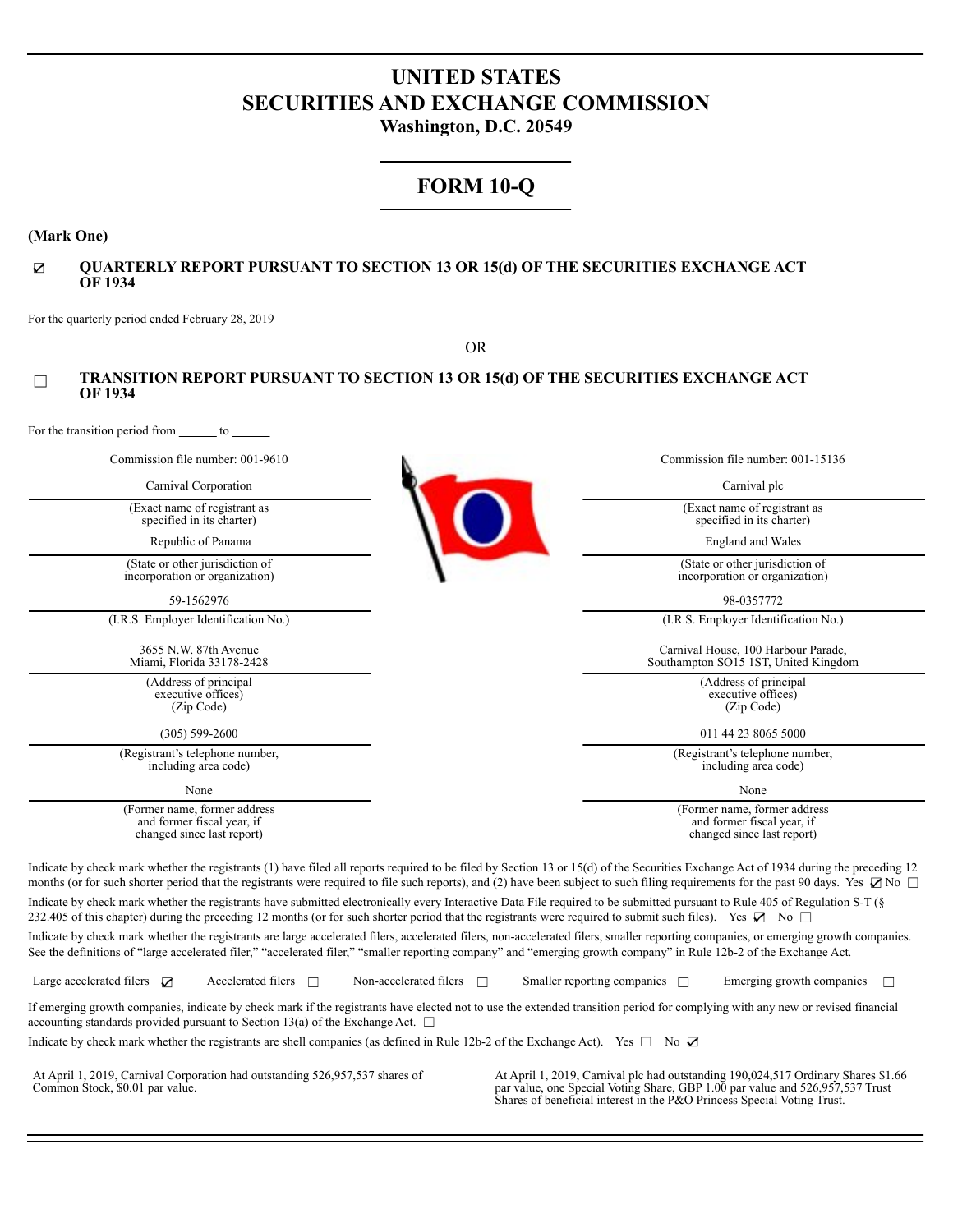# UNITED STATES
# SECURITIES AND EXCHANGE COMMISSION
**Washington, D.C. 20549**

# FORM 10-Q

**(Mark One)**

☑ **QUARTERLY REPORT PURSUANT TO SECTION 13 OR 15(d) OF THE SECURITIES EXCHANGE ACT OF 1934**

For the quarterly period ended February 28, 2019

OR

☐ **TRANSITION REPORT PURSUANT TO SECTION 13 OR 15(d) OF THE SECURITIES EXCHANGE ACT OF 1934**

For the transition period from ______ to ______

| Commission file number: 001-9610 | Commission file number: 001-15136 |
|---|---|
| Carnival Corporation | Carnival plc |
| (Exact name of registrant as specified in its charter) | (Exact name of registrant as specified in its charter) |
| Republic of Panama | England and Wales |
| (State or other jurisdiction of incorporation or organization) | (State or other jurisdiction of incorporation or organization) |
| 59-1562976 | 98-0357772 |
| (I.R.S. Employer Identification No.) | (I.R.S. Employer Identification No.) |
| 3655 N.W. 87th Avenue<br>Miami, Florida 33178-2428 | Carnival House, 100 Harbour Parade,<br>Southampton SO15 1ST, United Kingdom |
| (Address of principal executive offices) (Zip Code) | (Address of principal executive offices) (Zip Code) |
| (305) 599-2600 | 011 44 23 8065 5000 |
| (Registrant's telephone number, including area code) | (Registrant's telephone number, including area code) |
| None | None |
| (Former name, former address and former fiscal year, if changed since last report) | (Former name, former address and former fiscal year, if changed since last report) |

Indicate by check mark whether the registrants (1) have filed all reports required to be filed by Section 13 or 15(d) of the Securities Exchange Act of 1934 during the preceding 12 months (or for such shorter period that the registrants were required to file such reports), and (2) have been subject to such filing requirements for the past 90 days. Yes ☑ No ☐

Indicate by check mark whether the registrants have submitted electronically every Interactive Data File required to be submitted pursuant to Rule 405 of Regulation S-T (§ 232.405 of this chapter) during the preceding 12 months (or for such shorter period that the registrants were required to submit such files). Yes ☑ No ☐

Indicate by check mark whether the registrants are large accelerated filers, accelerated filers, non-accelerated filers, smaller reporting companies, or emerging growth companies. See the definitions of "large accelerated filer," "accelerated filer," "smaller reporting company" and "emerging growth company" in Rule 12b-2 of the Exchange Act.

Large accelerated filers ☑ Accelerated filers ☐ Non-accelerated filers ☐ Smaller reporting companies ☐ Emerging growth companies ☐

If emerging growth companies, indicate by check mark if the registrants have elected not to use the extended transition period for complying with any new or revised financial accounting standards provided pursuant to Section 13(a) of the Exchange Act. ☐

Indicate by check mark whether the registrants are shell companies (as defined in Rule 12b-2 of the Exchange Act). Yes ☐ No ☑

At April 1, 2019, Carnival Corporation had outstanding 526,957,537 shares of Common Stock, $0.01 par value.

At April 1, 2019, Carnival plc had outstanding 190,024,517 Ordinary Shares $1.66 par value, one Special Voting Share, GBP 1.00 par value and 526,957,537 Trust Shares of beneficial interest in the P&O Princess Special Voting Trust.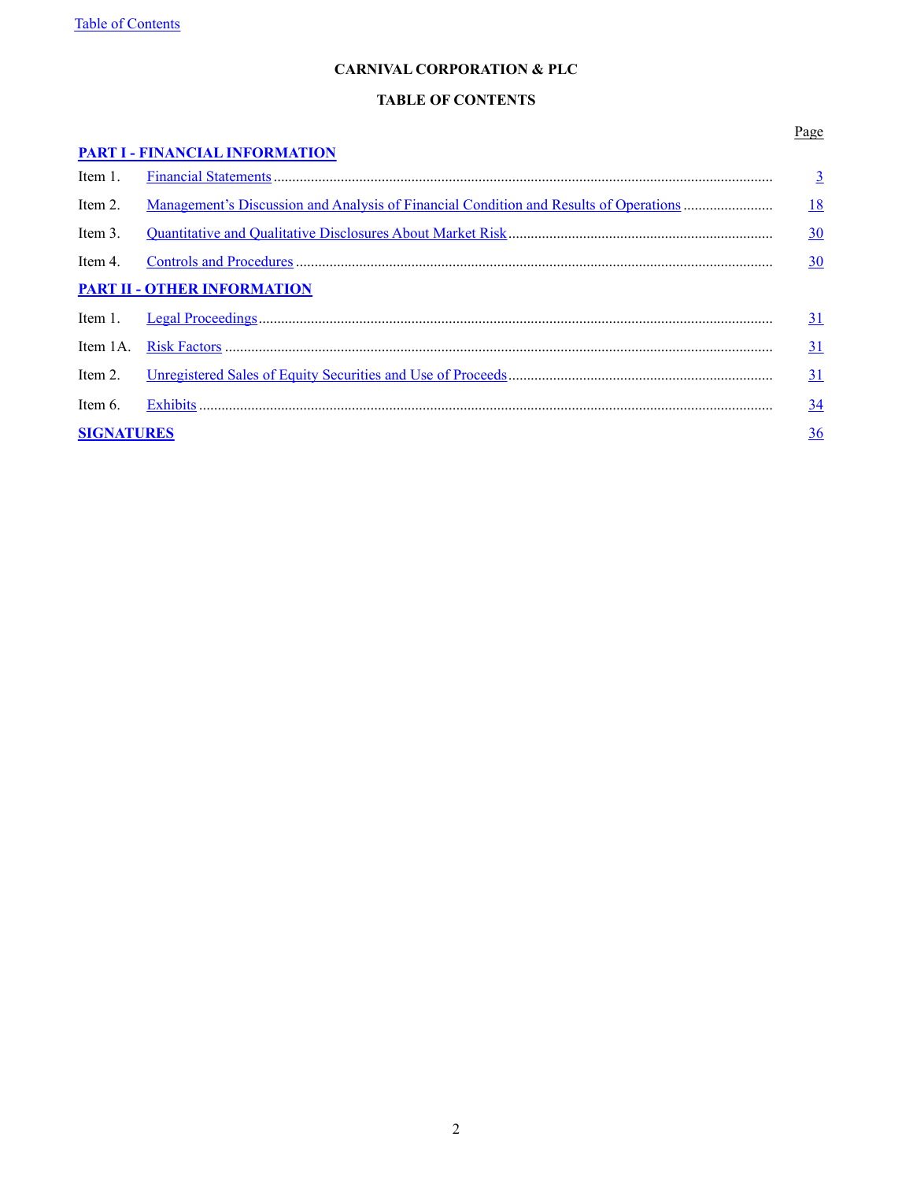# CARNIVAL CORPORATION & PLC

## TABLE OF CONTENTS

| | | Page |
|---|---|---|
| **PART I - FINANCIAL INFORMATION** | | |
| Item 1. | Financial Statements | 3 |
| Item 2. | Management's Discussion and Analysis of Financial Condition and Results of Operations | 18 |
| Item 3. | Quantitative and Qualitative Disclosures About Market Risk | 30 |
| Item 4. | Controls and Procedures | 30 |
| **PART II - OTHER INFORMATION** | | |
| Item 1. | Legal Proceedings | 31 |
| Item 1A. | Risk Factors | 31 |
| Item 2. | Unregistered Sales of Equity Securities and Use of Proceeds | 31 |
| Item 6. | Exhibits | 34 |
| **SIGNATURES** | | 36 |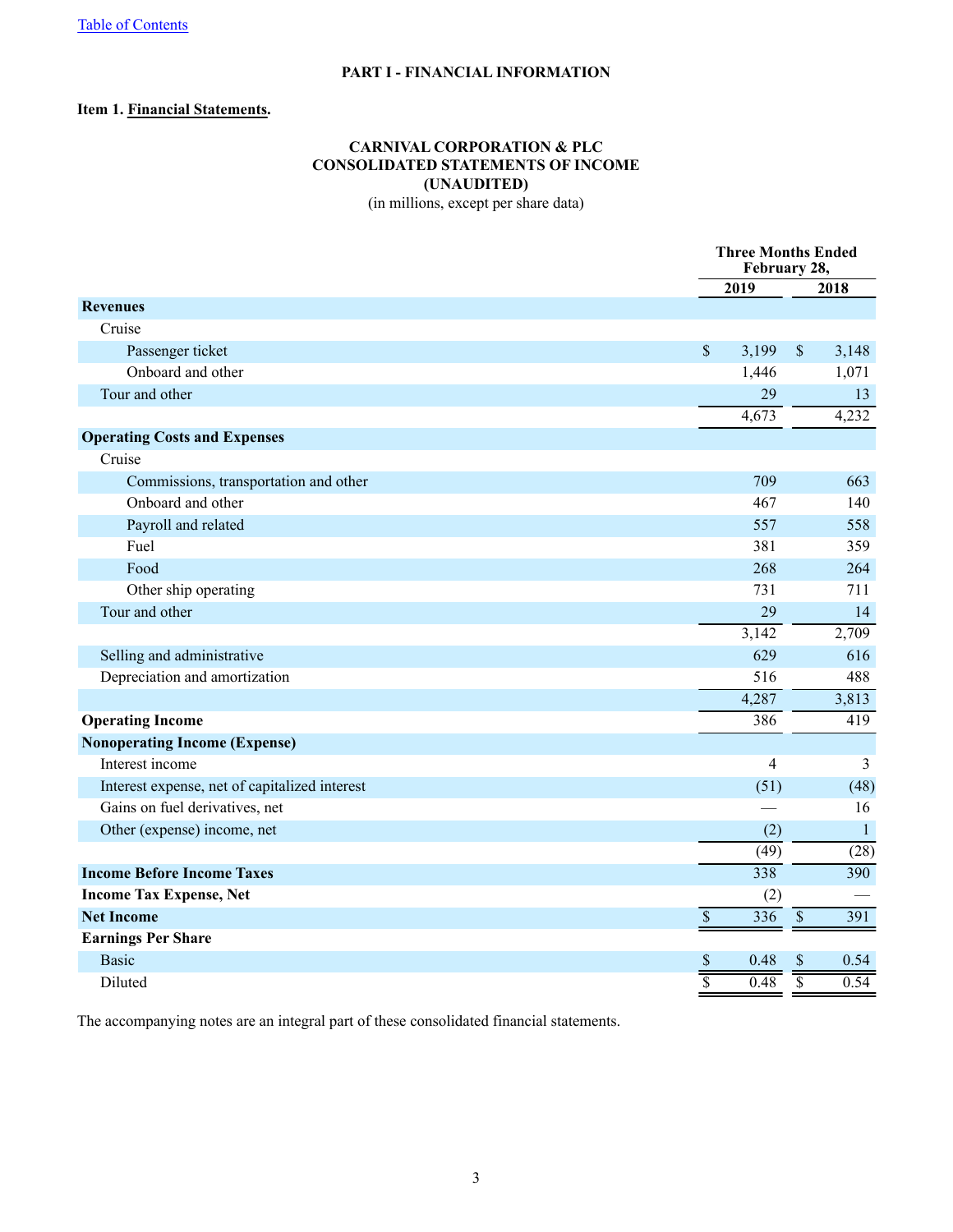## PART I - FINANCIAL INFORMATION

**Item 1. Financial Statements.**

**CARNIVAL CORPORATION & PLC**
**CONSOLIDATED STATEMENTS OF INCOME**
**(UNAUDITED)**
(in millions, except per share data)

| | Three Months Ended February 28, | |
|---|---|---|
| | **2019** | **2018** |
| **Revenues** | | |
| Cruise | | |
| Passenger ticket | $ 3,199 | $ 3,148 |
| Onboard and other | 1,446 | 1,071 |
| Tour and other | 29 | 13 |
| | 4,673 | 4,232 |
| **Operating Costs and Expenses** | | |
| Cruise | | |
| Commissions, transportation and other | 709 | 663 |
| Onboard and other | 467 | 140 |
| Payroll and related | 557 | 558 |
| Fuel | 381 | 359 |
| Food | 268 | 264 |
| Other ship operating | 731 | 711 |
| Tour and other | 29 | 14 |
| | 3,142 | 2,709 |
| Selling and administrative | 629 | 616 |
| Depreciation and amortization | 516 | 488 |
| | 4,287 | 3,813 |
| **Operating Income** | 386 | 419 |
| **Nonoperating Income (Expense)** | | |
| Interest income | 4 | 3 |
| Interest expense, net of capitalized interest | (51) | (48) |
| Gains on fuel derivatives, net | — | 16 |
| Other (expense) income, net | (2) | 1 |
| | (49) | (28) |
| **Income Before Income Taxes** | 338 | 390 |
| **Income Tax Expense, Net** | (2) | — |
| **Net Income** | $ 336 | $ 391 |
| **Earnings Per Share** | | |
| Basic | $ 0.48 | $ 0.54 |
| Diluted | $ 0.48 | $ 0.54 |

The accompanying notes are an integral part of these consolidated financial statements.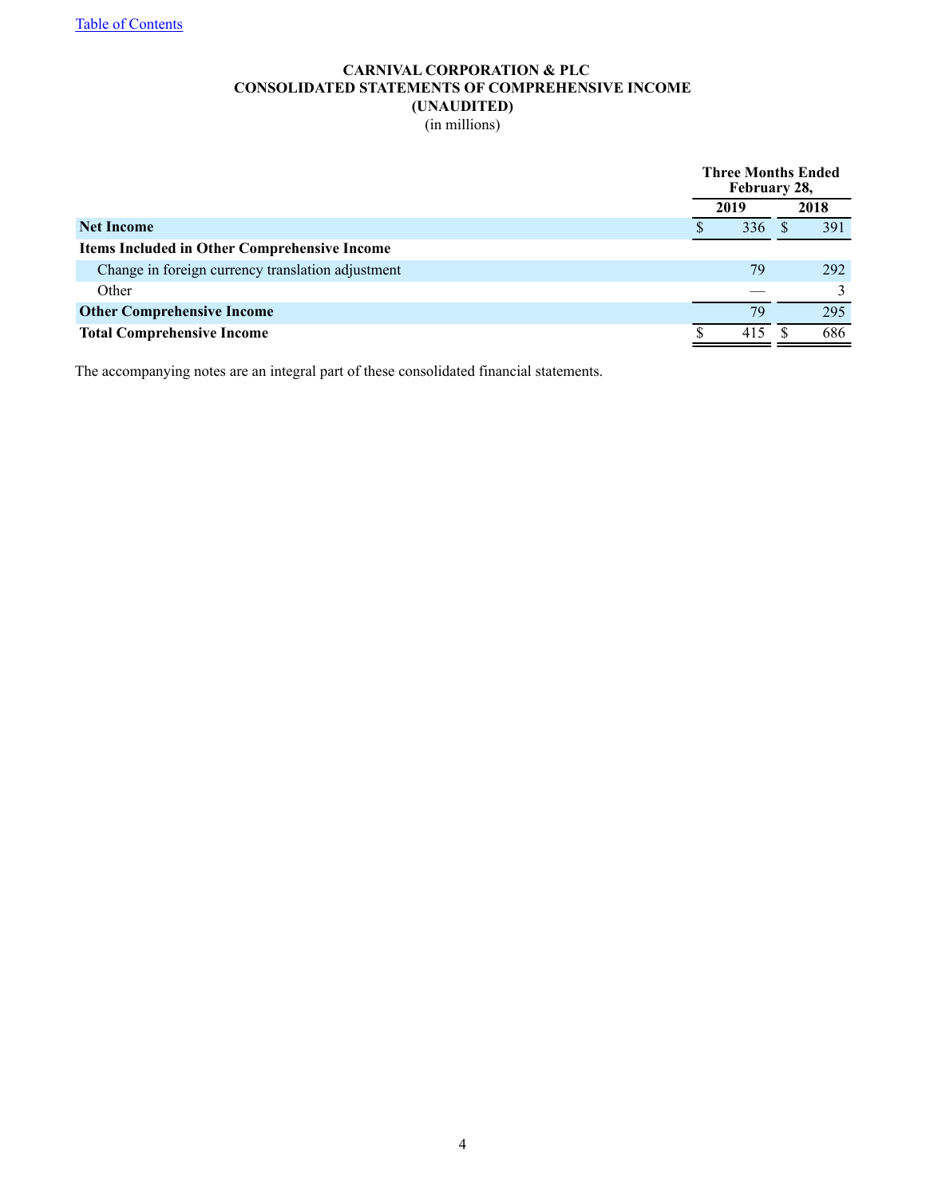Table of Contents

**CARNIVAL CORPORATION & PLC**
**CONSOLIDATED STATEMENTS OF COMPREHENSIVE INCOME**
**(UNAUDITED)**
(in millions)

| | Three Months Ended February 28, | |
|---|---|---|
| | **2019** | **2018** |
| **Net Income** | $ 336 | $ 391 |
| **Items Included in Other Comprehensive Income** | | |
| Change in foreign currency translation adjustment | 79 | 292 |
| Other | — | 3 |
| **Other Comprehensive Income** | 79 | 295 |
| **Total Comprehensive Income** | $ 415 | $ 686 |

The accompanying notes are an integral part of these consolidated financial statements.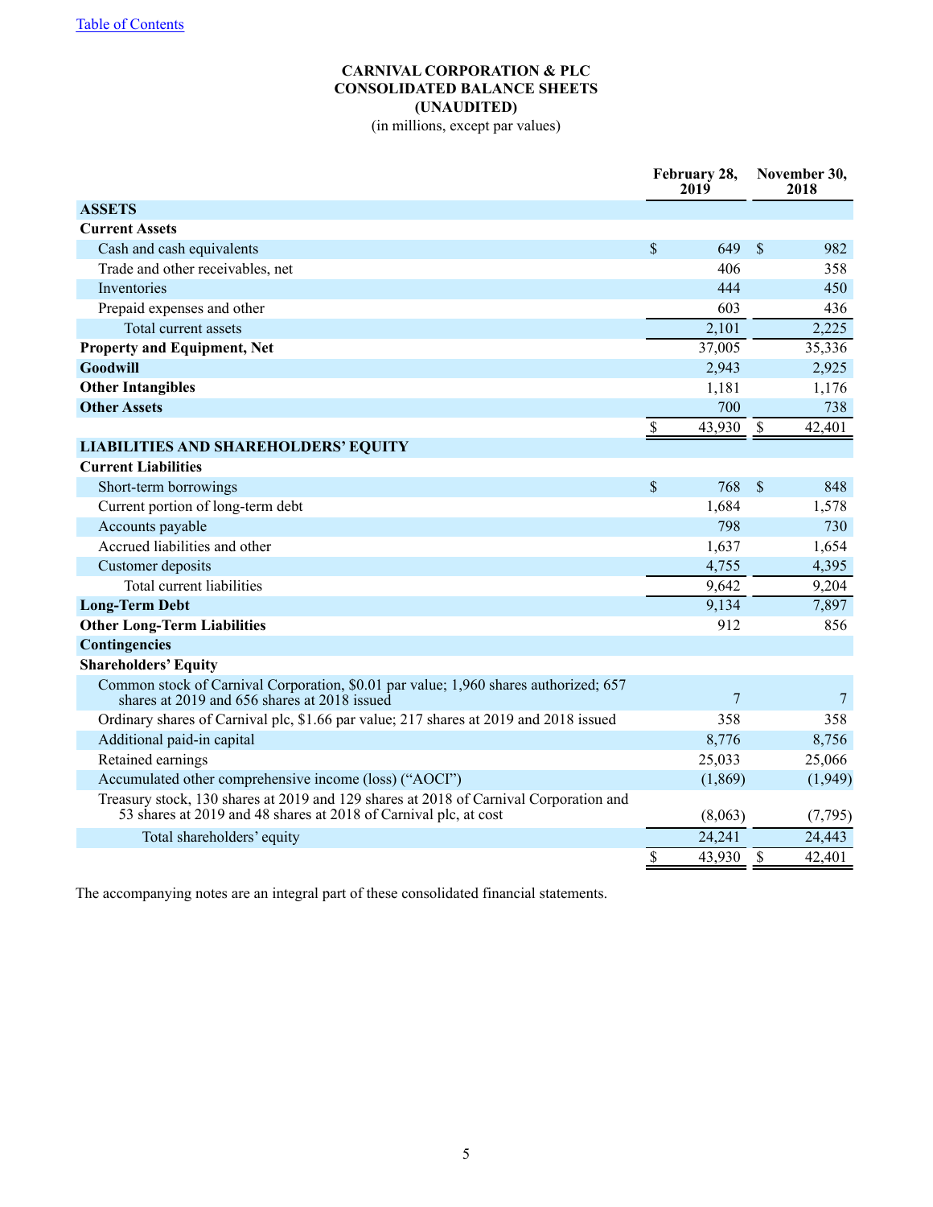[Table of Contents](#)

# CARNIVAL CORPORATION & PLC
## CONSOLIDATED BALANCE SHEETS
### (UNAUDITED)
(in millions, except par values)

| | February 28, 2019 | November 30, 2018 |
|---|---|---|
| **ASSETS** | | |
| **Current Assets** | | |
| Cash and cash equivalents | $ 649 | $ 982 |
| Trade and other receivables, net | 406 | 358 |
| Inventories | 444 | 450 |
| Prepaid expenses and other | 603 | 436 |
| Total current assets | 2,101 | 2,225 |
| **Property and Equipment, Net** | 37,005 | 35,336 |
| **Goodwill** | 2,943 | 2,925 |
| **Other Intangibles** | 1,181 | 1,176 |
| **Other Assets** | 700 | 738 |
| | $ 43,930 | $ 42,401 |
| **LIABILITIES AND SHAREHOLDERS' EQUITY** | | |
| **Current Liabilities** | | |
| Short-term borrowings | $ 768 | $ 848 |
| Current portion of long-term debt | 1,684 | 1,578 |
| Accounts payable | 798 | 730 |
| Accrued liabilities and other | 1,637 | 1,654 |
| Customer deposits | 4,755 | 4,395 |
| Total current liabilities | 9,642 | 9,204 |
| **Long-Term Debt** | 9,134 | 7,897 |
| **Other Long-Term Liabilities** | 912 | 856 |
| **Contingencies** | | |
| **Shareholders' Equity** | | |
| Common stock of Carnival Corporation, $0.01 par value; 1,960 shares authorized; 657 shares at 2019 and 656 shares at 2018 issued | 7 | 7 |
| Ordinary shares of Carnival plc, $1.66 par value; 217 shares at 2019 and 2018 issued | 358 | 358 |
| Additional paid-in capital | 8,776 | 8,756 |
| Retained earnings | 25,033 | 25,066 |
| Accumulated other comprehensive income (loss) ("AOCI") | (1,869) | (1,949) |
| Treasury stock, 130 shares at 2019 and 129 shares at 2018 of Carnival Corporation and 53 shares at 2019 and 48 shares at 2018 of Carnival plc, at cost | (8,063) | (7,795) |
| Total shareholders' equity | 24,241 | 24,443 |
| | $ 43,930 | $ 42,401 |

The accompanying notes are an integral part of these consolidated financial statements.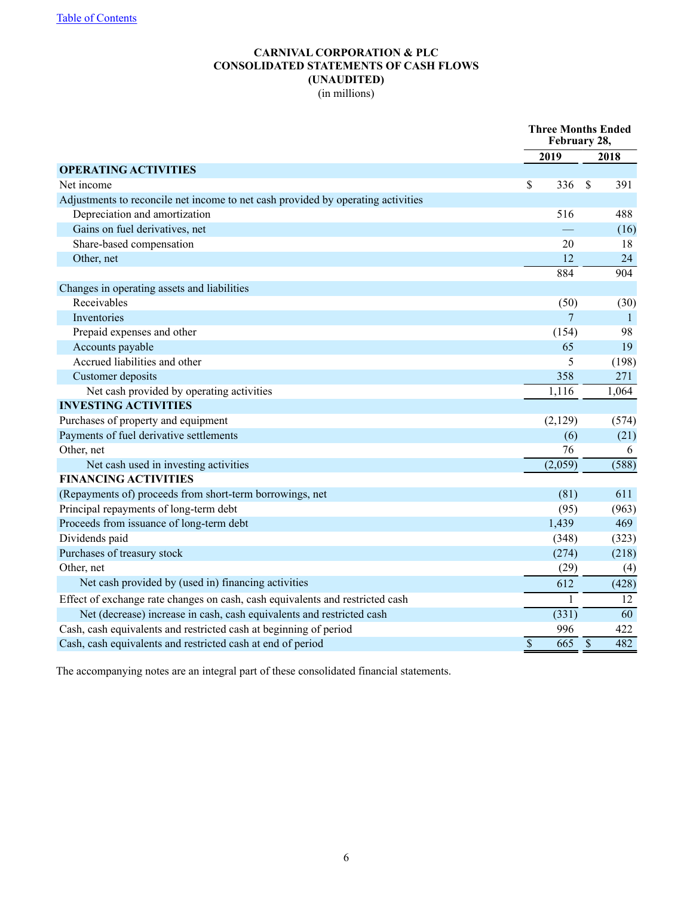[Table of Contents](#)

**CARNIVAL CORPORATION & PLC**
**CONSOLIDATED STATEMENTS OF CASH FLOWS**
**(UNAUDITED)**
(in millions)

| | Three Months Ended February 28, | |
|---|---|---|
| | **2019** | **2018** |
| **OPERATING ACTIVITIES** | | |
| Net income | $ 336 | $ 391 |
| Adjustments to reconcile net income to net cash provided by operating activities | | |
| Depreciation and amortization | 516 | 488 |
| Gains on fuel derivatives, net | — | (16) |
| Share-based compensation | 20 | 18 |
| Other, net | 12 | 24 |
| | 884 | 904 |
| Changes in operating assets and liabilities | | |
| Receivables | (50) | (30) |
| Inventories | 7 | 1 |
| Prepaid expenses and other | (154) | 98 |
| Accounts payable | 65 | 19 |
| Accrued liabilities and other | 5 | (198) |
| Customer deposits | 358 | 271 |
| Net cash provided by operating activities | 1,116 | 1,064 |
| **INVESTING ACTIVITIES** | | |
| Purchases of property and equipment | (2,129) | (574) |
| Payments of fuel derivative settlements | (6) | (21) |
| Other, net | 76 | 6 |
| Net cash used in investing activities | (2,059) | (588) |
| **FINANCING ACTIVITIES** | | |
| (Repayments of) proceeds from short-term borrowings, net | (81) | 611 |
| Principal repayments of long-term debt | (95) | (963) |
| Proceeds from issuance of long-term debt | 1,439 | 469 |
| Dividends paid | (348) | (323) |
| Purchases of treasury stock | (274) | (218) |
| Other, net | (29) | (4) |
| Net cash provided by (used in) financing activities | 612 | (428) |
| Effect of exchange rate changes on cash, cash equivalents and restricted cash | 1 | 12 |
| Net (decrease) increase in cash, cash equivalents and restricted cash | (331) | 60 |
| Cash, cash equivalents and restricted cash at beginning of period | 996 | 422 |
| Cash, cash equivalents and restricted cash at end of period | $ 665 | $ 482 |

The accompanying notes are an integral part of these consolidated financial statements.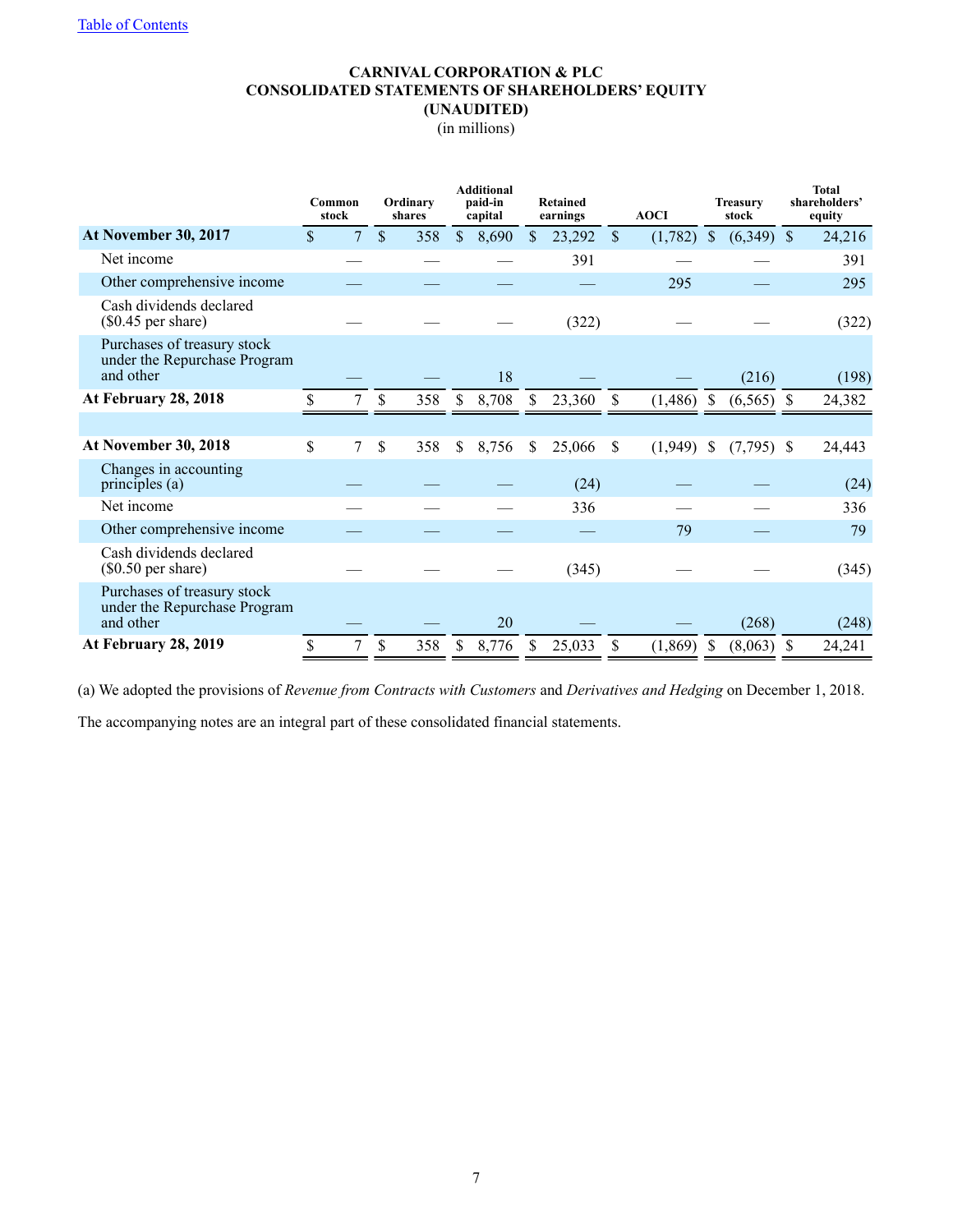[Table of Contents](#)

# CARNIVAL CORPORATION & PLC
## CONSOLIDATED STATEMENTS OF SHAREHOLDERS' EQUITY
### (UNAUDITED)
(in millions)

| | Common stock | Ordinary shares | Additional paid-in capital | Retained earnings | AOCI | Treasury stock | Total shareholders' equity |
|---|---|---|---|---|---|---|---|
| **At November 30, 2017** | $ 7 | $ 358 | $ 8,690 | $ 23,292 | $ (1,782) | $ (6,349) | $ 24,216 |
| Net income | — | — | — | 391 | — | — | 391 |
| Other comprehensive income | — | — | — | — | 295 | — | 295 |
| Cash dividends declared ($0.45 per share) | — | — | — | (322) | — | — | (322) |
| Purchases of treasury stock under the Repurchase Program and other | — | — | 18 | — | — | (216) | (198) |
| **At February 28, 2018** | $ 7 | $ 358 | $ 8,708 | $ 23,360 | $ (1,486) | $ (6,565) | $ 24,382 |
| | | | | | | | |
| **At November 30, 2018** | $ 7 | $ 358 | $ 8,756 | $ 25,066 | $ (1,949) | $ (7,795) | $ 24,443 |
| Changes in accounting principles (a) | — | — | — | (24) | — | — | (24) |
| Net income | — | — | — | 336 | — | — | 336 |
| Other comprehensive income | — | — | — | — | 79 | — | 79 |
| Cash dividends declared ($0.50 per share) | — | — | — | (345) | — | — | (345) |
| Purchases of treasury stock under the Repurchase Program and other | — | — | 20 | — | — | (268) | (248) |
| **At February 28, 2019** | $ 7 | $ 358 | $ 8,776 | $ 25,033 | $ (1,869) | $ (8,063) | $ 24,241 |

(a) We adopted the provisions of *Revenue from Contracts with Customers* and *Derivatives and Hedging* on December 1, 2018.

The accompanying notes are an integral part of these consolidated financial statements.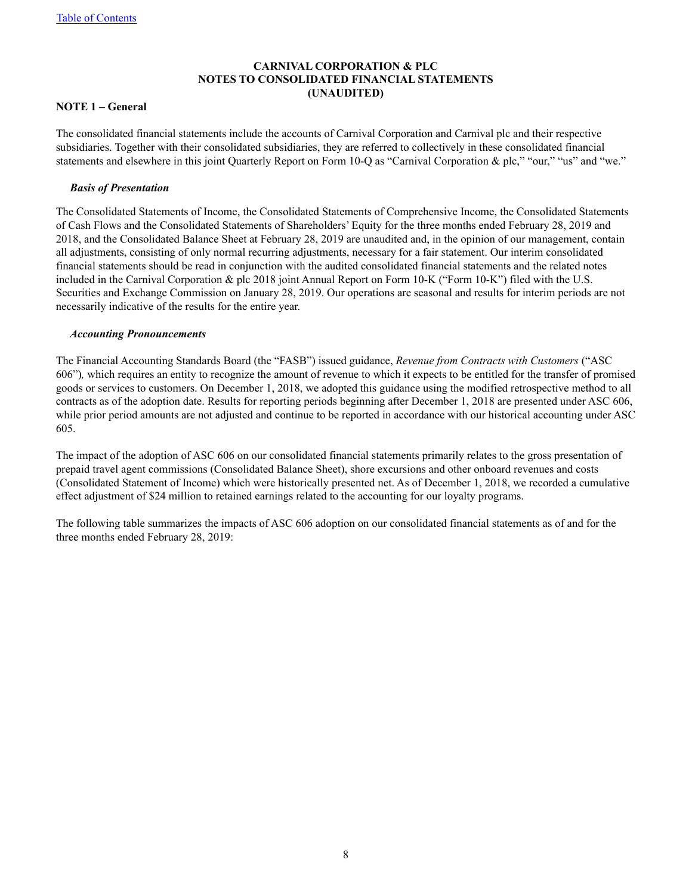**CARNIVAL CORPORATION & PLC**
**NOTES TO CONSOLIDATED FINANCIAL STATEMENTS**
**(UNAUDITED)**

## NOTE 1 – General

The consolidated financial statements include the accounts of Carnival Corporation and Carnival plc and their respective subsidiaries. Together with their consolidated subsidiaries, they are referred to collectively in these consolidated financial statements and elsewhere in this joint Quarterly Report on Form 10-Q as "Carnival Corporation & plc," "our," "us" and "we."

### *Basis of Presentation*

The Consolidated Statements of Income, the Consolidated Statements of Comprehensive Income, the Consolidated Statements of Cash Flows and the Consolidated Statements of Shareholders' Equity for the three months ended February 28, 2019 and 2018, and the Consolidated Balance Sheet at February 28, 2019 are unaudited and, in the opinion of our management, contain all adjustments, consisting of only normal recurring adjustments, necessary for a fair statement. Our interim consolidated financial statements should be read in conjunction with the audited consolidated financial statements and the related notes included in the Carnival Corporation & plc 2018 joint Annual Report on Form 10-K ("Form 10-K") filed with the U.S. Securities and Exchange Commission on January 28, 2019. Our operations are seasonal and results for interim periods are not necessarily indicative of the results for the entire year.

### *Accounting Pronouncements*

The Financial Accounting Standards Board (the "FASB") issued guidance, *Revenue from Contracts with Customers* ("ASC 606")*,* which requires an entity to recognize the amount of revenue to which it expects to be entitled for the transfer of promised goods or services to customers. On December 1, 2018, we adopted this guidance using the modified retrospective method to all contracts as of the adoption date. Results for reporting periods beginning after December 1, 2018 are presented under ASC 606, while prior period amounts are not adjusted and continue to be reported in accordance with our historical accounting under ASC 605.

The impact of the adoption of ASC 606 on our consolidated financial statements primarily relates to the gross presentation of prepaid travel agent commissions (Consolidated Balance Sheet), shore excursions and other onboard revenues and costs (Consolidated Statement of Income) which were historically presented net. As of December 1, 2018, we recorded a cumulative effect adjustment of $24 million to retained earnings related to the accounting for our loyalty programs.

The following table summarizes the impacts of ASC 606 adoption on our consolidated financial statements as of and for the three months ended February 28, 2019: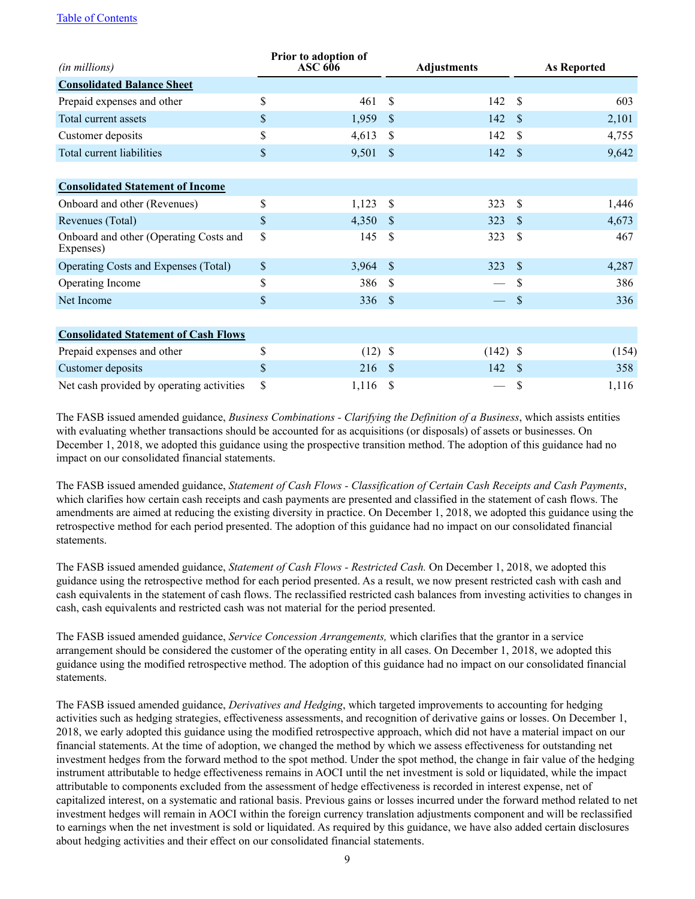[Table of Contents]

| *(in millions)* | Prior to adoption of ASC 606 | Adjustments | As Reported |
|---|---|---|---|
| **Consolidated Balance Sheet** | | | |
| Prepaid expenses and other | $ 461 | $ 142 | $ 603 |
| Total current assets | $ 1,959 | $ 142 | $ 2,101 |
| Customer deposits | $ 4,613 | $ 142 | $ 4,755 |
| Total current liabilities | $ 9,501 | $ 142 | $ 9,642 |
| | | | |
| **Consolidated Statement of Income** | | | |
| Onboard and other (Revenues) | $ 1,123 | $ 323 | $ 1,446 |
| Revenues (Total) | $ 4,350 | $ 323 | $ 4,673 |
| Onboard and other (Operating Costs and Expenses) | $ 145 | $ 323 | $ 467 |
| Operating Costs and Expenses (Total) | $ 3,964 | $ 323 | $ 4,287 |
| Operating Income | $ 386 | $ — | $ 386 |
| Net Income | $ 336 | $ — | $ 336 |
| | | | |
| **Consolidated Statement of Cash Flows** | | | |
| Prepaid expenses and other | $ (12) | $ (142) | $ (154) |
| Customer deposits | $ 216 | $ 142 | $ 358 |
| Net cash provided by operating activities | $ 1,116 | $ — | $ 1,116 |

The FASB issued amended guidance, *Business Combinations - Clarifying the Definition of a Business*, which assists entities with evaluating whether transactions should be accounted for as acquisitions (or disposals) of assets or businesses. On December 1, 2018, we adopted this guidance using the prospective transition method. The adoption of this guidance had no impact on our consolidated financial statements.

The FASB issued amended guidance, *Statement of Cash Flows - Classification of Certain Cash Receipts and Cash Payments*, which clarifies how certain cash receipts and cash payments are presented and classified in the statement of cash flows. The amendments are aimed at reducing the existing diversity in practice. On December 1, 2018, we adopted this guidance using the retrospective method for each period presented. The adoption of this guidance had no impact on our consolidated financial statements.

The FASB issued amended guidance, *Statement of Cash Flows - Restricted Cash.* On December 1, 2018, we adopted this guidance using the retrospective method for each period presented. As a result, we now present restricted cash with cash and cash equivalents in the statement of cash flows. The reclassified restricted cash balances from investing activities to changes in cash, cash equivalents and restricted cash was not material for the period presented.

The FASB issued amended guidance, *Service Concession Arrangements,* which clarifies that the grantor in a service arrangement should be considered the customer of the operating entity in all cases. On December 1, 2018, we adopted this guidance using the modified retrospective method. The adoption of this guidance had no impact on our consolidated financial statements.

The FASB issued amended guidance, *Derivatives and Hedging*, which targeted improvements to accounting for hedging activities such as hedging strategies, effectiveness assessments, and recognition of derivative gains or losses. On December 1, 2018, we early adopted this guidance using the modified retrospective approach, which did not have a material impact on our financial statements. At the time of adoption, we changed the method by which we assess effectiveness for outstanding net investment hedges from the forward method to the spot method. Under the spot method, the change in fair value of the hedging instrument attributable to hedge effectiveness remains in AOCI until the net investment is sold or liquidated, while the impact attributable to components excluded from the assessment of hedge effectiveness is recorded in interest expense, net of capitalized interest, on a systematic and rational basis. Previous gains or losses incurred under the forward method related to net investment hedges will remain in AOCI within the foreign currency translation adjustments component and will be reclassified to earnings when the net investment is sold or liquidated. As required by this guidance, we have also added certain disclosures about hedging activities and their effect on our consolidated financial statements.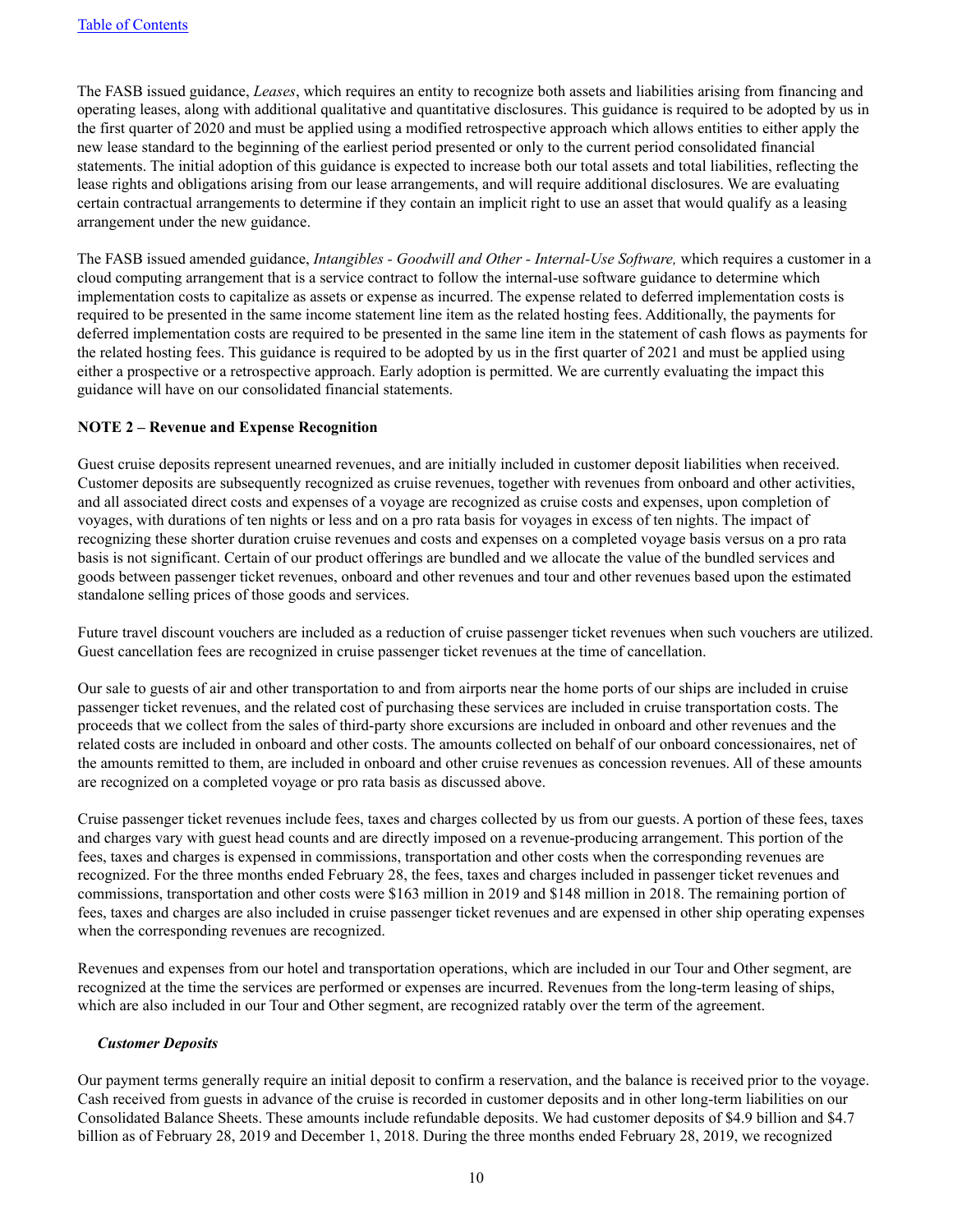The FASB issued guidance, *Leases*, which requires an entity to recognize both assets and liabilities arising from financing and operating leases, along with additional qualitative and quantitative disclosures. This guidance is required to be adopted by us in the first quarter of 2020 and must be applied using a modified retrospective approach which allows entities to either apply the new lease standard to the beginning of the earliest period presented or only to the current period consolidated financial statements. The initial adoption of this guidance is expected to increase both our total assets and total liabilities, reflecting the lease rights and obligations arising from our lease arrangements, and will require additional disclosures. We are evaluating certain contractual arrangements to determine if they contain an implicit right to use an asset that would qualify as a leasing arrangement under the new guidance.

The FASB issued amended guidance, *Intangibles - Goodwill and Other - Internal-Use Software,* which requires a customer in a cloud computing arrangement that is a service contract to follow the internal-use software guidance to determine which implementation costs to capitalize as assets or expense as incurred. The expense related to deferred implementation costs is required to be presented in the same income statement line item as the related hosting fees. Additionally, the payments for deferred implementation costs are required to be presented in the same line item in the statement of cash flows as payments for the related hosting fees. This guidance is required to be adopted by us in the first quarter of 2021 and must be applied using either a prospective or a retrospective approach. Early adoption is permitted. We are currently evaluating the impact this guidance will have on our consolidated financial statements.

**NOTE 2 – Revenue and Expense Recognition**

Guest cruise deposits represent unearned revenues, and are initially included in customer deposit liabilities when received. Customer deposits are subsequently recognized as cruise revenues, together with revenues from onboard and other activities, and all associated direct costs and expenses of a voyage are recognized as cruise costs and expenses, upon completion of voyages, with durations of ten nights or less and on a pro rata basis for voyages in excess of ten nights. The impact of recognizing these shorter duration cruise revenues and costs and expenses on a completed voyage basis versus on a pro rata basis is not significant. Certain of our product offerings are bundled and we allocate the value of the bundled services and goods between passenger ticket revenues, onboard and other revenues and tour and other revenues based upon the estimated standalone selling prices of those goods and services.

Future travel discount vouchers are included as a reduction of cruise passenger ticket revenues when such vouchers are utilized. Guest cancellation fees are recognized in cruise passenger ticket revenues at the time of cancellation.

Our sale to guests of air and other transportation to and from airports near the home ports of our ships are included in cruise passenger ticket revenues, and the related cost of purchasing these services are included in cruise transportation costs. The proceeds that we collect from the sales of third-party shore excursions are included in onboard and other revenues and the related costs are included in onboard and other costs. The amounts collected on behalf of our onboard concessionaires, net of the amounts remitted to them, are included in onboard and other cruise revenues as concession revenues. All of these amounts are recognized on a completed voyage or pro rata basis as discussed above.

Cruise passenger ticket revenues include fees, taxes and charges collected by us from our guests. A portion of these fees, taxes and charges vary with guest head counts and are directly imposed on a revenue-producing arrangement. This portion of the fees, taxes and charges is expensed in commissions, transportation and other costs when the corresponding revenues are recognized. For the three months ended February 28, the fees, taxes and charges included in passenger ticket revenues and commissions, transportation and other costs were $163 million in 2019 and $148 million in 2018. The remaining portion of fees, taxes and charges are also included in cruise passenger ticket revenues and are expensed in other ship operating expenses when the corresponding revenues are recognized.

Revenues and expenses from our hotel and transportation operations, which are included in our Tour and Other segment, are recognized at the time the services are performed or expenses are incurred. Revenues from the long-term leasing of ships, which are also included in our Tour and Other segment, are recognized ratably over the term of the agreement.

***Customer Deposits***

Our payment terms generally require an initial deposit to confirm a reservation, and the balance is received prior to the voyage. Cash received from guests in advance of the cruise is recorded in customer deposits and in other long-term liabilities on our Consolidated Balance Sheets. These amounts include refundable deposits. We had customer deposits of $4.9 billion and $4.7 billion as of February 28, 2019 and December 1, 2018. During the three months ended February 28, 2019, we recognized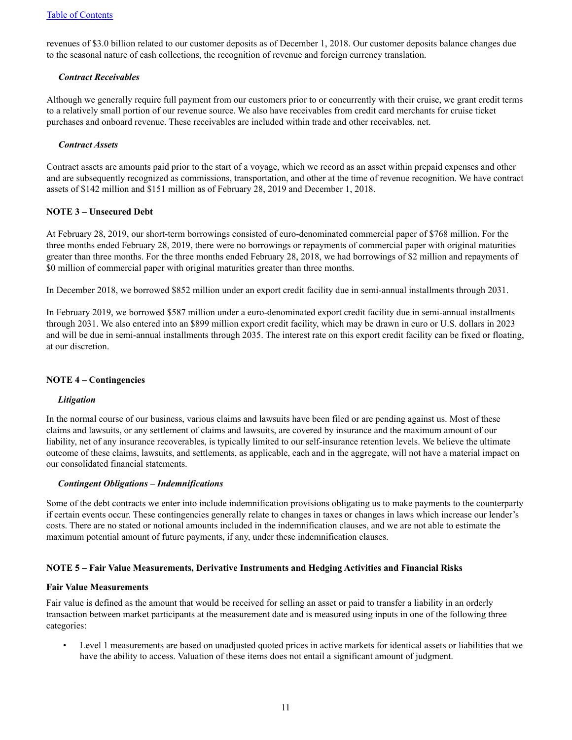revenues of $3.0 billion related to our customer deposits as of December 1, 2018. Our customer deposits balance changes due to the seasonal nature of cash collections, the recognition of revenue and foreign currency translation.

***Contract Receivables***

Although we generally require full payment from our customers prior to or concurrently with their cruise, we grant credit terms to a relatively small portion of our revenue source. We also have receivables from credit card merchants for cruise ticket purchases and onboard revenue. These receivables are included within trade and other receivables, net.

***Contract Assets***

Contract assets are amounts paid prior to the start of a voyage, which we record as an asset within prepaid expenses and other and are subsequently recognized as commissions, transportation, and other at the time of revenue recognition. We have contract assets of $142 million and $151 million as of February 28, 2019 and December 1, 2018.

**NOTE 3 – Unsecured Debt**

At February 28, 2019, our short-term borrowings consisted of euro-denominated commercial paper of $768 million. For the three months ended February 28, 2019, there were no borrowings or repayments of commercial paper with original maturities greater than three months. For the three months ended February 28, 2018, we had borrowings of $2 million and repayments of $0 million of commercial paper with original maturities greater than three months.

In December 2018, we borrowed $852 million under an export credit facility due in semi-annual installments through 2031.

In February 2019, we borrowed $587 million under a euro-denominated export credit facility due in semi-annual installments through 2031. We also entered into an $899 million export credit facility, which may be drawn in euro or U.S. dollars in 2023 and will be due in semi-annual installments through 2035. The interest rate on this export credit facility can be fixed or floating, at our discretion.

**NOTE 4 – Contingencies**

***Litigation***

In the normal course of our business, various claims and lawsuits have been filed or are pending against us. Most of these claims and lawsuits, or any settlement of claims and lawsuits, are covered by insurance and the maximum amount of our liability, net of any insurance recoverables, is typically limited to our self-insurance retention levels. We believe the ultimate outcome of these claims, lawsuits, and settlements, as applicable, each and in the aggregate, will not have a material impact on our consolidated financial statements.

***Contingent Obligations – Indemnifications***

Some of the debt contracts we enter into include indemnification provisions obligating us to make payments to the counterparty if certain events occur. These contingencies generally relate to changes in taxes or changes in laws which increase our lender's costs. There are no stated or notional amounts included in the indemnification clauses, and we are not able to estimate the maximum potential amount of future payments, if any, under these indemnification clauses.

**NOTE 5 – Fair Value Measurements, Derivative Instruments and Hedging Activities and Financial Risks**

**Fair Value Measurements**

Fair value is defined as the amount that would be received for selling an asset or paid to transfer a liability in an orderly transaction between market participants at the measurement date and is measured using inputs in one of the following three categories:

- Level 1 measurements are based on unadjusted quoted prices in active markets for identical assets or liabilities that we have the ability to access. Valuation of these items does not entail a significant amount of judgment.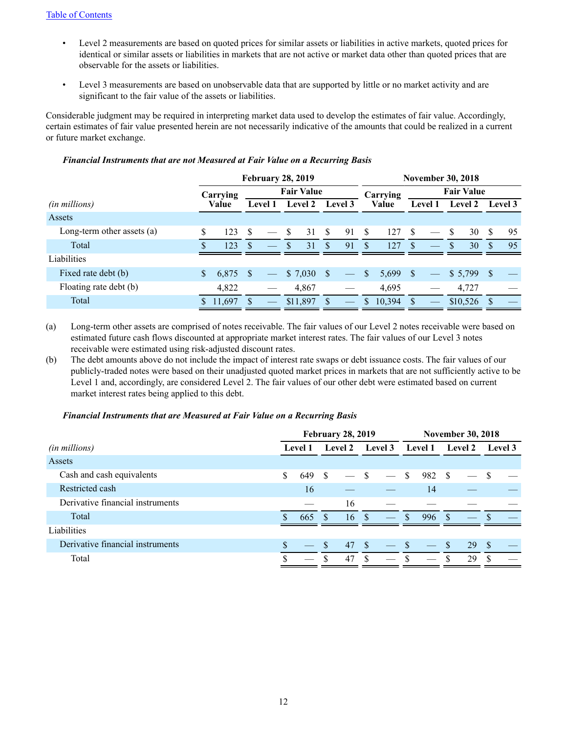- Level 2 measurements are based on quoted prices for similar assets or liabilities in active markets, quoted prices for identical or similar assets or liabilities in markets that are not active or market data other than quoted prices that are observable for the assets or liabilities.
- Level 3 measurements are based on unobservable data that are supported by little or no market activity and are significant to the fair value of the assets or liabilities.

Considerable judgment may be required in interpreting market data used to develop the estimates of fair value. Accordingly, certain estimates of fair value presented herein are not necessarily indicative of the amounts that could be realized in a current or future market exchange.

***Financial Instruments that are not Measured at Fair Value on a Recurring Basis***

| | February 28, 2019 | | | | November 30, 2018 | | | |
|---|---|---|---|---|---|---|---|---|
| | Carrying | Fair Value | | | Carrying | Fair Value | | |
| *(in millions)* | Value | Level 1 | Level 2 | Level 3 | Value | Level 1 | Level 2 | Level 3 |
| Assets | | | | | | | | |
| Long-term other assets (a) | $ 123 | $ — | $ 31 | $ 91 | $ 127 | $ — | $ 30 | $ 95 |
| Total | $ 123 | $ — | $ 31 | $ 91 | $ 127 | $ — | $ 30 | $ 95 |
| Liabilities | | | | | | | | |
| Fixed rate debt (b) | $ 6,875 | $ — | $ 7,030 | $ — | $ 5,699 | $ — | $ 5,799 | $ — |
| Floating rate debt (b) | 4,822 | — | 4,867 | — | 4,695 | — | 4,727 | — |
| Total | $ 11,697 | $ — | $11,897 | $ — | $ 10,394 | $ — | $10,526 | $ — |

(a) Long-term other assets are comprised of notes receivable. The fair values of our Level 2 notes receivable were based on estimated future cash flows discounted at appropriate market interest rates. The fair values of our Level 3 notes receivable were estimated using risk-adjusted discount rates.

(b) The debt amounts above do not include the impact of interest rate swaps or debt issuance costs. The fair values of our publicly-traded notes were based on their unadjusted quoted market prices in markets that are not sufficiently active to be Level 1 and, accordingly, are considered Level 2. The fair values of our other debt were estimated based on current market interest rates being applied to this debt.

***Financial Instruments that are Measured at Fair Value on a Recurring Basis***

| | February 28, 2019 | | | November 30, 2018 | | |
|---|---|---|---|---|---|---|
| *(in millions)* | Level 1 | Level 2 | Level 3 | Level 1 | Level 2 | Level 3 |
| Assets | | | | | | |
| Cash and cash equivalents | $ 649 | $ — | $ — | $ 982 | $ — | $ — |
| Restricted cash | 16 | — | — | 14 | — | — |
| Derivative financial instruments | — | 16 | — | — | — | — |
| Total | $ 665 | $ 16 | $ — | $ 996 | $ — | $ — |
| Liabilities | | | | | | |
| Derivative financial instruments | $ — | $ 47 | $ — | $ — | $ 29 | $ — |
| Total | $ — | $ 47 | $ — | $ — | $ 29 | $ — |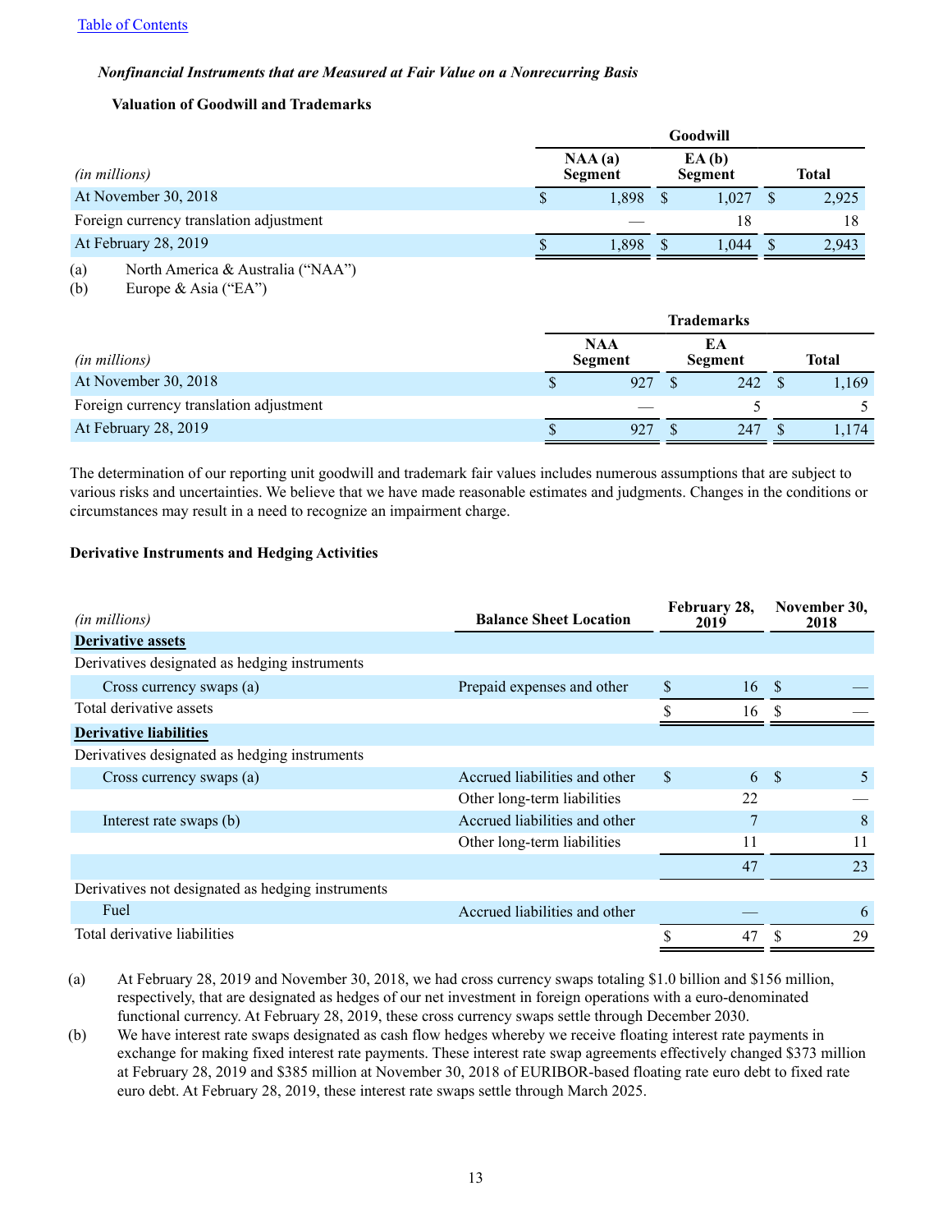*Nonfinancial Instruments that are Measured at Fair Value on a Nonrecurring Basis*

**Valuation of Goodwill and Trademarks**

| *(in millions)* | Goodwill | | |
|---|---|---|---|
| | **NAA (a) Segment** | **EA (b) Segment** | **Total** |
| At November 30, 2018 | $ 1,898 | $ 1,027 | $ 2,925 |
| Foreign currency translation adjustment | — | 18 | 18 |
| At February 28, 2019 | $ 1,898 | $ 1,044 | $ 2,943 |

(a) North America & Australia ("NAA")
(b) Europe & Asia ("EA")

| *(in millions)* | Trademarks | | |
|---|---|---|---|
| | **NAA Segment** | **EA Segment** | **Total** |
| At November 30, 2018 | $ 927 | $ 242 | $ 1,169 |
| Foreign currency translation adjustment | — | 5 | 5 |
| At February 28, 2019 | $ 927 | $ 247 | $ 1,174 |

The determination of our reporting unit goodwill and trademark fair values includes numerous assumptions that are subject to various risks and uncertainties. We believe that we have made reasonable estimates and judgments. Changes in the conditions or circumstances may result in a need to recognize an impairment charge.

**Derivative Instruments and Hedging Activities**

| *(in millions)* | **Balance Sheet Location** | **February 28, 2019** | **November 30, 2018** |
|---|---|---|---|
| **Derivative assets** | | | |
| Derivatives designated as hedging instruments | | | |
| Cross currency swaps (a) | Prepaid expenses and other | $ 16 | $ — |
| Total derivative assets | | $ 16 | $ — |
| **Derivative liabilities** | | | |
| Derivatives designated as hedging instruments | | | |
| Cross currency swaps (a) | Accrued liabilities and other | $ 6 | $ 5 |
| | Other long-term liabilities | 22 | — |
| Interest rate swaps (b) | Accrued liabilities and other | 7 | 8 |
| | Other long-term liabilities | 11 | 11 |
| | | 47 | 23 |
| Derivatives not designated as hedging instruments | | | |
| Fuel | Accrued liabilities and other | — | 6 |
| Total derivative liabilities | | $ 47 | $ 29 |

(a) At February 28, 2019 and November 30, 2018, we had cross currency swaps totaling $1.0 billion and $156 million, respectively, that are designated as hedges of our net investment in foreign operations with a euro-denominated functional currency. At February 28, 2019, these cross currency swaps settle through December 2030.

(b) We have interest rate swaps designated as cash flow hedges whereby we receive floating interest rate payments in exchange for making fixed interest rate payments. These interest rate swap agreements effectively changed $373 million at February 28, 2019 and $385 million at November 30, 2018 of EURIBOR-based floating rate euro debt to fixed rate euro debt. At February 28, 2019, these interest rate swaps settle through March 2025.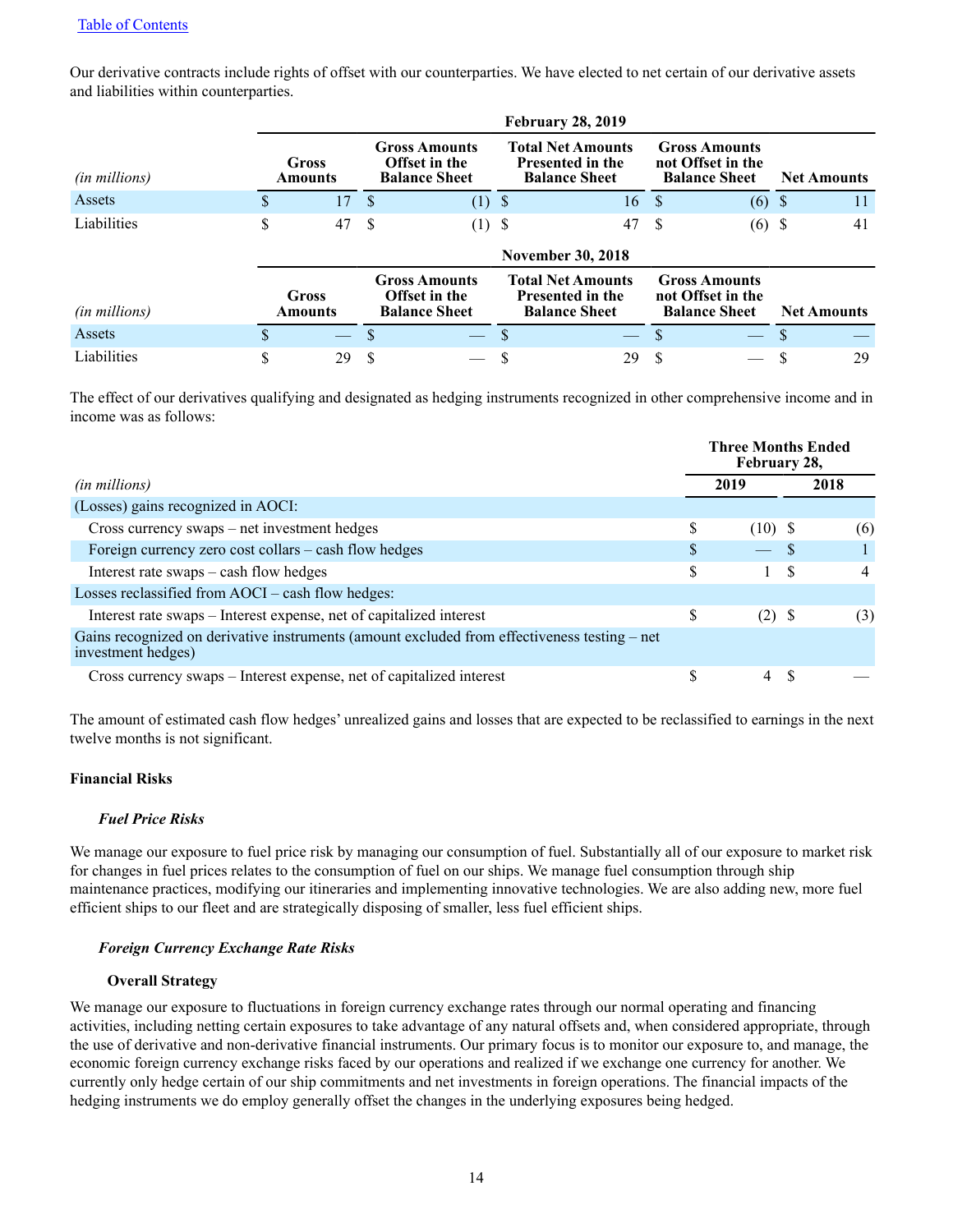[Table of Contents](#)

Our derivative contracts include rights of offset with our counterparties. We have elected to net certain of our derivative assets and liabilities within counterparties.

| | February 28, 2019 | | | | |
|---|---|---|---|---|---|
| *(in millions)* | Gross Amounts | Gross Amounts Offset in the Balance Sheet | Total Net Amounts Presented in the Balance Sheet | Gross Amounts not Offset in the Balance Sheet | Net Amounts |
| Assets | $ 17 | $ (1) | $ 16 | $ (6) | $ 11 |
| Liabilities | $ 47 | $ (1) | $ 47 | $ (6) | $ 41 |

| | November 30, 2018 | | | | |
|---|---|---|---|---|---|
| *(in millions)* | Gross Amounts | Gross Amounts Offset in the Balance Sheet | Total Net Amounts Presented in the Balance Sheet | Gross Amounts not Offset in the Balance Sheet | Net Amounts |
| Assets | $ — | $ — | $ — | $ — | $ — |
| Liabilities | $ 29 | $ — | $ 29 | $ — | $ 29 |

The effect of our derivatives qualifying and designated as hedging instruments recognized in other comprehensive income and in income was as follows:

| | Three Months Ended February 28, | |
|---|---|---|
| *(in millions)* | 2019 | 2018 |
| (Losses) gains recognized in AOCI: | | |
| Cross currency swaps – net investment hedges | $ (10) | $ (6) |
| Foreign currency zero cost collars – cash flow hedges | $ — | $ 1 |
| Interest rate swaps – cash flow hedges | $ 1 | $ 4 |
| Losses reclassified from AOCI – cash flow hedges: | | |
| Interest rate swaps – Interest expense, net of capitalized interest | $ (2) | $ (3) |
| Gains recognized on derivative instruments (amount excluded from effectiveness testing – net investment hedges) | | |
| Cross currency swaps – Interest expense, net of capitalized interest | $ 4 | $ — |

The amount of estimated cash flow hedges' unrealized gains and losses that are expected to be reclassified to earnings in the next twelve months is not significant.

**Financial Risks**

***Fuel Price Risks***

We manage our exposure to fuel price risk by managing our consumption of fuel. Substantially all of our exposure to market risk for changes in fuel prices relates to the consumption of fuel on our ships. We manage fuel consumption through ship maintenance practices, modifying our itineraries and implementing innovative technologies. We are also adding new, more fuel efficient ships to our fleet and are strategically disposing of smaller, less fuel efficient ships.

***Foreign Currency Exchange Rate Risks***

**Overall Strategy**

We manage our exposure to fluctuations in foreign currency exchange rates through our normal operating and financing activities, including netting certain exposures to take advantage of any natural offsets and, when considered appropriate, through the use of derivative and non-derivative financial instruments. Our primary focus is to monitor our exposure to, and manage, the economic foreign currency exchange risks faced by our operations and realized if we exchange one currency for another. We currently only hedge certain of our ship commitments and net investments in foreign operations. The financial impacts of the hedging instruments we do employ generally offset the changes in the underlying exposures being hedged.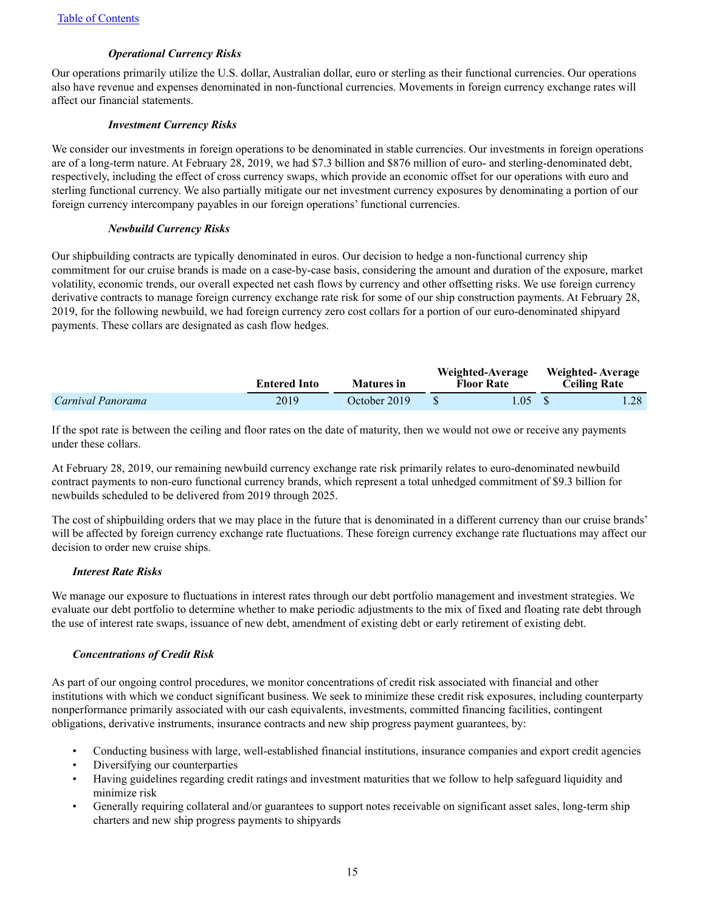***Operational Currency Risks***

Our operations primarily utilize the U.S. dollar, Australian dollar, euro or sterling as their functional currencies. Our operations also have revenue and expenses denominated in non-functional currencies. Movements in foreign currency exchange rates will affect our financial statements.

***Investment Currency Risks***

We consider our investments in foreign operations to be denominated in stable currencies. Our investments in foreign operations are of a long-term nature. At February 28, 2019, we had $7.3 billion and $876 million of euro- and sterling-denominated debt, respectively, including the effect of cross currency swaps, which provide an economic offset for our operations with euro and sterling functional currency. We also partially mitigate our net investment currency exposures by denominating a portion of our foreign currency intercompany payables in our foreign operations' functional currencies.

***Newbuild Currency Risks***

Our shipbuilding contracts are typically denominated in euros. Our decision to hedge a non-functional currency ship commitment for our cruise brands is made on a case-by-case basis, considering the amount and duration of the exposure, market volatility, economic trends, our overall expected net cash flows by currency and other offsetting risks. We use foreign currency derivative contracts to manage foreign currency exchange rate risk for some of our ship construction payments. At February 28, 2019, for the following newbuild, we had foreign currency zero cost collars for a portion of our euro-denominated shipyard payments. These collars are designated as cash flow hedges.

| | Entered Into | Matures in | Weighted-Average Floor Rate | Weighted- Average Ceiling Rate |
|---|---|---|---|---|
| *Carnival Panorama* | 2019 | October 2019 | $ 1.05 | $ 1.28 |

If the spot rate is between the ceiling and floor rates on the date of maturity, then we would not owe or receive any payments under these collars.

At February 28, 2019, our remaining newbuild currency exchange rate risk primarily relates to euro-denominated newbuild contract payments to non-euro functional currency brands, which represent a total unhedged commitment of $9.3 billion for newbuilds scheduled to be delivered from 2019 through 2025.

The cost of shipbuilding orders that we may place in the future that is denominated in a different currency than our cruise brands' will be affected by foreign currency exchange rate fluctuations. These foreign currency exchange rate fluctuations may affect our decision to order new cruise ships.

***Interest Rate Risks***

We manage our exposure to fluctuations in interest rates through our debt portfolio management and investment strategies. We evaluate our debt portfolio to determine whether to make periodic adjustments to the mix of fixed and floating rate debt through the use of interest rate swaps, issuance of new debt, amendment of existing debt or early retirement of existing debt.

***Concentrations of Credit Risk***

As part of our ongoing control procedures, we monitor concentrations of credit risk associated with financial and other institutions with which we conduct significant business. We seek to minimize these credit risk exposures, including counterparty nonperformance primarily associated with our cash equivalents, investments, committed financing facilities, contingent obligations, derivative instruments, insurance contracts and new ship progress payment guarantees, by:

- Conducting business with large, well-established financial institutions, insurance companies and export credit agencies
- Diversifying our counterparties
- Having guidelines regarding credit ratings and investment maturities that we follow to help safeguard liquidity and minimize risk
- Generally requiring collateral and/or guarantees to support notes receivable on significant asset sales, long-term ship charters and new ship progress payments to shipyards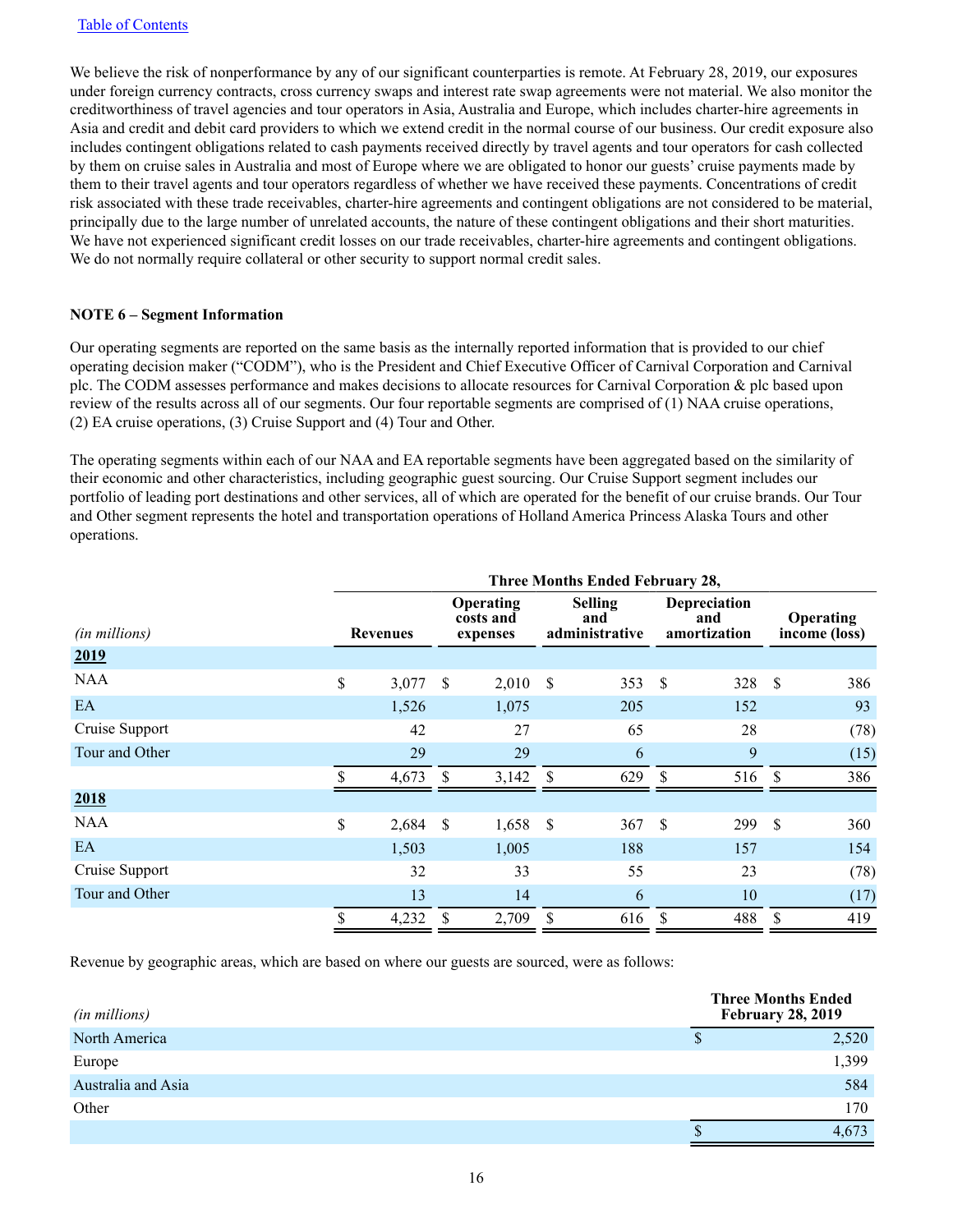We believe the risk of nonperformance by any of our significant counterparties is remote. At February 28, 2019, our exposures under foreign currency contracts, cross currency swaps and interest rate swap agreements were not material. We also monitor the creditworthiness of travel agencies and tour operators in Asia, Australia and Europe, which includes charter-hire agreements in Asia and credit and debit card providers to which we extend credit in the normal course of our business. Our credit exposure also includes contingent obligations related to cash payments received directly by travel agents and tour operators for cash collected by them on cruise sales in Australia and most of Europe where we are obligated to honor our guests' cruise payments made by them to their travel agents and tour operators regardless of whether we have received these payments. Concentrations of credit risk associated with these trade receivables, charter-hire agreements and contingent obligations are not considered to be material, principally due to the large number of unrelated accounts, the nature of these contingent obligations and their short maturities. We have not experienced significant credit losses on our trade receivables, charter-hire agreements and contingent obligations. We do not normally require collateral or other security to support normal credit sales.

**NOTE 6 – Segment Information**

Our operating segments are reported on the same basis as the internally reported information that is provided to our chief operating decision maker ("CODM"), who is the President and Chief Executive Officer of Carnival Corporation and Carnival plc. The CODM assesses performance and makes decisions to allocate resources for Carnival Corporation & plc based upon review of the results across all of our segments. Our four reportable segments are comprised of (1) NAA cruise operations, (2) EA cruise operations, (3) Cruise Support and (4) Tour and Other.

The operating segments within each of our NAA and EA reportable segments have been aggregated based on the similarity of their economic and other characteristics, including geographic guest sourcing. Our Cruise Support segment includes our portfolio of leading port destinations and other services, all of which are operated for the benefit of our cruise brands. Our Tour and Other segment represents the hotel and transportation operations of Holland America Princess Alaska Tours and other operations.

| | Three Months Ended February 28, | | | | |
|---|---|---|---|---|---|
| *(in millions)* | Revenues | Operating costs and expenses | Selling and administrative | Depreciation and amortization | Operating income (loss) |
| **2019** | | | | | |
| NAA | $ 3,077 | $ 2,010 | $ 353 | $ 328 | $ 386 |
| EA | 1,526 | 1,075 | 205 | 152 | 93 |
| Cruise Support | 42 | 27 | 65 | 28 | (78) |
| Tour and Other | 29 | 29 | 6 | 9 | (15) |
| | $ 4,673 | $ 3,142 | $ 629 | $ 516 | $ 386 |
| **2018** | | | | | |
| NAA | $ 2,684 | $ 1,658 | $ 367 | $ 299 | $ 360 |
| EA | 1,503 | 1,005 | 188 | 157 | 154 |
| Cruise Support | 32 | 33 | 55 | 23 | (78) |
| Tour and Other | 13 | 14 | 6 | 10 | (17) |
| | $ 4,232 | $ 2,709 | $ 616 | $ 488 | $ 419 |

Revenue by geographic areas, which are based on where our guests are sourced, were as follows:

| *(in millions)* | Three Months Ended February 28, 2019 |
|---|---|
| North America | $ 2,520 |
| Europe | 1,399 |
| Australia and Asia | 584 |
| Other | 170 |
| | $ 4,673 |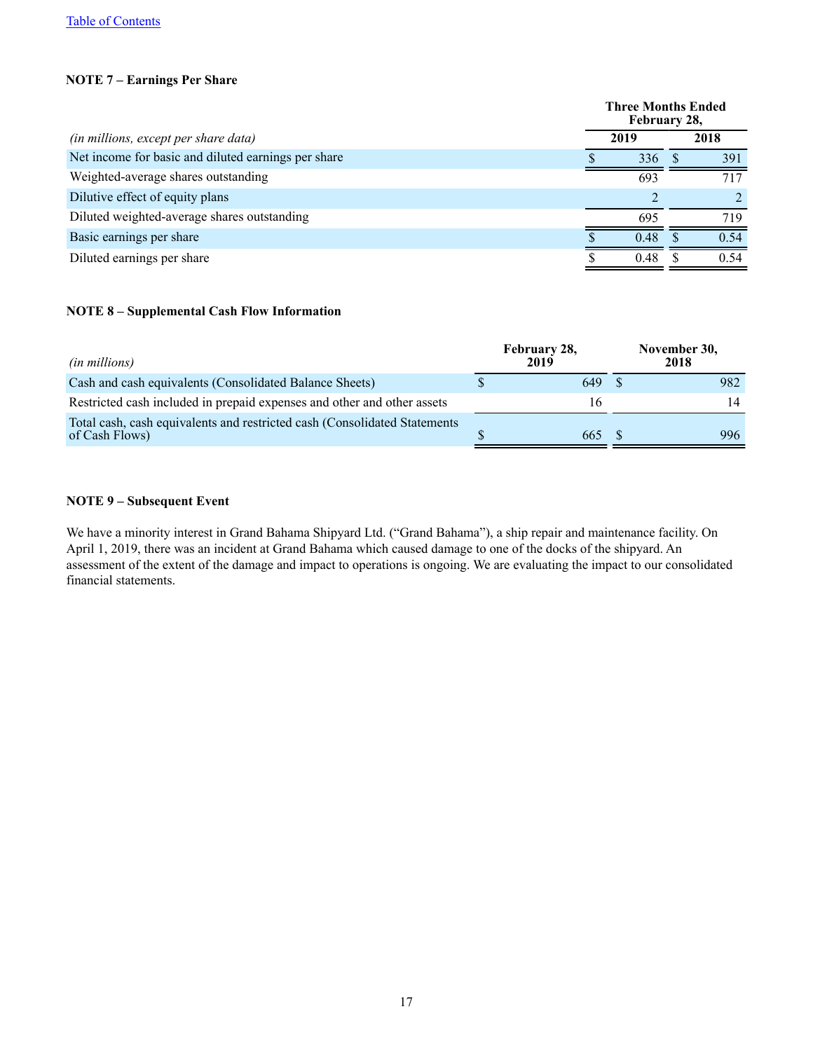### NOTE 7 – Earnings Per Share

| *(in millions, except per share data)* | Three Months Ended February 28, 2019 | Three Months Ended February 28, 2018 |
|---|---|---|
| Net income for basic and diluted earnings per share | $ 336 | $ 391 |
| Weighted-average shares outstanding | 693 | 717 |
| Dilutive effect of equity plans | 2 | 2 |
| Diluted weighted-average shares outstanding | 695 | 719 |
| Basic earnings per share | $ 0.48 | $ 0.54 |
| Diluted earnings per share | $ 0.48 | $ 0.54 |

### NOTE 8 – Supplemental Cash Flow Information

| *(in millions)* | February 28, 2019 | November 30, 2018 |
|---|---|---|
| Cash and cash equivalents (Consolidated Balance Sheets) | $ 649 | $ 982 |
| Restricted cash included in prepaid expenses and other and other assets | 16 | 14 |
| Total cash, cash equivalents and restricted cash (Consolidated Statements of Cash Flows) | $ 665 | $ 996 |

### NOTE 9 – Subsequent Event

We have a minority interest in Grand Bahama Shipyard Ltd. ("Grand Bahama"), a ship repair and maintenance facility. On April 1, 2019, there was an incident at Grand Bahama which caused damage to one of the docks of the shipyard. An assessment of the extent of the damage and impact to operations is ongoing. We are evaluating the impact to our consolidated financial statements.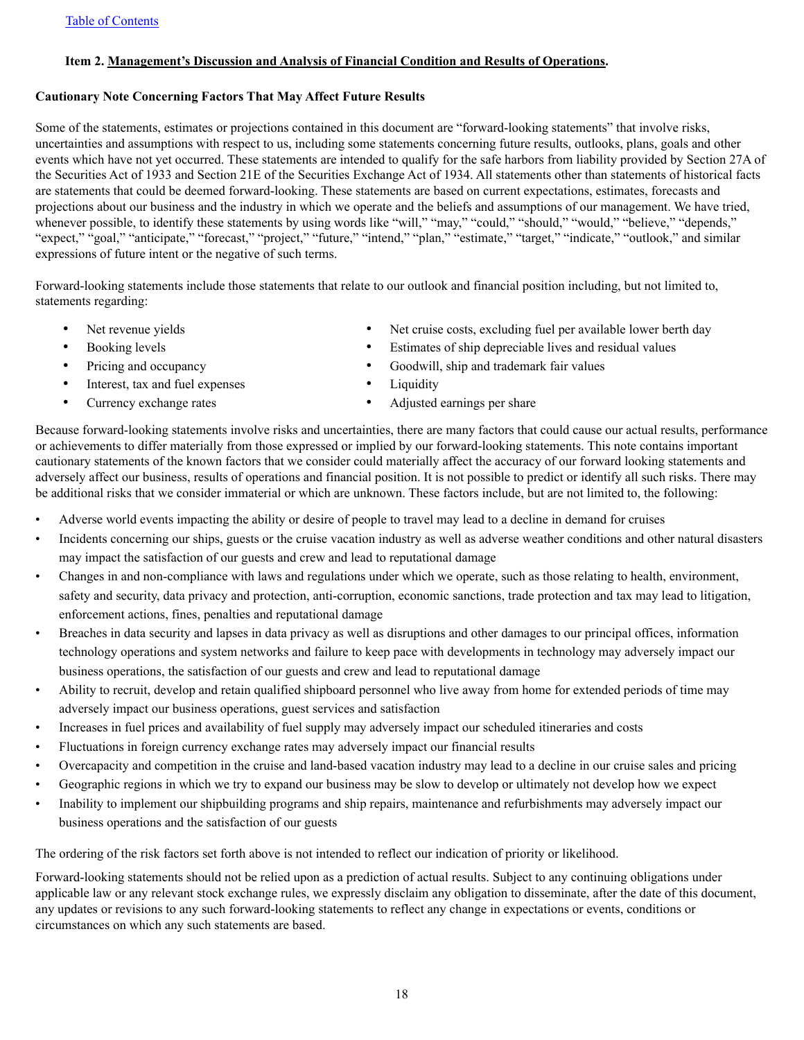## Item 2. Management's Discussion and Analysis of Financial Condition and Results of Operations.

### Cautionary Note Concerning Factors That May Affect Future Results

Some of the statements, estimates or projections contained in this document are "forward-looking statements" that involve risks, uncertainties and assumptions with respect to us, including some statements concerning future results, outlooks, plans, goals and other events which have not yet occurred. These statements are intended to qualify for the safe harbors from liability provided by Section 27A of the Securities Act of 1933 and Section 21E of the Securities Exchange Act of 1934. All statements other than statements of historical facts are statements that could be deemed forward-looking. These statements are based on current expectations, estimates, forecasts and projections about our business and the industry in which we operate and the beliefs and assumptions of our management. We have tried, whenever possible, to identify these statements by using words like "will," "may," "could," "should," "would," "believe," "depends," "expect," "goal," "anticipate," "forecast," "project," "future," "intend," "plan," "estimate," "target," "indicate," "outlook," and similar expressions of future intent or the negative of such terms.

Forward-looking statements include those statements that relate to our outlook and financial position including, but not limited to, statements regarding:

- Net revenue yields
- Booking levels
- Pricing and occupancy
- Interest, tax and fuel expenses
- Currency exchange rates
- Net cruise costs, excluding fuel per available lower berth day
- Estimates of ship depreciable lives and residual values
- Goodwill, ship and trademark fair values
- Liquidity
- Adjusted earnings per share

Because forward-looking statements involve risks and uncertainties, there are many factors that could cause our actual results, performance or achievements to differ materially from those expressed or implied by our forward-looking statements. This note contains important cautionary statements of the known factors that we consider could materially affect the accuracy of our forward looking statements and adversely affect our business, results of operations and financial position. It is not possible to predict or identify all such risks. There may be additional risks that we consider immaterial or which are unknown. These factors include, but are not limited to, the following:

- Adverse world events impacting the ability or desire of people to travel may lead to a decline in demand for cruises
- Incidents concerning our ships, guests or the cruise vacation industry as well as adverse weather conditions and other natural disasters may impact the satisfaction of our guests and crew and lead to reputational damage
- Changes in and non-compliance with laws and regulations under which we operate, such as those relating to health, environment, safety and security, data privacy and protection, anti-corruption, economic sanctions, trade protection and tax may lead to litigation, enforcement actions, fines, penalties and reputational damage
- Breaches in data security and lapses in data privacy as well as disruptions and other damages to our principal offices, information technology operations and system networks and failure to keep pace with developments in technology may adversely impact our business operations, the satisfaction of our guests and crew and lead to reputational damage
- Ability to recruit, develop and retain qualified shipboard personnel who live away from home for extended periods of time may adversely impact our business operations, guest services and satisfaction
- Increases in fuel prices and availability of fuel supply may adversely impact our scheduled itineraries and costs
- Fluctuations in foreign currency exchange rates may adversely impact our financial results
- Overcapacity and competition in the cruise and land-based vacation industry may lead to a decline in our cruise sales and pricing
- Geographic regions in which we try to expand our business may be slow to develop or ultimately not develop how we expect
- Inability to implement our shipbuilding programs and ship repairs, maintenance and refurbishments may adversely impact our business operations and the satisfaction of our guests

The ordering of the risk factors set forth above is not intended to reflect our indication of priority or likelihood.

Forward-looking statements should not be relied upon as a prediction of actual results. Subject to any continuing obligations under applicable law or any relevant stock exchange rules, we expressly disclaim any obligation to disseminate, after the date of this document, any updates or revisions to any such forward-looking statements to reflect any change in expectations or events, conditions or circumstances on which any such statements are based.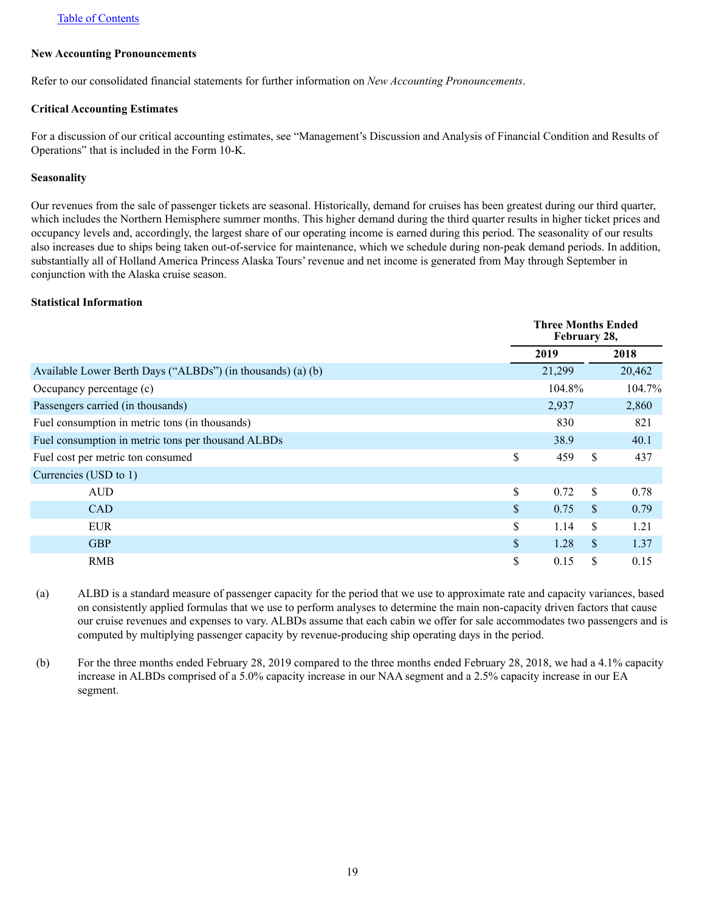[Table of Contents](#)

**New Accounting Pronouncements**

Refer to our consolidated financial statements for further information on *New Accounting Pronouncements*.

**Critical Accounting Estimates**

For a discussion of our critical accounting estimates, see "Management's Discussion and Analysis of Financial Condition and Results of Operations" that is included in the Form 10-K.

**Seasonality**

Our revenues from the sale of passenger tickets are seasonal. Historically, demand for cruises has been greatest during our third quarter, which includes the Northern Hemisphere summer months. This higher demand during the third quarter results in higher ticket prices and occupancy levels and, accordingly, the largest share of our operating income is earned during this period. The seasonality of our results also increases due to ships being taken out-of-service for maintenance, which we schedule during non-peak demand periods. In addition, substantially all of Holland America Princess Alaska Tours' revenue and net income is generated from May through September in conjunction with the Alaska cruise season.

**Statistical Information**

| | Three Months Ended February 28, | |
|---|---|---|
| | 2019 | 2018 |
| Available Lower Berth Days ("ALBDs") (in thousands) (a) (b) | 21,299 | 20,462 |
| Occupancy percentage (c) | 104.8% | 104.7% |
| Passengers carried (in thousands) | 2,937 | 2,860 |
| Fuel consumption in metric tons (in thousands) | 830 | 821 |
| Fuel consumption in metric tons per thousand ALBDs | 38.9 | 40.1 |
| Fuel cost per metric ton consumed | $ 459 | $ 437 |
| Currencies (USD to 1) | | |
| AUD | $ 0.72 | $ 0.78 |
| CAD | $ 0.75 | $ 0.79 |
| EUR | $ 1.14 | $ 1.21 |
| GBP | $ 1.28 | $ 1.37 |
| RMB | $ 0.15 | $ 0.15 |

(a) ALBD is a standard measure of passenger capacity for the period that we use to approximate rate and capacity variances, based on consistently applied formulas that we use to perform analyses to determine the main non-capacity driven factors that cause our cruise revenues and expenses to vary. ALBDs assume that each cabin we offer for sale accommodates two passengers and is computed by multiplying passenger capacity by revenue-producing ship operating days in the period.

(b) For the three months ended February 28, 2019 compared to the three months ended February 28, 2018, we had a 4.1% capacity increase in ALBDs comprised of a 5.0% capacity increase in our NAA segment and a 2.5% capacity increase in our EA segment.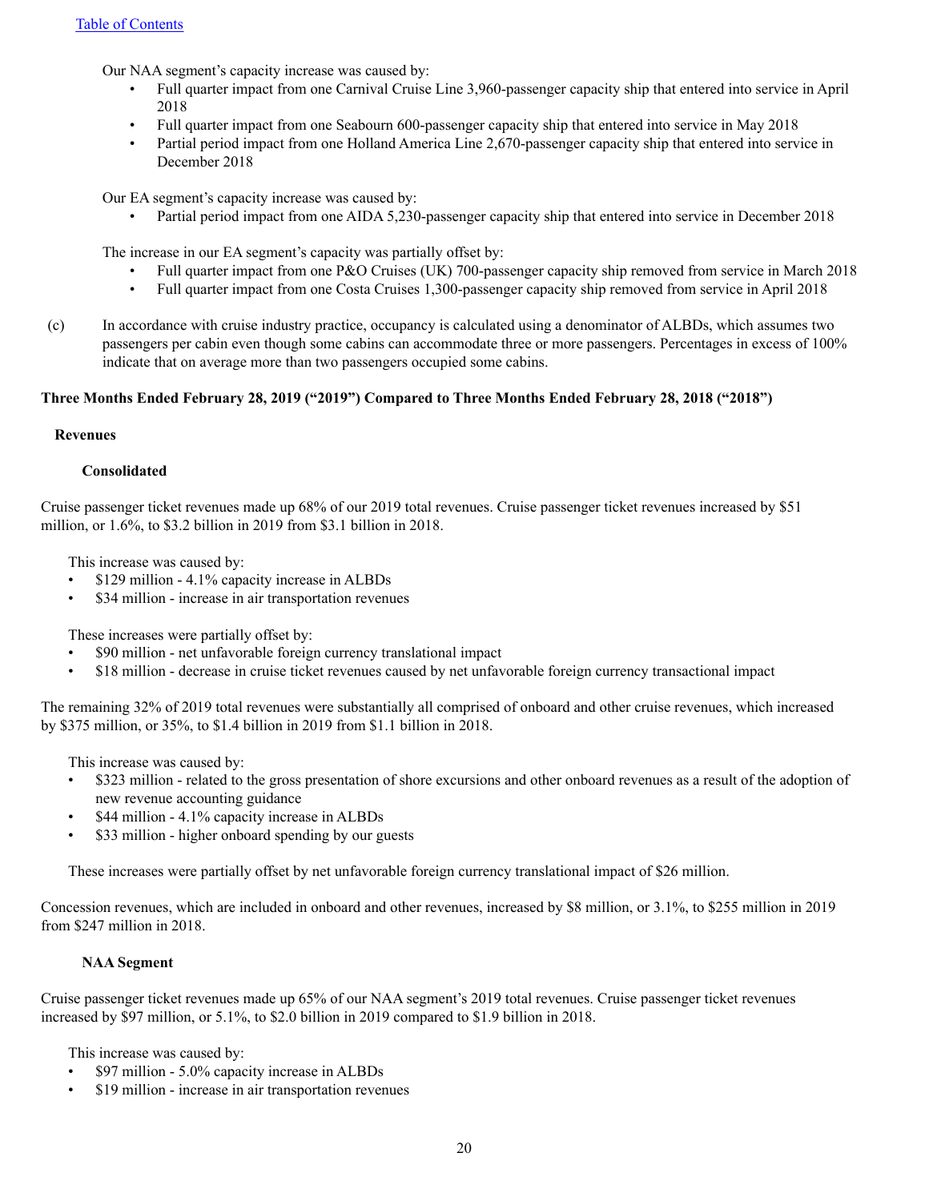Our NAA segment's capacity increase was caused by:

- Full quarter impact from one Carnival Cruise Line 3,960-passenger capacity ship that entered into service in April 2018
- Full quarter impact from one Seabourn 600-passenger capacity ship that entered into service in May 2018
- Partial period impact from one Holland America Line 2,670-passenger capacity ship that entered into service in December 2018

Our EA segment's capacity increase was caused by:

- Partial period impact from one AIDA 5,230-passenger capacity ship that entered into service in December 2018

The increase in our EA segment's capacity was partially offset by:

- Full quarter impact from one P&O Cruises (UK) 700-passenger capacity ship removed from service in March 2018
- Full quarter impact from one Costa Cruises 1,300-passenger capacity ship removed from service in April 2018

(c) In accordance with cruise industry practice, occupancy is calculated using a denominator of ALBDs, which assumes two passengers per cabin even though some cabins can accommodate three or more passengers. Percentages in excess of 100% indicate that on average more than two passengers occupied some cabins.

**Three Months Ended February 28, 2019 ("2019") Compared to Three Months Ended February 28, 2018 ("2018")**

**Revenues**

**Consolidated**

Cruise passenger ticket revenues made up 68% of our 2019 total revenues. Cruise passenger ticket revenues increased by $51 million, or 1.6%, to $3.2 billion in 2019 from $3.1 billion in 2018.

This increase was caused by:

- $129 million - 4.1% capacity increase in ALBDs
- $34 million - increase in air transportation revenues

These increases were partially offset by:

- $90 million - net unfavorable foreign currency translational impact
- $18 million - decrease in cruise ticket revenues caused by net unfavorable foreign currency transactional impact

The remaining 32% of 2019 total revenues were substantially all comprised of onboard and other cruise revenues, which increased by $375 million, or 35%, to $1.4 billion in 2019 from $1.1 billion in 2018.

This increase was caused by:

- $323 million - related to the gross presentation of shore excursions and other onboard revenues as a result of the adoption of new revenue accounting guidance
- $44 million - 4.1% capacity increase in ALBDs
- $33 million - higher onboard spending by our guests

These increases were partially offset by net unfavorable foreign currency translational impact of $26 million.

Concession revenues, which are included in onboard and other revenues, increased by $8 million, or 3.1%, to $255 million in 2019 from $247 million in 2018.

**NAA Segment**

Cruise passenger ticket revenues made up 65% of our NAA segment's 2019 total revenues. Cruise passenger ticket revenues increased by $97 million, or 5.1%, to $2.0 billion in 2019 compared to $1.9 billion in 2018.

This increase was caused by:

- $97 million - 5.0% capacity increase in ALBDs
- $19 million - increase in air transportation revenues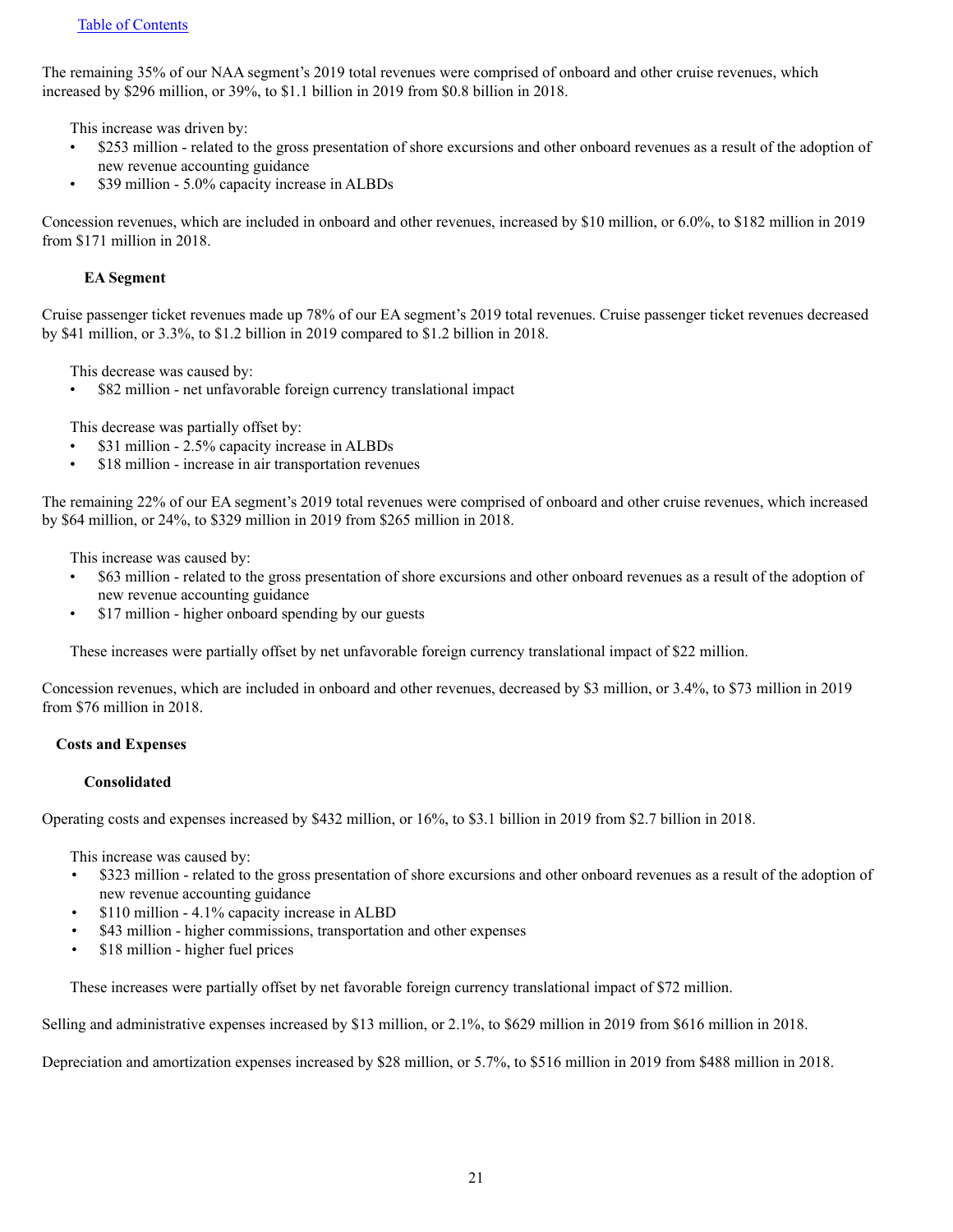[Table of Contents](#)

The remaining 35% of our NAA segment's 2019 total revenues were comprised of onboard and other cruise revenues, which increased by $296 million, or 39%, to $1.1 billion in 2019 from $0.8 billion in 2018.

This increase was driven by:

- $253 million - related to the gross presentation of shore excursions and other onboard revenues as a result of the adoption of new revenue accounting guidance
- $39 million - 5.0% capacity increase in ALBDs

Concession revenues, which are included in onboard and other revenues, increased by $10 million, or 6.0%, to $182 million in 2019 from $171 million in 2018.

### EA Segment

Cruise passenger ticket revenues made up 78% of our EA segment's 2019 total revenues. Cruise passenger ticket revenues decreased by $41 million, or 3.3%, to $1.2 billion in 2019 compared to $1.2 billion in 2018.

This decrease was caused by:

- $82 million - net unfavorable foreign currency translational impact

This decrease was partially offset by:

- $31 million - 2.5% capacity increase in ALBDs
- $18 million - increase in air transportation revenues

The remaining 22% of our EA segment's 2019 total revenues were comprised of onboard and other cruise revenues, which increased by $64 million, or 24%, to $329 million in 2019 from $265 million in 2018.

This increase was caused by:

- $63 million - related to the gross presentation of shore excursions and other onboard revenues as a result of the adoption of new revenue accounting guidance
- $17 million - higher onboard spending by our guests

These increases were partially offset by net unfavorable foreign currency translational impact of $22 million.

Concession revenues, which are included in onboard and other revenues, decreased by $3 million, or 3.4%, to $73 million in 2019 from $76 million in 2018.

## Costs and Expenses

### Consolidated

Operating costs and expenses increased by $432 million, or 16%, to $3.1 billion in 2019 from $2.7 billion in 2018.

This increase was caused by:

- $323 million - related to the gross presentation of shore excursions and other onboard revenues as a result of the adoption of new revenue accounting guidance
- $110 million - 4.1% capacity increase in ALBD
- $43 million - higher commissions, transportation and other expenses
- $18 million - higher fuel prices

These increases were partially offset by net favorable foreign currency translational impact of $72 million.

Selling and administrative expenses increased by $13 million, or 2.1%, to $629 million in 2019 from $616 million in 2018.

Depreciation and amortization expenses increased by $28 million, or 5.7%, to $516 million in 2019 from $488 million in 2018.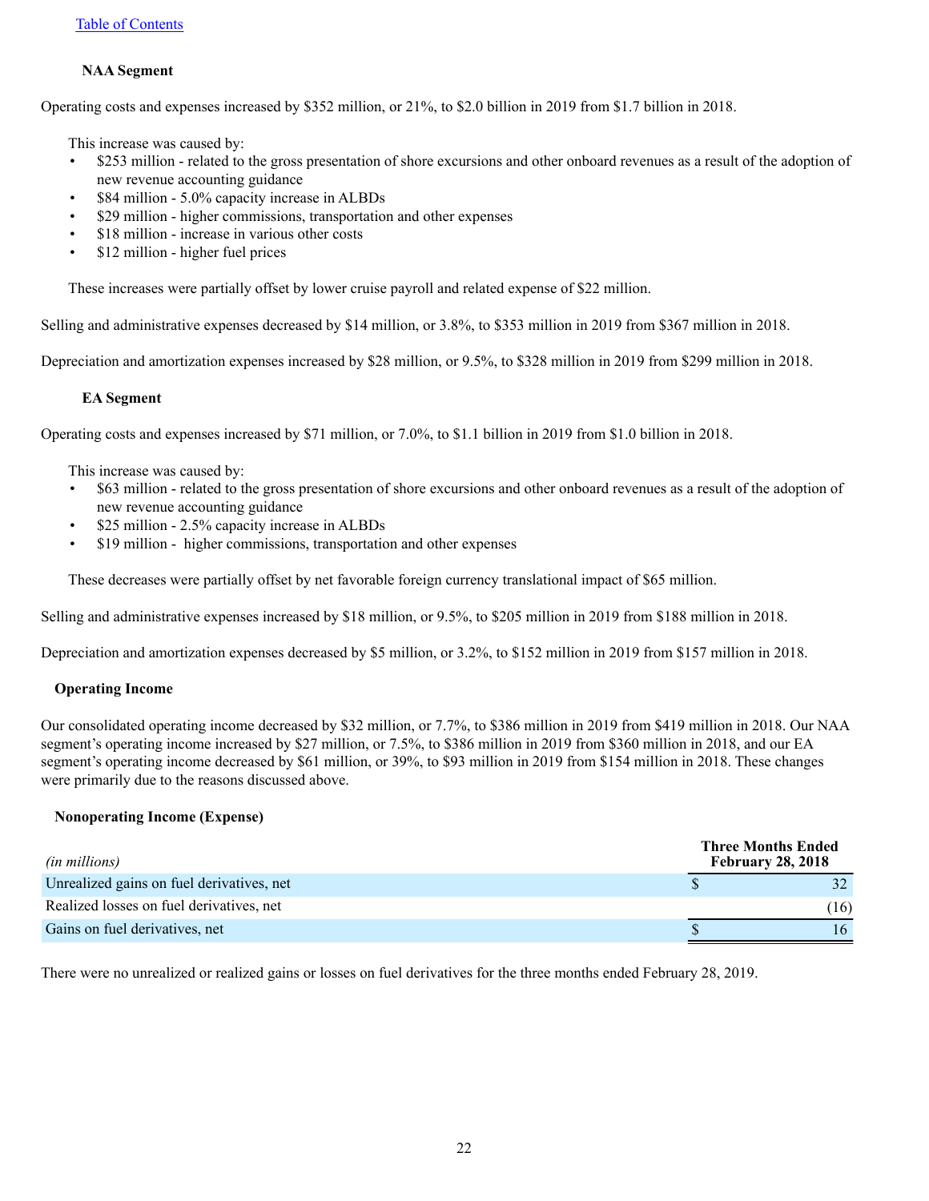[Table of Contents](#)

### NAA Segment

Operating costs and expenses increased by $352 million, or 21%, to $2.0 billion in 2019 from $1.7 billion in 2018.

This increase was caused by:

- $253 million - related to the gross presentation of shore excursions and other onboard revenues as a result of the adoption of new revenue accounting guidance
- $84 million - 5.0% capacity increase in ALBDs
- $29 million - higher commissions, transportation and other expenses
- $18 million - increase in various other costs
- $12 million - higher fuel prices

These increases were partially offset by lower cruise payroll and related expense of $22 million.

Selling and administrative expenses decreased by $14 million, or 3.8%, to $353 million in 2019 from $367 million in 2018.

Depreciation and amortization expenses increased by $28 million, or 9.5%, to $328 million in 2019 from $299 million in 2018.

### EA Segment

Operating costs and expenses increased by $71 million, or 7.0%, to $1.1 billion in 2019 from $1.0 billion in 2018.

This increase was caused by:

- $63 million - related to the gross presentation of shore excursions and other onboard revenues as a result of the adoption of new revenue accounting guidance
- $25 million - 2.5% capacity increase in ALBDs
- $19 million - higher commissions, transportation and other expenses

These decreases were partially offset by net favorable foreign currency translational impact of $65 million.

Selling and administrative expenses increased by $18 million, or 9.5%, to $205 million in 2019 from $188 million in 2018.

Depreciation and amortization expenses decreased by $5 million, or 3.2%, to $152 million in 2019 from $157 million in 2018.

## Operating Income

Our consolidated operating income decreased by $32 million, or 7.7%, to $386 million in 2019 from $419 million in 2018. Our NAA segment's operating income increased by $27 million, or 7.5%, to $386 million in 2019 from $360 million in 2018, and our EA segment's operating income decreased by $61 million, or 39%, to $93 million in 2019 from $154 million in 2018. These changes were primarily due to the reasons discussed above.

## Nonoperating Income (Expense)

| *(in millions)* | Three Months Ended February 28, 2018 |
|---|---|
| Unrealized gains on fuel derivatives, net | $ 32 |
| Realized losses on fuel derivatives, net | (16) |
| Gains on fuel derivatives, net | $ 16 |

There were no unrealized or realized gains or losses on fuel derivatives for the three months ended February 28, 2019.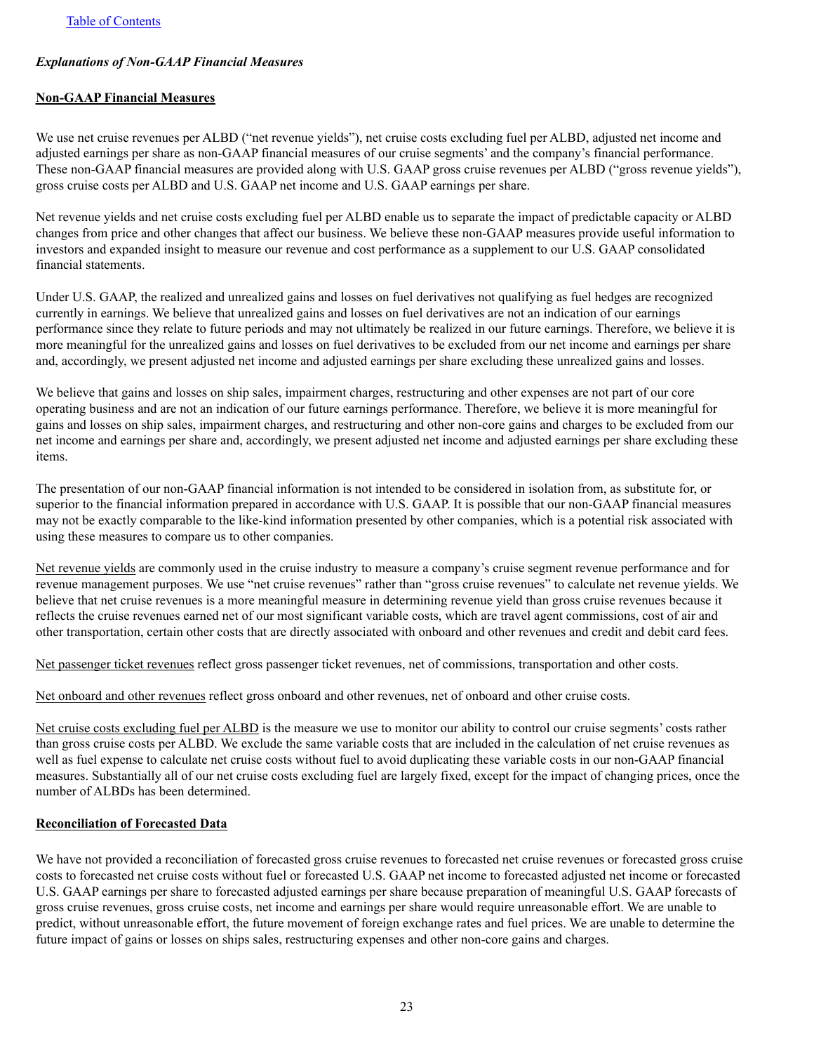*Explanations of Non-GAAP Financial Measures*

**Non-GAAP Financial Measures**

We use net cruise revenues per ALBD ("net revenue yields"), net cruise costs excluding fuel per ALBD, adjusted net income and adjusted earnings per share as non-GAAP financial measures of our cruise segments' and the company's financial performance. These non-GAAP financial measures are provided along with U.S. GAAP gross cruise revenues per ALBD ("gross revenue yields"), gross cruise costs per ALBD and U.S. GAAP net income and U.S. GAAP earnings per share.

Net revenue yields and net cruise costs excluding fuel per ALBD enable us to separate the impact of predictable capacity or ALBD changes from price and other changes that affect our business. We believe these non-GAAP measures provide useful information to investors and expanded insight to measure our revenue and cost performance as a supplement to our U.S. GAAP consolidated financial statements.

Under U.S. GAAP, the realized and unrealized gains and losses on fuel derivatives not qualifying as fuel hedges are recognized currently in earnings. We believe that unrealized gains and losses on fuel derivatives are not an indication of our earnings performance since they relate to future periods and may not ultimately be realized in our future earnings. Therefore, we believe it is more meaningful for the unrealized gains and losses on fuel derivatives to be excluded from our net income and earnings per share and, accordingly, we present adjusted net income and adjusted earnings per share excluding these unrealized gains and losses.

We believe that gains and losses on ship sales, impairment charges, restructuring and other expenses are not part of our core operating business and are not an indication of our future earnings performance. Therefore, we believe it is more meaningful for gains and losses on ship sales, impairment charges, and restructuring and other non-core gains and charges to be excluded from our net income and earnings per share and, accordingly, we present adjusted net income and adjusted earnings per share excluding these items.

The presentation of our non-GAAP financial information is not intended to be considered in isolation from, as substitute for, or superior to the financial information prepared in accordance with U.S. GAAP. It is possible that our non-GAAP financial measures may not be exactly comparable to the like-kind information presented by other companies, which is a potential risk associated with using these measures to compare us to other companies.

Net revenue yields are commonly used in the cruise industry to measure a company's cruise segment revenue performance and for revenue management purposes. We use "net cruise revenues" rather than "gross cruise revenues" to calculate net revenue yields. We believe that net cruise revenues is a more meaningful measure in determining revenue yield than gross cruise revenues because it reflects the cruise revenues earned net of our most significant variable costs, which are travel agent commissions, cost of air and other transportation, certain other costs that are directly associated with onboard and other revenues and credit and debit card fees.

Net passenger ticket revenues reflect gross passenger ticket revenues, net of commissions, transportation and other costs.

Net onboard and other revenues reflect gross onboard and other revenues, net of onboard and other cruise costs.

Net cruise costs excluding fuel per ALBD is the measure we use to monitor our ability to control our cruise segments' costs rather than gross cruise costs per ALBD. We exclude the same variable costs that are included in the calculation of net cruise revenues as well as fuel expense to calculate net cruise costs without fuel to avoid duplicating these variable costs in our non-GAAP financial measures. Substantially all of our net cruise costs excluding fuel are largely fixed, except for the impact of changing prices, once the number of ALBDs has been determined.

**Reconciliation of Forecasted Data**

We have not provided a reconciliation of forecasted gross cruise revenues to forecasted net cruise revenues or forecasted gross cruise costs to forecasted net cruise costs without fuel or forecasted U.S. GAAP net income to forecasted adjusted net income or forecasted U.S. GAAP earnings per share to forecasted adjusted earnings per share because preparation of meaningful U.S. GAAP forecasts of gross cruise revenues, gross cruise costs, net income and earnings per share would require unreasonable effort. We are unable to predict, without unreasonable effort, the future movement of foreign exchange rates and fuel prices. We are unable to determine the future impact of gains or losses on ships sales, restructuring expenses and other non-core gains and charges.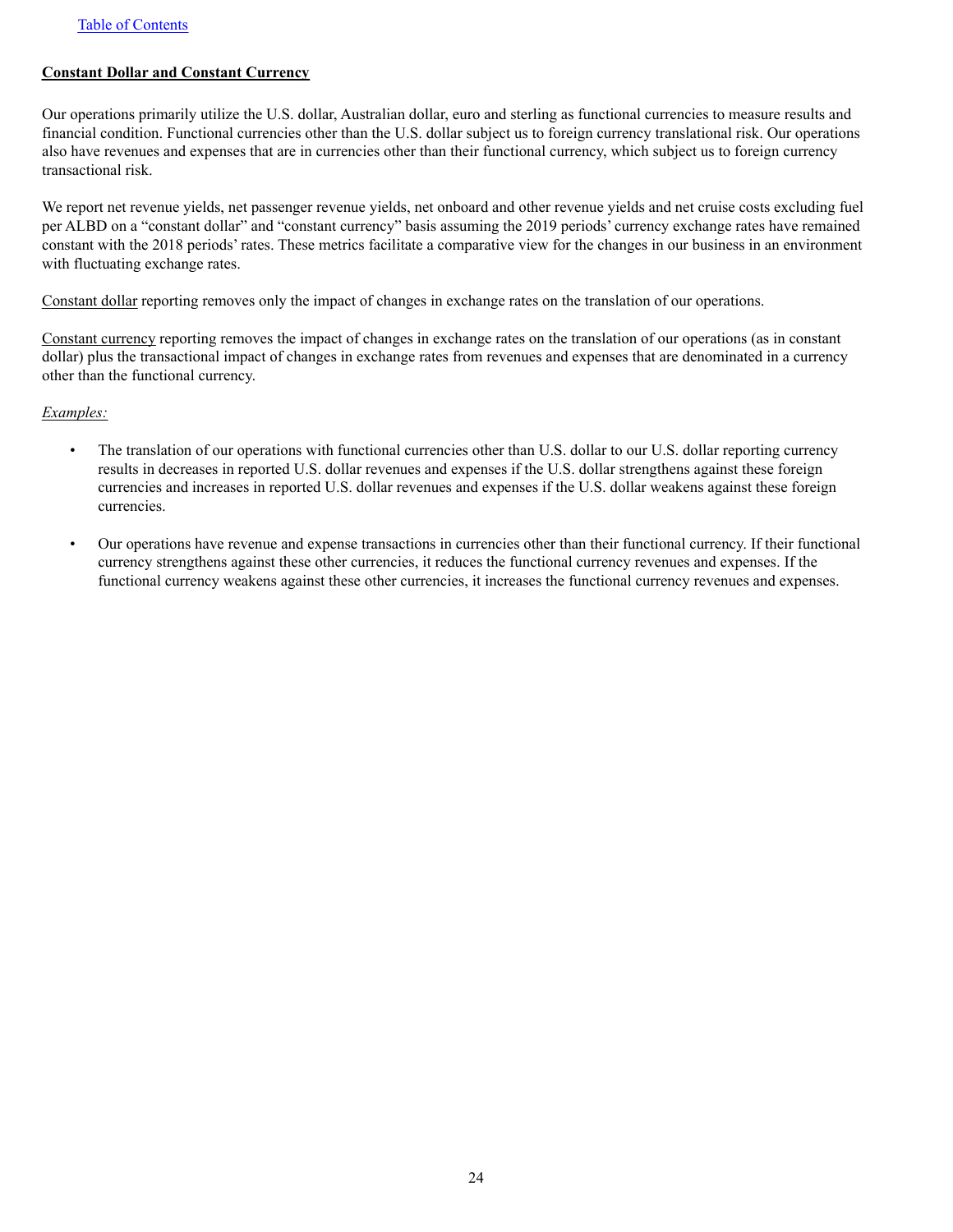## Constant Dollar and Constant Currency

Our operations primarily utilize the U.S. dollar, Australian dollar, euro and sterling as functional currencies to measure results and financial condition. Functional currencies other than the U.S. dollar subject us to foreign currency translational risk. Our operations also have revenues and expenses that are in currencies other than their functional currency, which subject us to foreign currency transactional risk.

We report net revenue yields, net passenger revenue yields, net onboard and other revenue yields and net cruise costs excluding fuel per ALBD on a "constant dollar" and "constant currency" basis assuming the 2019 periods' currency exchange rates have remained constant with the 2018 periods' rates. These metrics facilitate a comparative view for the changes in our business in an environment with fluctuating exchange rates.

Constant dollar reporting removes only the impact of changes in exchange rates on the translation of our operations.

Constant currency reporting removes the impact of changes in exchange rates on the translation of our operations (as in constant dollar) plus the transactional impact of changes in exchange rates from revenues and expenses that are denominated in a currency other than the functional currency.

*Examples:*

- The translation of our operations with functional currencies other than U.S. dollar to our U.S. dollar reporting currency results in decreases in reported U.S. dollar revenues and expenses if the U.S. dollar strengthens against these foreign currencies and increases in reported U.S. dollar revenues and expenses if the U.S. dollar weakens against these foreign currencies.
- Our operations have revenue and expense transactions in currencies other than their functional currency. If their functional currency strengthens against these other currencies, it reduces the functional currency revenues and expenses. If the functional currency weakens against these other currencies, it increases the functional currency revenues and expenses.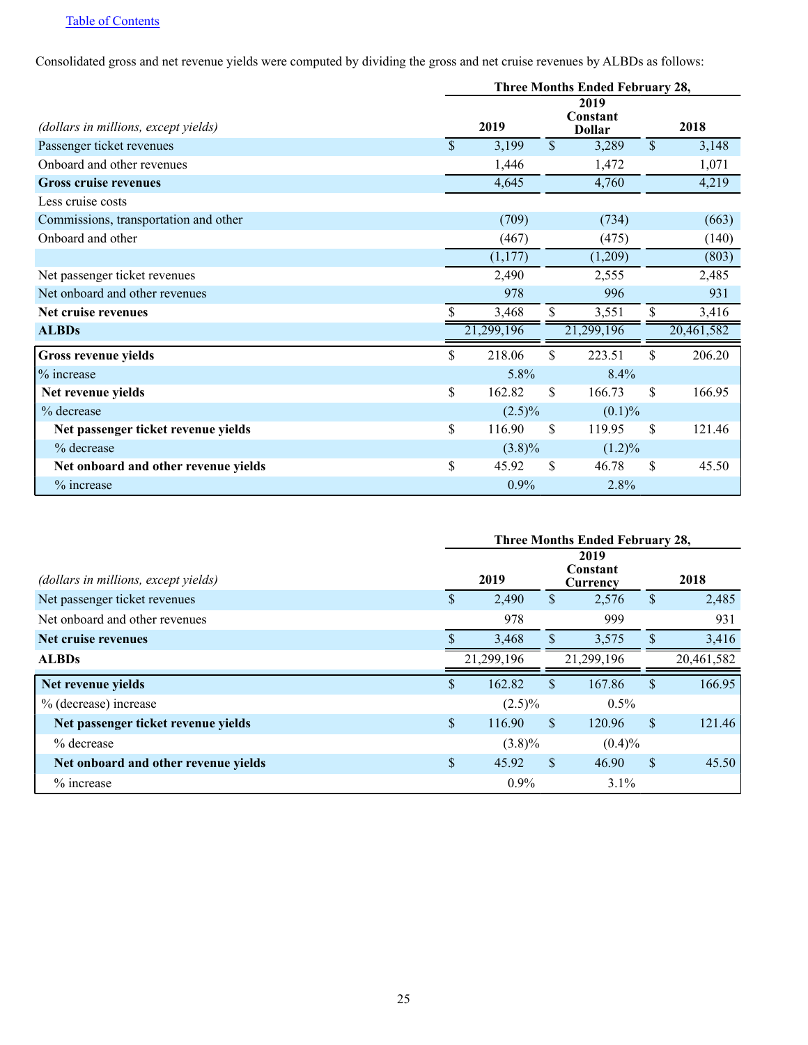Table of Contents

Consolidated gross and net revenue yields were computed by dividing the gross and net cruise revenues by ALBDs as follows:

| *(dollars in millions, except yields)* | Three Months Ended February 28, | | |
|---|---|---|---|
| | 2019 | 2019 Constant Dollar | 2018 |
| Passenger ticket revenues | $ 3,199 | $ 3,289 | $ 3,148 |
| Onboard and other revenues | 1,446 | 1,472 | 1,071 |
| **Gross cruise revenues** | 4,645 | 4,760 | 4,219 |
| Less cruise costs | | | |
| Commissions, transportation and other | (709) | (734) | (663) |
| Onboard and other | (467) | (475) | (140) |
| | (1,177) | (1,209) | (803) |
| Net passenger ticket revenues | 2,490 | 2,555 | 2,485 |
| Net onboard and other revenues | 978 | 996 | 931 |
| **Net cruise revenues** | $ 3,468 | $ 3,551 | $ 3,416 |
| **ALBDs** | 21,299,196 | 21,299,196 | 20,461,582 |
| **Gross revenue yields** | $ 218.06 | $ 223.51 | $ 206.20 |
| % increase | 5.8% | 8.4% | |
| **Net revenue yields** | $ 162.82 | $ 166.73 | $ 166.95 |
| % decrease | (2.5)% | (0.1)% | |
| **Net passenger ticket revenue yields** | $ 116.90 | $ 119.95 | $ 121.46 |
| % decrease | (3.8)% | (1.2)% | |
| **Net onboard and other revenue yields** | $ 45.92 | $ 46.78 | $ 45.50 |
| % increase | 0.9% | 2.8% | |

| *(dollars in millions, except yields)* | Three Months Ended February 28, | | |
|---|---|---|---|
| | 2019 | 2019 Constant Currency | 2018 |
| Net passenger ticket revenues | $ 2,490 | $ 2,576 | $ 2,485 |
| Net onboard and other revenues | 978 | 999 | 931 |
| **Net cruise revenues** | $ 3,468 | $ 3,575 | $ 3,416 |
| **ALBDs** | 21,299,196 | 21,299,196 | 20,461,582 |
| **Net revenue yields** | $ 162.82 | $ 167.86 | $ 166.95 |
| % (decrease) increase | (2.5)% | 0.5% | |
| **Net passenger ticket revenue yields** | $ 116.90 | $ 120.96 | $ 121.46 |
| % decrease | (3.8)% | (0.4)% | |
| **Net onboard and other revenue yields** | $ 45.92 | $ 46.90 | $ 45.50 |
| % increase | 0.9% | 3.1% | |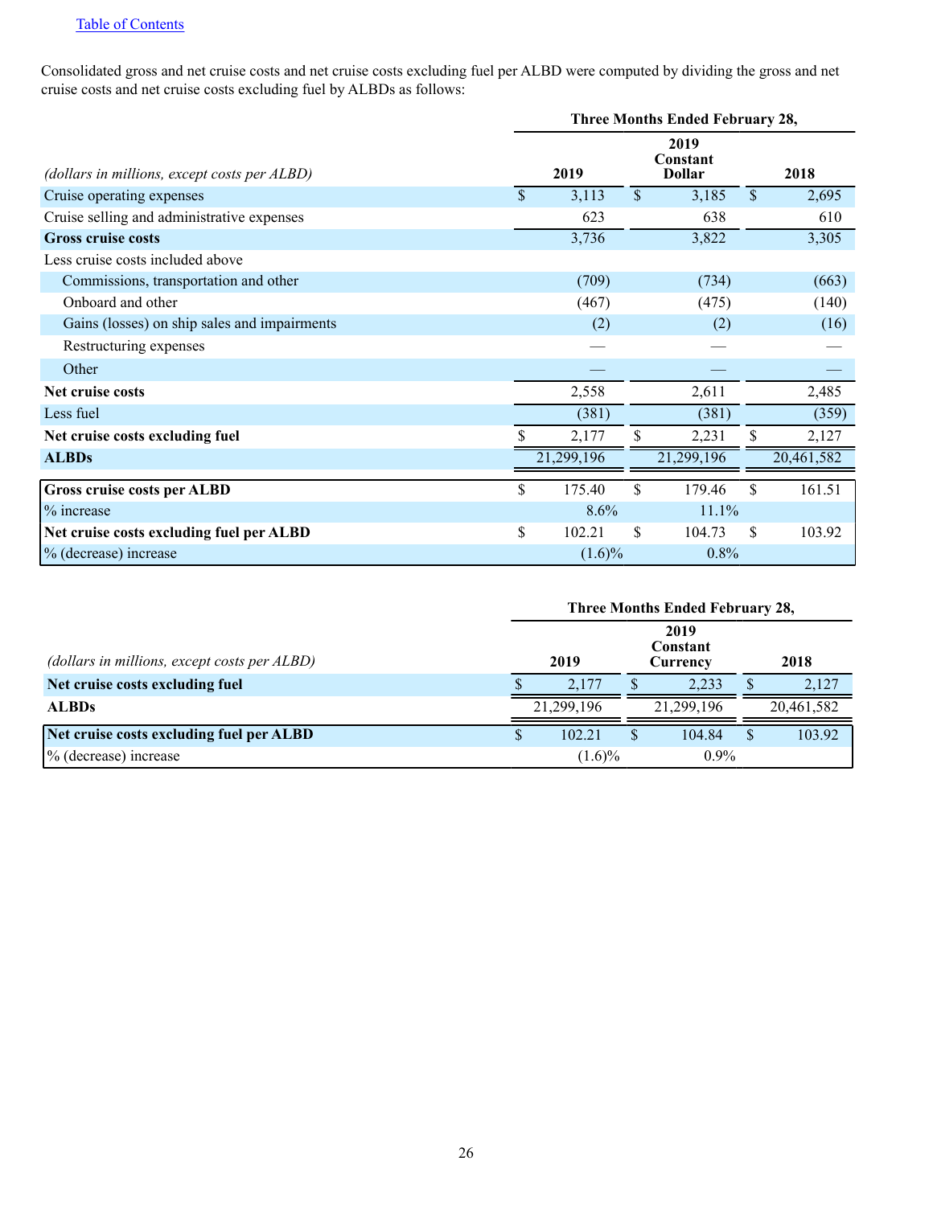[Table of Contents](#)

Consolidated gross and net cruise costs and net cruise costs excluding fuel per ALBD were computed by dividing the gross and net cruise costs and net cruise costs excluding fuel by ALBDs as follows:

| *(dollars in millions, except costs per ALBD)* | Three Months Ended February 28, | | |
|---|---|---|---|
| | **2019** | **2019 Constant Dollar** | **2018** |
| Cruise operating expenses | $ 3,113 | $ 3,185 | $ 2,695 |
| Cruise selling and administrative expenses | 623 | 638 | 610 |
| **Gross cruise costs** | 3,736 | 3,822 | 3,305 |
| Less cruise costs included above | | | |
| Commissions, transportation and other | (709) | (734) | (663) |
| Onboard and other | (467) | (475) | (140) |
| Gains (losses) on ship sales and impairments | (2) | (2) | (16) |
| Restructuring expenses | — | — | — |
| Other | — | — | — |
| **Net cruise costs** | 2,558 | 2,611 | 2,485 |
| Less fuel | (381) | (381) | (359) |
| **Net cruise costs excluding fuel** | $ 2,177 | $ 2,231 | $ 2,127 |
| **ALBDs** | 21,299,196 | 21,299,196 | 20,461,582 |
| **Gross cruise costs per ALBD** | $ 175.40 | $ 179.46 | $ 161.51 |
| % increase | 8.6% | 11.1% | |
| **Net cruise costs excluding fuel per ALBD** | $ 102.21 | $ 104.73 | $ 103.92 |
| % (decrease) increase | (1.6)% | 0.8% | |

| *(dollars in millions, except costs per ALBD)* | Three Months Ended February 28, | | |
|---|---|---|---|
| | **2019** | **2019 Constant Currency** | **2018** |
| **Net cruise costs excluding fuel** | $ 2,177 | $ 2,233 | $ 2,127 |
| **ALBDs** | 21,299,196 | 21,299,196 | 20,461,582 |
| **Net cruise costs excluding fuel per ALBD** | $ 102.21 | $ 104.84 | $ 103.92 |
| % (decrease) increase | (1.6)% | 0.9% | |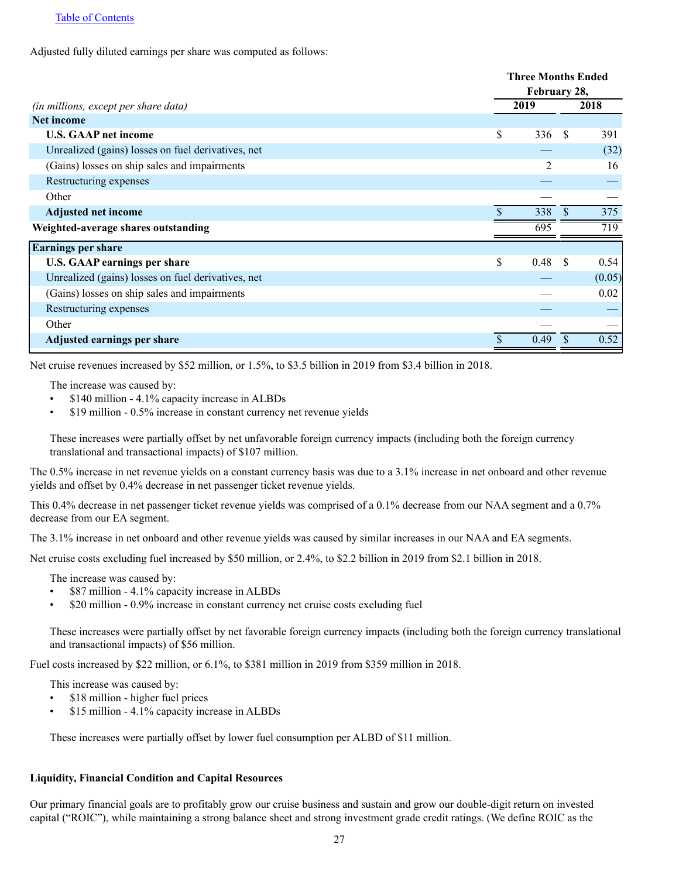Adjusted fully diluted earnings per share was computed as follows:

| *(in millions, except per share data)* | Three Months Ended February 28, 2019 | 2018 |
|---|---|---|
| **Net income** | | |
| **U.S. GAAP net income** | $ 336 | $ 391 |
| Unrealized (gains) losses on fuel derivatives, net | — | (32) |
| (Gains) losses on ship sales and impairments | 2 | 16 |
| Restructuring expenses | — | — |
| Other | — | — |
| **Adjusted net income** | $ 338 | $ 375 |
| **Weighted-average shares outstanding** | 695 | 719 |
| **Earnings per share** | | |
| **U.S. GAAP earnings per share** | $ 0.48 | $ 0.54 |
| Unrealized (gains) losses on fuel derivatives, net | — | (0.05) |
| (Gains) losses on ship sales and impairments | — | 0.02 |
| Restructuring expenses | — | — |
| Other | — | — |
| **Adjusted earnings per share** | $ 0.49 | $ 0.52 |

Net cruise revenues increased by $52 million, or 1.5%, to $3.5 billion in 2019 from $3.4 billion in 2018.

The increase was caused by:

- $140 million - 4.1% capacity increase in ALBDs
- $19 million - 0.5% increase in constant currency net revenue yields

These increases were partially offset by net unfavorable foreign currency impacts (including both the foreign currency translational and transactional impacts) of $107 million.

The 0.5% increase in net revenue yields on a constant currency basis was due to a 3.1% increase in net onboard and other revenue yields and offset by 0.4% decrease in net passenger ticket revenue yields.

This 0.4% decrease in net passenger ticket revenue yields was comprised of a 0.1% decrease from our NAA segment and a 0.7% decrease from our EA segment.

The 3.1% increase in net onboard and other revenue yields was caused by similar increases in our NAA and EA segments.

Net cruise costs excluding fuel increased by $50 million, or 2.4%, to $2.2 billion in 2019 from $2.1 billion in 2018.

The increase was caused by:

- $87 million - 4.1% capacity increase in ALBDs
- $20 million - 0.9% increase in constant currency net cruise costs excluding fuel

These increases were partially offset by net favorable foreign currency impacts (including both the foreign currency translational and transactional impacts) of $56 million.

Fuel costs increased by $22 million, or 6.1%, to $381 million in 2019 from $359 million in 2018.

This increase was caused by:

- $18 million - higher fuel prices
- $15 million - 4.1% capacity increase in ALBDs

These increases were partially offset by lower fuel consumption per ALBD of $11 million.

**Liquidity, Financial Condition and Capital Resources**

Our primary financial goals are to profitably grow our cruise business and sustain and grow our double-digit return on invested capital ("ROIC"), while maintaining a strong balance sheet and strong investment grade credit ratings. (We define ROIC as the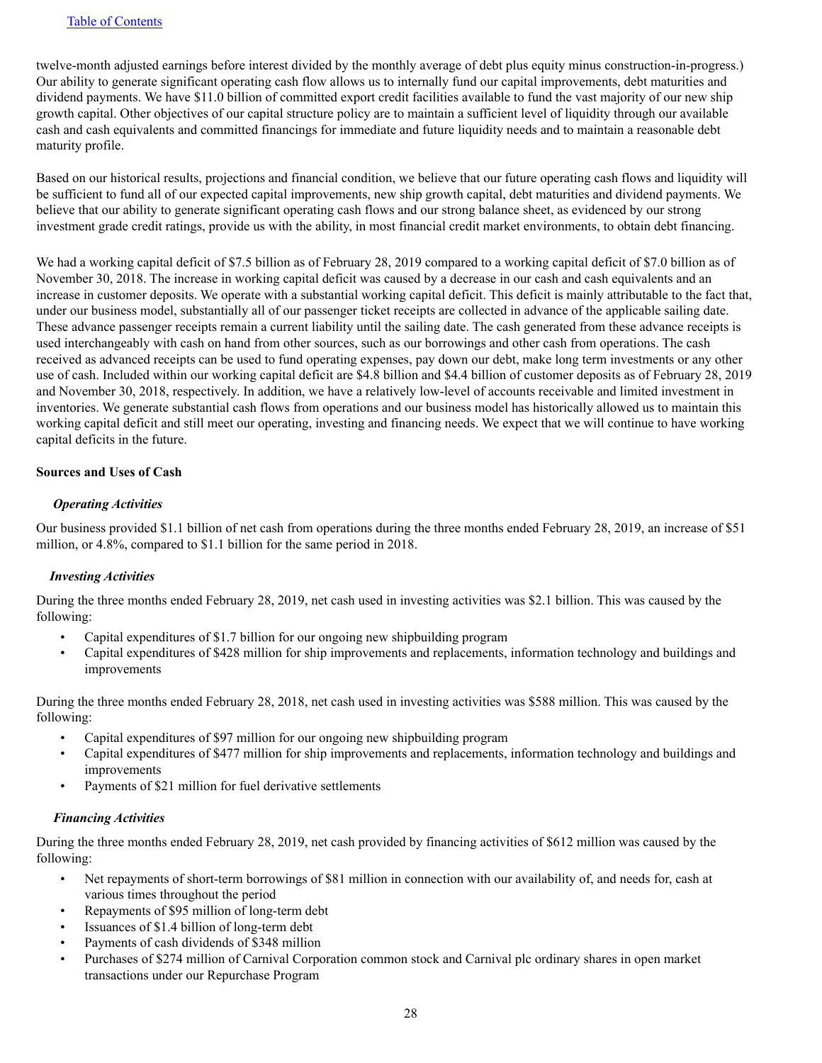twelve-month adjusted earnings before interest divided by the monthly average of debt plus equity minus construction-in-progress.) Our ability to generate significant operating cash flow allows us to internally fund our capital improvements, debt maturities and dividend payments. We have $11.0 billion of committed export credit facilities available to fund the vast majority of our new ship growth capital. Other objectives of our capital structure policy are to maintain a sufficient level of liquidity through our available cash and cash equivalents and committed financings for immediate and future liquidity needs and to maintain a reasonable debt maturity profile.

Based on our historical results, projections and financial condition, we believe that our future operating cash flows and liquidity will be sufficient to fund all of our expected capital improvements, new ship growth capital, debt maturities and dividend payments. We believe that our ability to generate significant operating cash flows and our strong balance sheet, as evidenced by our strong investment grade credit ratings, provide us with the ability, in most financial credit market environments, to obtain debt financing.

We had a working capital deficit of $7.5 billion as of February 28, 2019 compared to a working capital deficit of $7.0 billion as of November 30, 2018. The increase in working capital deficit was caused by a decrease in our cash and cash equivalents and an increase in customer deposits. We operate with a substantial working capital deficit. This deficit is mainly attributable to the fact that, under our business model, substantially all of our passenger ticket receipts are collected in advance of the applicable sailing date. These advance passenger receipts remain a current liability until the sailing date. The cash generated from these advance receipts is used interchangeably with cash on hand from other sources, such as our borrowings and other cash from operations. The cash received as advanced receipts can be used to fund operating expenses, pay down our debt, make long term investments or any other use of cash. Included within our working capital deficit are $4.8 billion and $4.4 billion of customer deposits as of February 28, 2019 and November 30, 2018, respectively. In addition, we have a relatively low-level of accounts receivable and limited investment in inventories. We generate substantial cash flows from operations and our business model has historically allowed us to maintain this working capital deficit and still meet our operating, investing and financing needs. We expect that we will continue to have working capital deficits in the future.

**Sources and Uses of Cash**

***Operating Activities***

Our business provided $1.1 billion of net cash from operations during the three months ended February 28, 2019, an increase of $51 million, or 4.8%, compared to $1.1 billion for the same period in 2018.

***Investing Activities***

During the three months ended February 28, 2019, net cash used in investing activities was $2.1 billion. This was caused by the following:

- Capital expenditures of $1.7 billion for our ongoing new shipbuilding program
- Capital expenditures of $428 million for ship improvements and replacements, information technology and buildings and improvements

During the three months ended February 28, 2018, net cash used in investing activities was $588 million. This was caused by the following:

- Capital expenditures of $97 million for our ongoing new shipbuilding program
- Capital expenditures of $477 million for ship improvements and replacements, information technology and buildings and improvements
- Payments of $21 million for fuel derivative settlements

***Financing Activities***

During the three months ended February 28, 2019, net cash provided by financing activities of $612 million was caused by the following:

- Net repayments of short-term borrowings of $81 million in connection with our availability of, and needs for, cash at various times throughout the period
- Repayments of $95 million of long-term debt
- Issuances of $1.4 billion of long-term debt
- Payments of cash dividends of $348 million
- Purchases of $274 million of Carnival Corporation common stock and Carnival plc ordinary shares in open market transactions under our Repurchase Program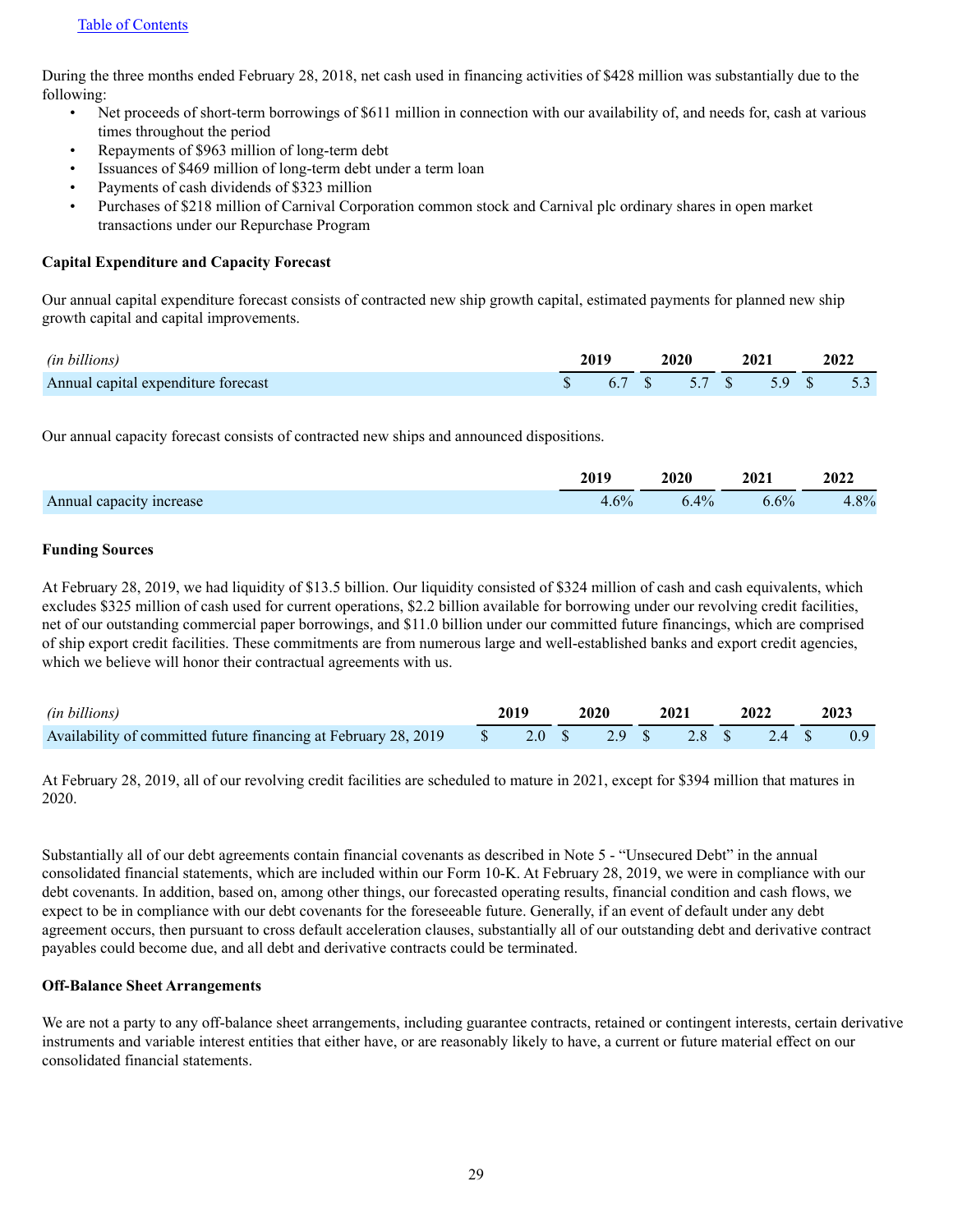During the three months ended February 28, 2018, net cash used in financing activities of $428 million was substantially due to the following:

- Net proceeds of short-term borrowings of $611 million in connection with our availability of, and needs for, cash at various times throughout the period
- Repayments of $963 million of long-term debt
- Issuances of $469 million of long-term debt under a term loan
- Payments of cash dividends of $323 million
- Purchases of $218 million of Carnival Corporation common stock and Carnival plc ordinary shares in open market transactions under our Repurchase Program

**Capital Expenditure and Capacity Forecast**

Our annual capital expenditure forecast consists of contracted new ship growth capital, estimated payments for planned new ship growth capital and capital improvements.

| *(in billions)* | 2019 | 2020 | 2021 | 2022 |
|---|---|---|---|---|
| Annual capital expenditure forecast | $ 6.7 | $ 5.7 | $ 5.9 | $ 5.3 |

Our annual capacity forecast consists of contracted new ships and announced dispositions.

| | 2019 | 2020 | 2021 | 2022 |
|---|---|---|---|---|
| Annual capacity increase | 4.6% | 6.4% | 6.6% | 4.8% |

**Funding Sources**

At February 28, 2019, we had liquidity of $13.5 billion. Our liquidity consisted of $324 million of cash and cash equivalents, which excludes $325 million of cash used for current operations, $2.2 billion available for borrowing under our revolving credit facilities, net of our outstanding commercial paper borrowings, and $11.0 billion under our committed future financings, which are comprised of ship export credit facilities. These commitments are from numerous large and well-established banks and export credit agencies, which we believe will honor their contractual agreements with us.

| *(in billions)* | 2019 | 2020 | 2021 | 2022 | 2023 |
|---|---|---|---|---|---|
| Availability of committed future financing at February 28, 2019 | $ 2.0 | $ 2.9 | $ 2.8 | $ 2.4 | $ 0.9 |

At February 28, 2019, all of our revolving credit facilities are scheduled to mature in 2021, except for $394 million that matures in 2020.

Substantially all of our debt agreements contain financial covenants as described in Note 5 - "Unsecured Debt" in the annual consolidated financial statements, which are included within our Form 10-K. At February 28, 2019, we were in compliance with our debt covenants. In addition, based on, among other things, our forecasted operating results, financial condition and cash flows, we expect to be in compliance with our debt covenants for the foreseeable future. Generally, if an event of default under any debt agreement occurs, then pursuant to cross default acceleration clauses, substantially all of our outstanding debt and derivative contract payables could become due, and all debt and derivative contracts could be terminated.

**Off-Balance Sheet Arrangements**

We are not a party to any off-balance sheet arrangements, including guarantee contracts, retained or contingent interests, certain derivative instruments and variable interest entities that either have, or are reasonably likely to have, a current or future material effect on our consolidated financial statements.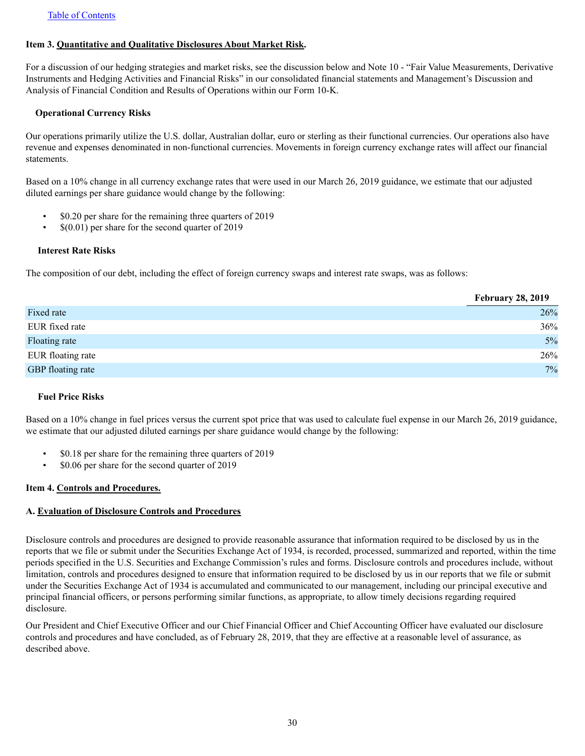[Table of Contents](#)

**Item 3. Quantitative and Qualitative Disclosures About Market Risk.**

For a discussion of our hedging strategies and market risks, see the discussion below and Note 10 - "Fair Value Measurements, Derivative Instruments and Hedging Activities and Financial Risks" in our consolidated financial statements and Management's Discussion and Analysis of Financial Condition and Results of Operations within our Form 10-K.

**Operational Currency Risks**

Our operations primarily utilize the U.S. dollar, Australian dollar, euro or sterling as their functional currencies. Our operations also have revenue and expenses denominated in non-functional currencies. Movements in foreign currency exchange rates will affect our financial statements.

Based on a 10% change in all currency exchange rates that were used in our March 26, 2019 guidance, we estimate that our adjusted diluted earnings per share guidance would change by the following:

- $0.20 per share for the remaining three quarters of 2019
- $(0.01) per share for the second quarter of 2019

**Interest Rate Risks**

The composition of our debt, including the effect of foreign currency swaps and interest rate swaps, was as follows:

| | February 28, 2019 |
|---|---|
| Fixed rate | 26% |
| EUR fixed rate | 36% |
| Floating rate | 5% |
| EUR floating rate | 26% |
| GBP floating rate | 7% |

**Fuel Price Risks**

Based on a 10% change in fuel prices versus the current spot price that was used to calculate fuel expense in our March 26, 2019 guidance, we estimate that our adjusted diluted earnings per share guidance would change by the following:

- $0.18 per share for the remaining three quarters of 2019
- $0.06 per share for the second quarter of 2019

**Item 4. Controls and Procedures.**

**A. Evaluation of Disclosure Controls and Procedures**

Disclosure controls and procedures are designed to provide reasonable assurance that information required to be disclosed by us in the reports that we file or submit under the Securities Exchange Act of 1934, is recorded, processed, summarized and reported, within the time periods specified in the U.S. Securities and Exchange Commission's rules and forms. Disclosure controls and procedures include, without limitation, controls and procedures designed to ensure that information required to be disclosed by us in our reports that we file or submit under the Securities Exchange Act of 1934 is accumulated and communicated to our management, including our principal executive and principal financial officers, or persons performing similar functions, as appropriate, to allow timely decisions regarding required disclosure.

Our President and Chief Executive Officer and our Chief Financial Officer and Chief Accounting Officer have evaluated our disclosure controls and procedures and have concluded, as of February 28, 2019, that they are effective at a reasonable level of assurance, as described above.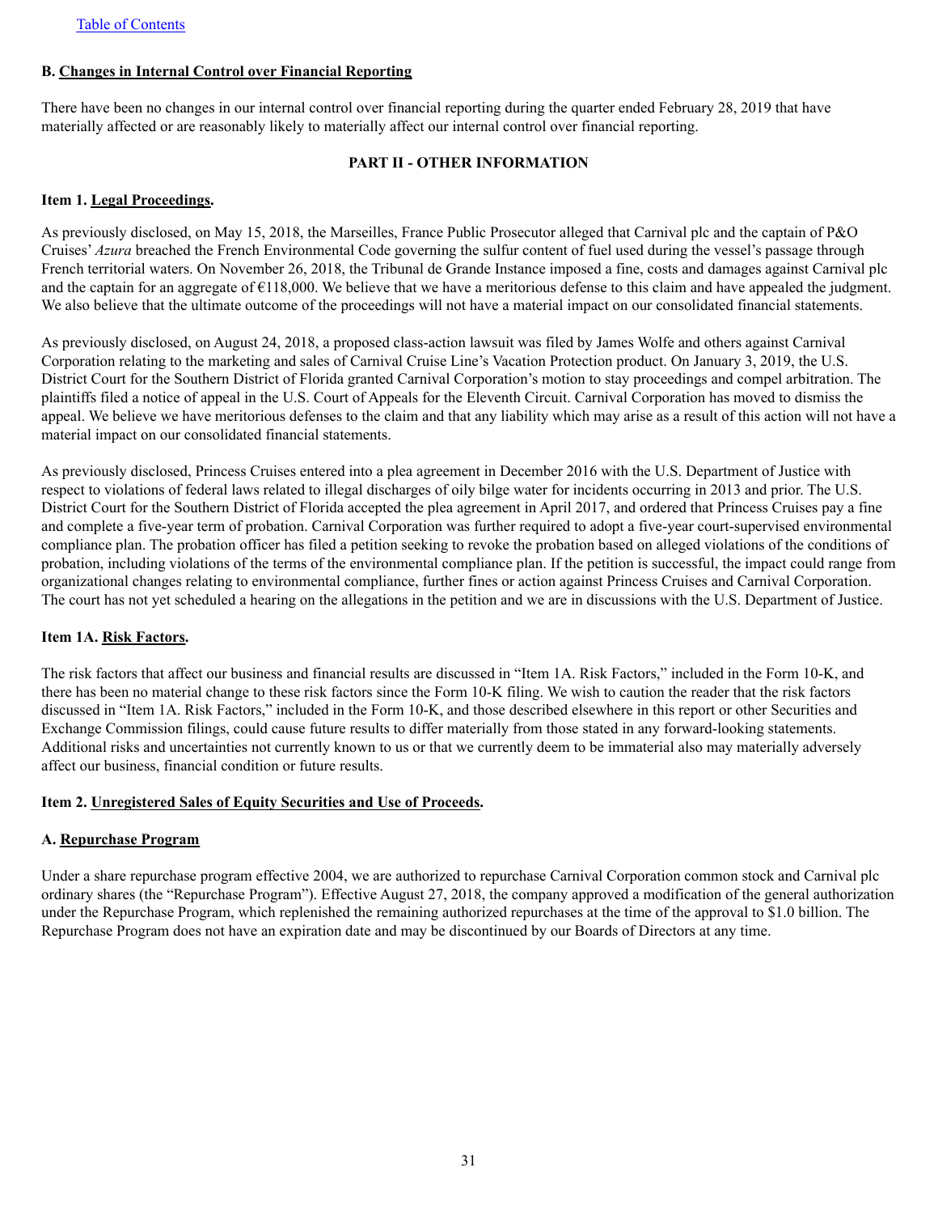### B. Changes in Internal Control over Financial Reporting

There have been no changes in our internal control over financial reporting during the quarter ended February 28, 2019 that have materially affected or are reasonably likely to materially affect our internal control over financial reporting.

## PART II - OTHER INFORMATION

### Item 1. Legal Proceedings.

As previously disclosed, on May 15, 2018, the Marseilles, France Public Prosecutor alleged that Carnival plc and the captain of P&O Cruises' *Azura* breached the French Environmental Code governing the sulfur content of fuel used during the vessel's passage through French territorial waters. On November 26, 2018, the Tribunal de Grande Instance imposed a fine, costs and damages against Carnival plc and the captain for an aggregate of €118,000. We believe that we have a meritorious defense to this claim and have appealed the judgment. We also believe that the ultimate outcome of the proceedings will not have a material impact on our consolidated financial statements.

As previously disclosed, on August 24, 2018, a proposed class-action lawsuit was filed by James Wolfe and others against Carnival Corporation relating to the marketing and sales of Carnival Cruise Line's Vacation Protection product. On January 3, 2019, the U.S. District Court for the Southern District of Florida granted Carnival Corporation's motion to stay proceedings and compel arbitration. The plaintiffs filed a notice of appeal in the U.S. Court of Appeals for the Eleventh Circuit. Carnival Corporation has moved to dismiss the appeal. We believe we have meritorious defenses to the claim and that any liability which may arise as a result of this action will not have a material impact on our consolidated financial statements.

As previously disclosed, Princess Cruises entered into a plea agreement in December 2016 with the U.S. Department of Justice with respect to violations of federal laws related to illegal discharges of oily bilge water for incidents occurring in 2013 and prior. The U.S. District Court for the Southern District of Florida accepted the plea agreement in April 2017, and ordered that Princess Cruises pay a fine and complete a five-year term of probation. Carnival Corporation was further required to adopt a five-year court-supervised environmental compliance plan. The probation officer has filed a petition seeking to revoke the probation based on alleged violations of the conditions of probation, including violations of the terms of the environmental compliance plan. If the petition is successful, the impact could range from organizational changes relating to environmental compliance, further fines or action against Princess Cruises and Carnival Corporation. The court has not yet scheduled a hearing on the allegations in the petition and we are in discussions with the U.S. Department of Justice.

### Item 1A. Risk Factors.

The risk factors that affect our business and financial results are discussed in "Item 1A. Risk Factors," included in the Form 10-K, and there has been no material change to these risk factors since the Form 10-K filing. We wish to caution the reader that the risk factors discussed in "Item 1A. Risk Factors," included in the Form 10-K, and those described elsewhere in this report or other Securities and Exchange Commission filings, could cause future results to differ materially from those stated in any forward-looking statements. Additional risks and uncertainties not currently known to us or that we currently deem to be immaterial also may materially adversely affect our business, financial condition or future results.

### Item 2. Unregistered Sales of Equity Securities and Use of Proceeds.

### A. Repurchase Program

Under a share repurchase program effective 2004, we are authorized to repurchase Carnival Corporation common stock and Carnival plc ordinary shares (the "Repurchase Program"). Effective August 27, 2018, the company approved a modification of the general authorization under the Repurchase Program, which replenished the remaining authorized repurchases at the time of the approval to $1.0 billion. The Repurchase Program does not have an expiration date and may be discontinued by our Boards of Directors at any time.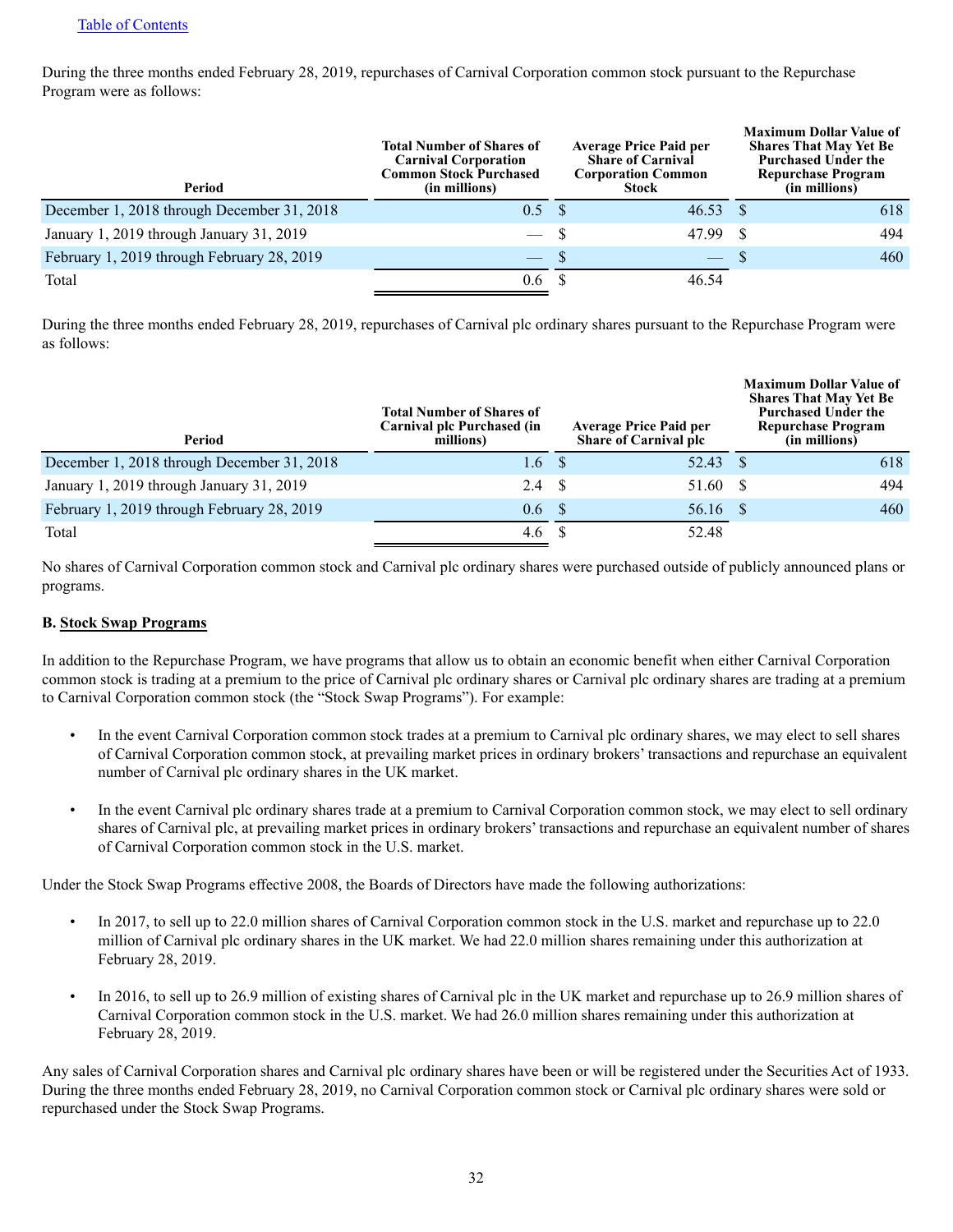[Table of Contents](#)

During the three months ended February 28, 2019, repurchases of Carnival Corporation common stock pursuant to the Repurchase Program were as follows:

| Period | Total Number of Shares of Carnival Corporation Common Stock Purchased (in millions) | Average Price Paid per Share of Carnival Corporation Common Stock | Maximum Dollar Value of Shares That May Yet Be Purchased Under the Repurchase Program (in millions) |
|---|---|---|---|
| December 1, 2018 through December 31, 2018 | 0.5 | $ 46.53 | $ 618 |
| January 1, 2019 through January 31, 2019 | — | $ 47.99 | $ 494 |
| February 1, 2019 through February 28, 2019 | — | $ — | $ 460 |
| Total | 0.6 | $ 46.54 | |

During the three months ended February 28, 2019, repurchases of Carnival plc ordinary shares pursuant to the Repurchase Program were as follows:

| Period | Total Number of Shares of Carnival plc Purchased (in millions) | Average Price Paid per Share of Carnival plc | Maximum Dollar Value of Shares That May Yet Be Purchased Under the Repurchase Program (in millions) |
|---|---|---|---|
| December 1, 2018 through December 31, 2018 | 1.6 | $ 52.43 | $ 618 |
| January 1, 2019 through January 31, 2019 | 2.4 | $ 51.60 | $ 494 |
| February 1, 2019 through February 28, 2019 | 0.6 | $ 56.16 | $ 460 |
| Total | 4.6 | $ 52.48 | |

No shares of Carnival Corporation common stock and Carnival plc ordinary shares were purchased outside of publicly announced plans or programs.

**B. Stock Swap Programs**

In addition to the Repurchase Program, we have programs that allow us to obtain an economic benefit when either Carnival Corporation common stock is trading at a premium to the price of Carnival plc ordinary shares or Carnival plc ordinary shares are trading at a premium to Carnival Corporation common stock (the "Stock Swap Programs"). For example:

- In the event Carnival Corporation common stock trades at a premium to Carnival plc ordinary shares, we may elect to sell shares of Carnival Corporation common stock, at prevailing market prices in ordinary brokers' transactions and repurchase an equivalent number of Carnival plc ordinary shares in the UK market.
- In the event Carnival plc ordinary shares trade at a premium to Carnival Corporation common stock, we may elect to sell ordinary shares of Carnival plc, at prevailing market prices in ordinary brokers' transactions and repurchase an equivalent number of shares of Carnival Corporation common stock in the U.S. market.

Under the Stock Swap Programs effective 2008, the Boards of Directors have made the following authorizations:

- In 2017, to sell up to 22.0 million shares of Carnival Corporation common stock in the U.S. market and repurchase up to 22.0 million of Carnival plc ordinary shares in the UK market. We had 22.0 million shares remaining under this authorization at February 28, 2019.
- In 2016, to sell up to 26.9 million of existing shares of Carnival plc in the UK market and repurchase up to 26.9 million shares of Carnival Corporation common stock in the U.S. market. We had 26.0 million shares remaining under this authorization at February 28, 2019.

Any sales of Carnival Corporation shares and Carnival plc ordinary shares have been or will be registered under the Securities Act of 1933. During the three months ended February 28, 2019, no Carnival Corporation common stock or Carnival plc ordinary shares were sold or repurchased under the Stock Swap Programs.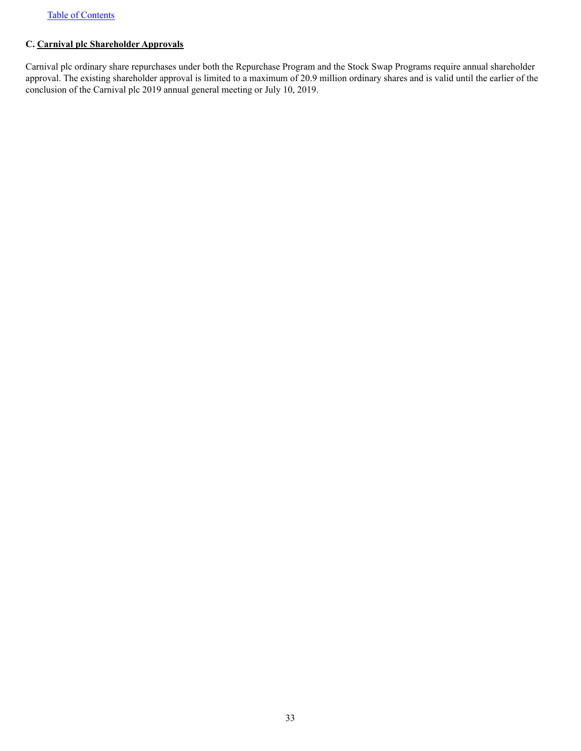### C. **Carnival plc Shareholder Approvals**

Carnival plc ordinary share repurchases under both the Repurchase Program and the Stock Swap Programs require annual shareholder approval. The existing shareholder approval is limited to a maximum of 20.9 million ordinary shares and is valid until the earlier of the conclusion of the Carnival plc 2019 annual general meeting or July 10, 2019.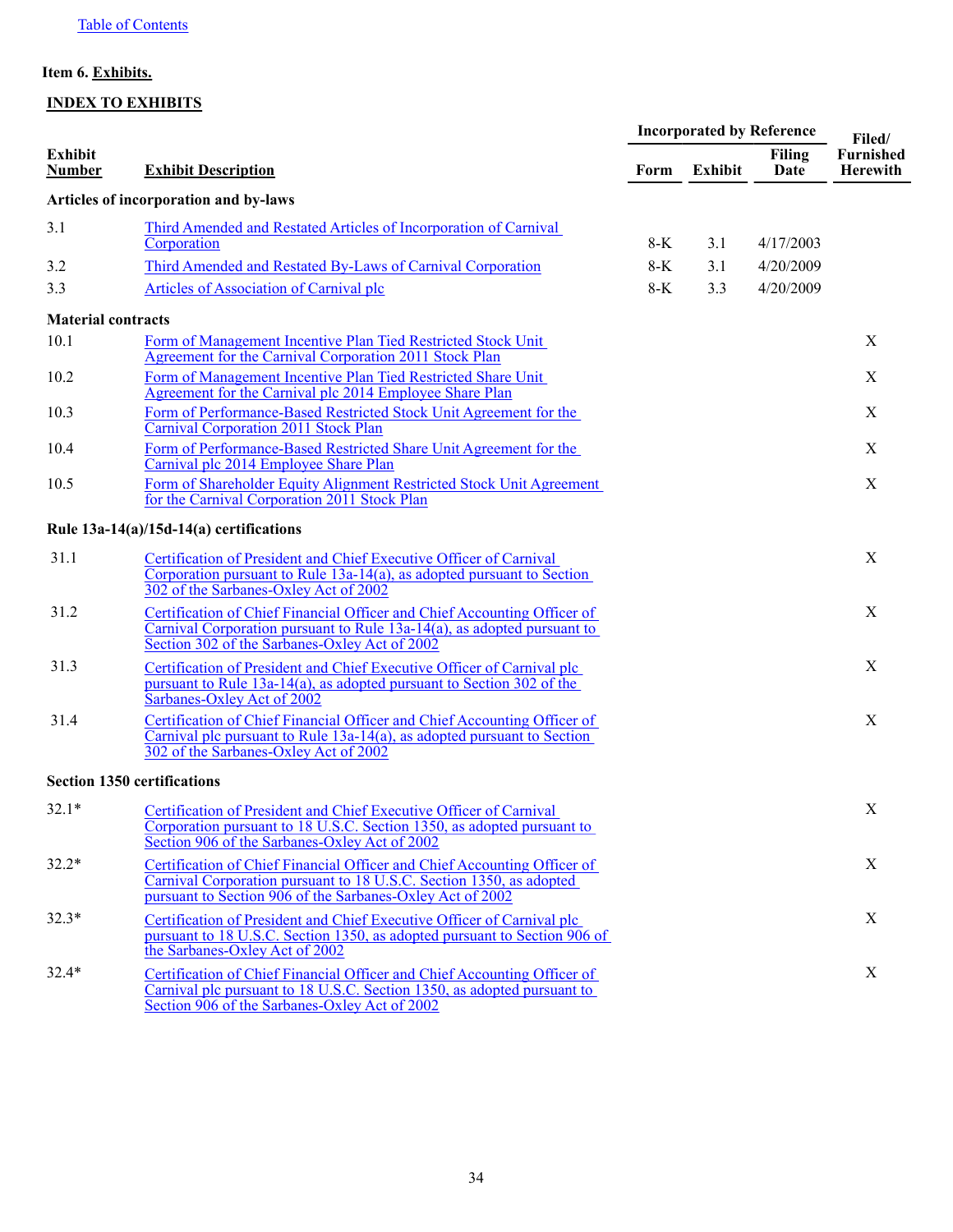Table of Contents

**Item 6. Exhibits.**

**INDEX TO EXHIBITS**

| Exhibit Number | Exhibit Description | Incorporated by Reference | | | Filed/ Furnished Herewith |
|---|---|---|---|---|---|
| | | Form | Exhibit | Filing Date | |
| **Articles of incorporation and by-laws** | | | | | |
| 3.1 | Third Amended and Restated Articles of Incorporation of Carnival Corporation | 8-K | 3.1 | 4/17/2003 | |
| 3.2 | Third Amended and Restated By-Laws of Carnival Corporation | 8-K | 3.1 | 4/20/2009 | |
| 3.3 | Articles of Association of Carnival plc | 8-K | 3.3 | 4/20/2009 | |
| **Material contracts** | | | | | |
| 10.1 | Form of Management Incentive Plan Tied Restricted Stock Unit Agreement for the Carnival Corporation 2011 Stock Plan | | | | X |
| 10.2 | Form of Management Incentive Plan Tied Restricted Share Unit Agreement for the Carnival plc 2014 Employee Share Plan | | | | X |
| 10.3 | Form of Performance-Based Restricted Stock Unit Agreement for the Carnival Corporation 2011 Stock Plan | | | | X |
| 10.4 | Form of Performance-Based Restricted Share Unit Agreement for the Carnival plc 2014 Employee Share Plan | | | | X |
| 10.5 | Form of Shareholder Equity Alignment Restricted Stock Unit Agreement for the Carnival Corporation 2011 Stock Plan | | | | X |
| **Rule 13a-14(a)/15d-14(a) certifications** | | | | | |
| 31.1 | Certification of President and Chief Executive Officer of Carnival Corporation pursuant to Rule 13a-14(a), as adopted pursuant to Section 302 of the Sarbanes-Oxley Act of 2002 | | | | X |
| 31.2 | Certification of Chief Financial Officer and Chief Accounting Officer of Carnival Corporation pursuant to Rule 13a-14(a), as adopted pursuant to Section 302 of the Sarbanes-Oxley Act of 2002 | | | | X |
| 31.3 | Certification of President and Chief Executive Officer of Carnival plc pursuant to Rule 13a-14(a), as adopted pursuant to Section 302 of the Sarbanes-Oxley Act of 2002 | | | | X |
| 31.4 | Certification of Chief Financial Officer and Chief Accounting Officer of Carnival plc pursuant to Rule 13a-14(a), as adopted pursuant to Section 302 of the Sarbanes-Oxley Act of 2002 | | | | X |
| **Section 1350 certifications** | | | | | |
| 32.1* | Certification of President and Chief Executive Officer of Carnival Corporation pursuant to 18 U.S.C. Section 1350, as adopted pursuant to Section 906 of the Sarbanes-Oxley Act of 2002 | | | | X |
| 32.2* | Certification of Chief Financial Officer and Chief Accounting Officer of Carnival Corporation pursuant to 18 U.S.C. Section 1350, as adopted pursuant to Section 906 of the Sarbanes-Oxley Act of 2002 | | | | X |
| 32.3* | Certification of President and Chief Executive Officer of Carnival plc pursuant to 18 U.S.C. Section 1350, as adopted pursuant to Section 906 of the Sarbanes-Oxley Act of 2002 | | | | X |
| 32.4* | Certification of Chief Financial Officer and Chief Accounting Officer of Carnival plc pursuant to 18 U.S.C. Section 1350, as adopted pursuant to Section 906 of the Sarbanes-Oxley Act of 2002 | | | | X |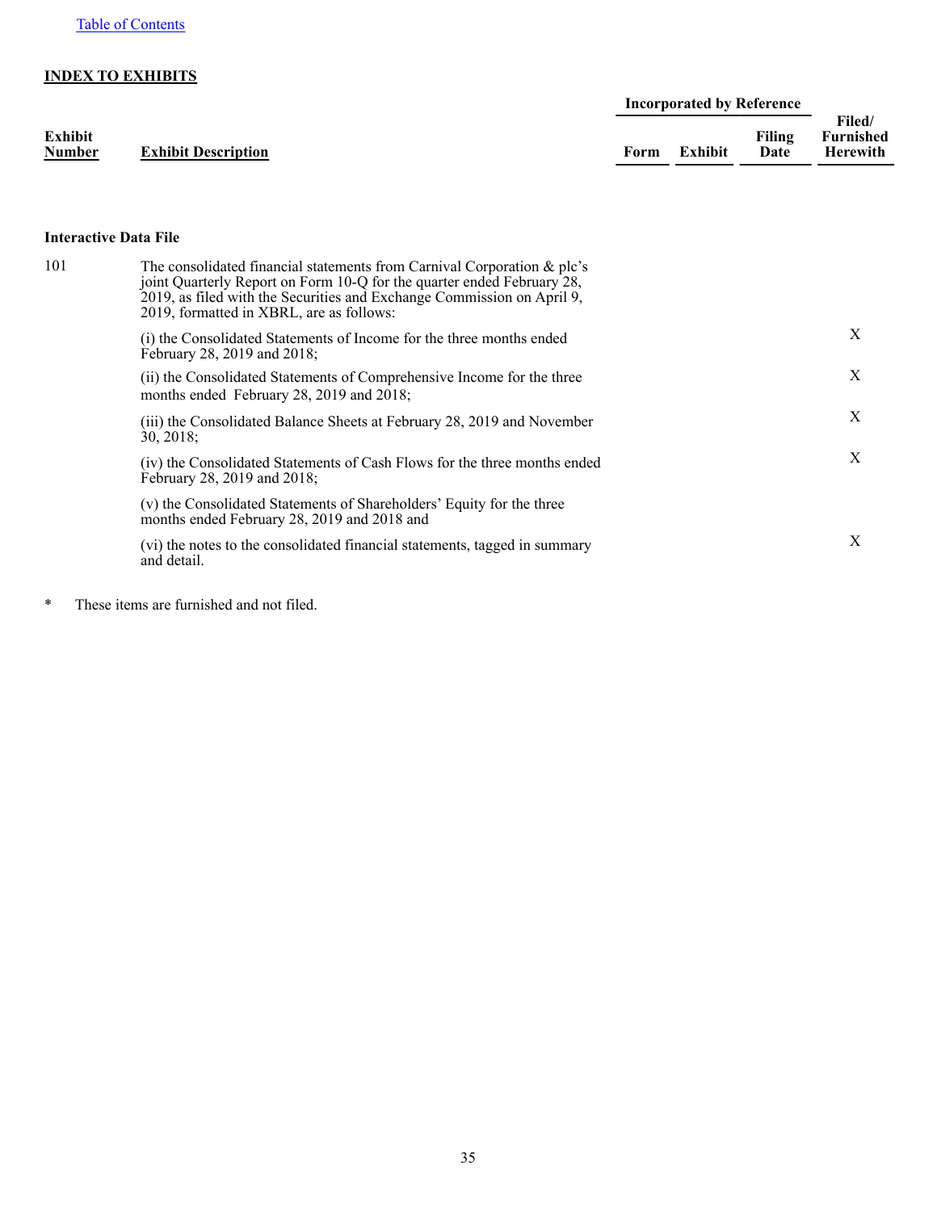[Table of Contents](#)

**INDEX TO EXHIBITS**

| Exhibit Number | Exhibit Description | Incorporated by Reference | | | Filed/ Furnished Herewith |
|---|---|---|---|---|---|
| | | Form | Exhibit | Filing Date | |
| **Interactive Data File** | | | | | |
| 101 | The consolidated financial statements from Carnival Corporation & plc's joint Quarterly Report on Form 10-Q for the quarter ended February 28, 2019, as filed with the Securities and Exchange Commission on April 9, 2019, formatted in XBRL, are as follows: | | | | |
| | (i) the Consolidated Statements of Income for the three months ended February 28, 2019 and 2018; | | | | X |
| | (ii) the Consolidated Statements of Comprehensive Income for the three months ended February 28, 2019 and 2018; | | | | X |
| | (iii) the Consolidated Balance Sheets at February 28, 2019 and November 30, 2018; | | | | X |
| | (iv) the Consolidated Statements of Cash Flows for the three months ended February 28, 2019 and 2018; | | | | X |
| | (v) the Consolidated Statements of Shareholders' Equity for the three months ended February 28, 2019 and 2018 and | | | | |
| | (vi) the notes to the consolidated financial statements, tagged in summary and detail. | | | | X |

\* These items are furnished and not filed.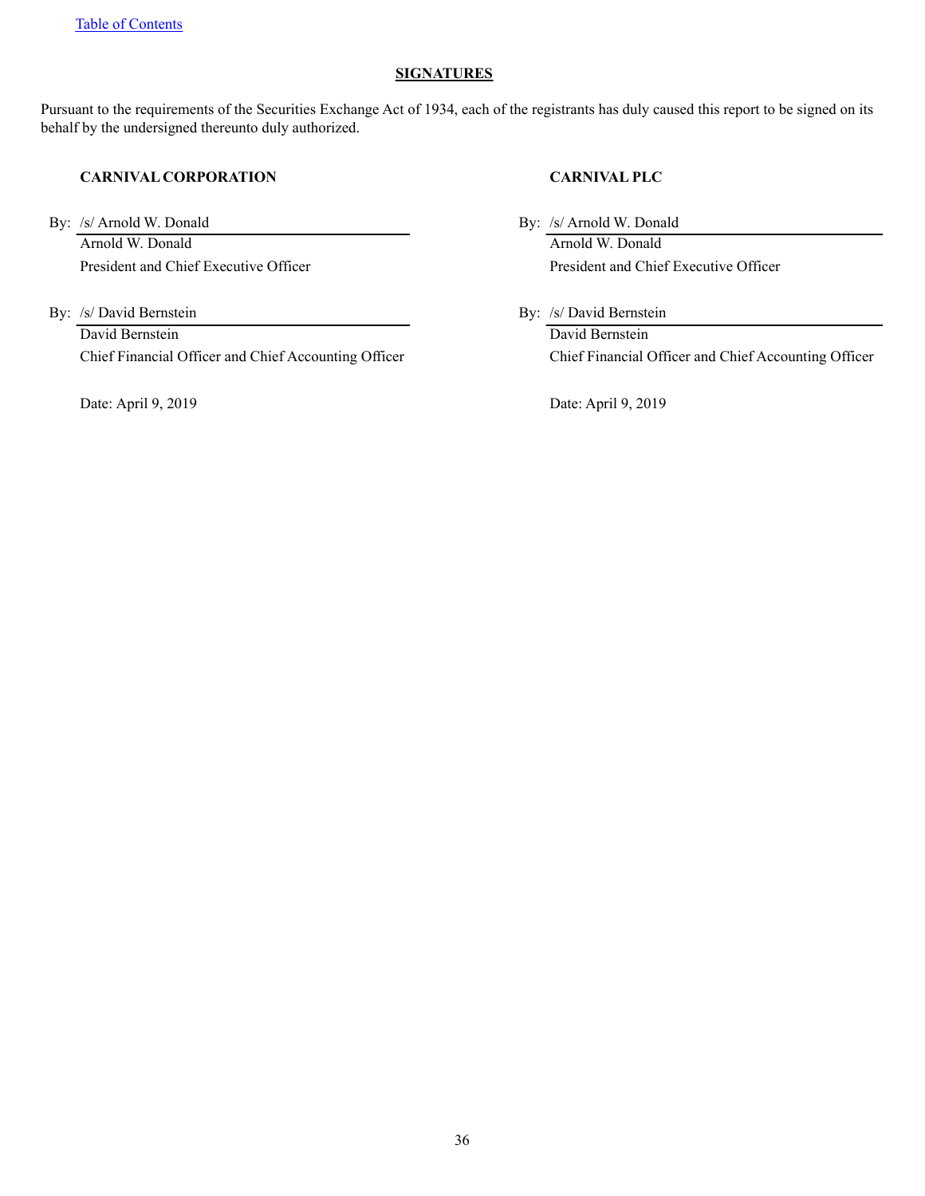## SIGNATURES

Pursuant to the requirements of the Securities Exchange Act of 1934, each of the registrants has duly caused this report to be signed on its behalf by the undersigned thereunto duly authorized.

**CARNIVAL CORPORATION**

By: /s/ Arnold W. Donald
Arnold W. Donald
President and Chief Executive Officer

By: /s/ David Bernstein
David Bernstein
Chief Financial Officer and Chief Accounting Officer

Date: April 9, 2019

**CARNIVAL PLC**

By: /s/ Arnold W. Donald
Arnold W. Donald
President and Chief Executive Officer

By: /s/ David Bernstein
David Bernstein
Chief Financial Officer and Chief Accounting Officer

Date: April 9, 2019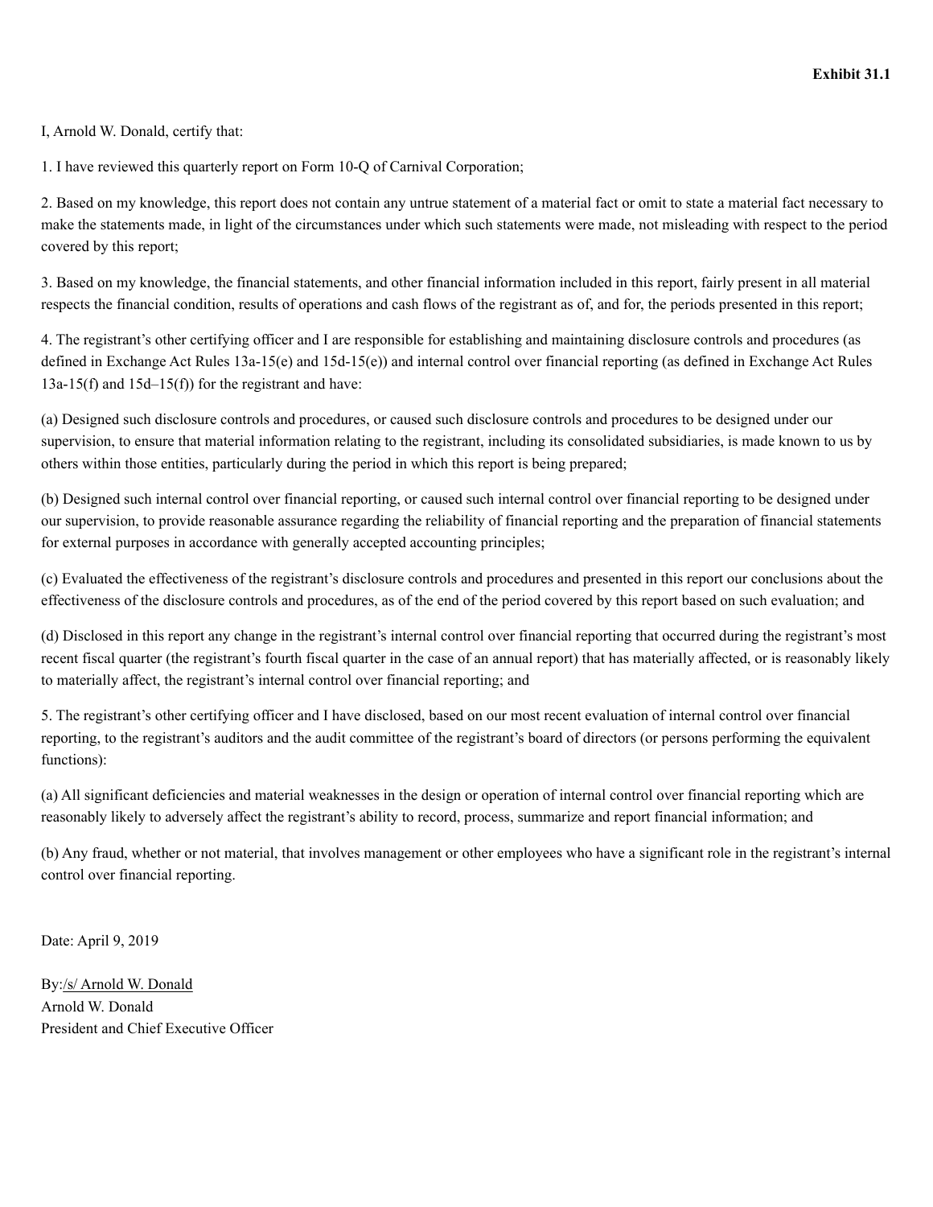**Exhibit 31.1**

I, Arnold W. Donald, certify that:

1. I have reviewed this quarterly report on Form 10-Q of Carnival Corporation;

2. Based on my knowledge, this report does not contain any untrue statement of a material fact or omit to state a material fact necessary to make the statements made, in light of the circumstances under which such statements were made, not misleading with respect to the period covered by this report;

3. Based on my knowledge, the financial statements, and other financial information included in this report, fairly present in all material respects the financial condition, results of operations and cash flows of the registrant as of, and for, the periods presented in this report;

4. The registrant's other certifying officer and I are responsible for establishing and maintaining disclosure controls and procedures (as defined in Exchange Act Rules 13a-15(e) and 15d-15(e)) and internal control over financial reporting (as defined in Exchange Act Rules 13a-15(f) and 15d–15(f)) for the registrant and have:

(a) Designed such disclosure controls and procedures, or caused such disclosure controls and procedures to be designed under our supervision, to ensure that material information relating to the registrant, including its consolidated subsidiaries, is made known to us by others within those entities, particularly during the period in which this report is being prepared;

(b) Designed such internal control over financial reporting, or caused such internal control over financial reporting to be designed under our supervision, to provide reasonable assurance regarding the reliability of financial reporting and the preparation of financial statements for external purposes in accordance with generally accepted accounting principles;

(c) Evaluated the effectiveness of the registrant's disclosure controls and procedures and presented in this report our conclusions about the effectiveness of the disclosure controls and procedures, as of the end of the period covered by this report based on such evaluation; and

(d) Disclosed in this report any change in the registrant's internal control over financial reporting that occurred during the registrant's most recent fiscal quarter (the registrant's fourth fiscal quarter in the case of an annual report) that has materially affected, or is reasonably likely to materially affect, the registrant's internal control over financial reporting; and

5. The registrant's other certifying officer and I have disclosed, based on our most recent evaluation of internal control over financial reporting, to the registrant's auditors and the audit committee of the registrant's board of directors (or persons performing the equivalent functions):

(a) All significant deficiencies and material weaknesses in the design or operation of internal control over financial reporting which are reasonably likely to adversely affect the registrant's ability to record, process, summarize and report financial information; and

(b) Any fraud, whether or not material, that involves management or other employees who have a significant role in the registrant's internal control over financial reporting.

Date: April 9, 2019

By:/s/ Arnold W. Donald
Arnold W. Donald
President and Chief Executive Officer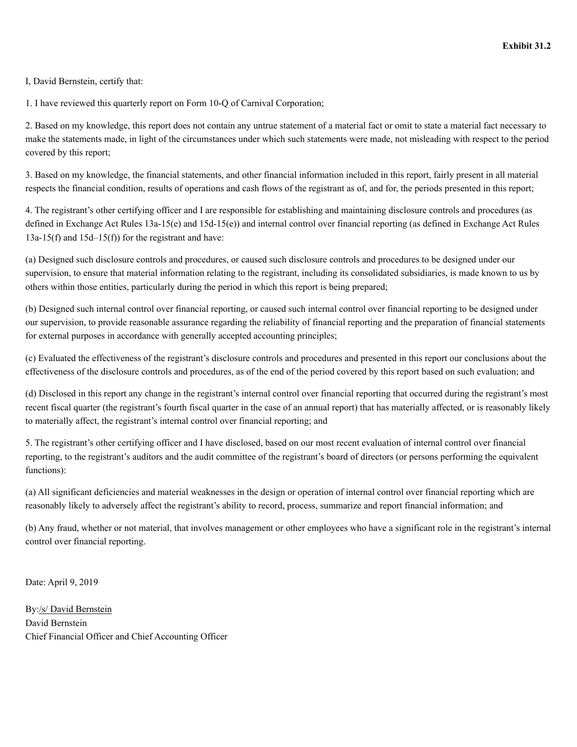**Exhibit 31.2**

I, David Bernstein, certify that:

1. I have reviewed this quarterly report on Form 10-Q of Carnival Corporation;

2. Based on my knowledge, this report does not contain any untrue statement of a material fact or omit to state a material fact necessary to make the statements made, in light of the circumstances under which such statements were made, not misleading with respect to the period covered by this report;

3. Based on my knowledge, the financial statements, and other financial information included in this report, fairly present in all material respects the financial condition, results of operations and cash flows of the registrant as of, and for, the periods presented in this report;

4. The registrant's other certifying officer and I are responsible for establishing and maintaining disclosure controls and procedures (as defined in Exchange Act Rules 13a-15(e) and 15d-15(e)) and internal control over financial reporting (as defined in Exchange Act Rules 13a-15(f) and 15d–15(f)) for the registrant and have:

(a) Designed such disclosure controls and procedures, or caused such disclosure controls and procedures to be designed under our supervision, to ensure that material information relating to the registrant, including its consolidated subsidiaries, is made known to us by others within those entities, particularly during the period in which this report is being prepared;

(b) Designed such internal control over financial reporting, or caused such internal control over financial reporting to be designed under our supervision, to provide reasonable assurance regarding the reliability of financial reporting and the preparation of financial statements for external purposes in accordance with generally accepted accounting principles;

(c) Evaluated the effectiveness of the registrant's disclosure controls and procedures and presented in this report our conclusions about the effectiveness of the disclosure controls and procedures, as of the end of the period covered by this report based on such evaluation; and

(d) Disclosed in this report any change in the registrant's internal control over financial reporting that occurred during the registrant's most recent fiscal quarter (the registrant's fourth fiscal quarter in the case of an annual report) that has materially affected, or is reasonably likely to materially affect, the registrant's internal control over financial reporting; and

5. The registrant's other certifying officer and I have disclosed, based on our most recent evaluation of internal control over financial reporting, to the registrant's auditors and the audit committee of the registrant's board of directors (or persons performing the equivalent functions):

(a) All significant deficiencies and material weaknesses in the design or operation of internal control over financial reporting which are reasonably likely to adversely affect the registrant's ability to record, process, summarize and report financial information; and

(b) Any fraud, whether or not material, that involves management or other employees who have a significant role in the registrant's internal control over financial reporting.

Date: April 9, 2019

By:/s/ David Bernstein
David Bernstein
Chief Financial Officer and Chief Accounting Officer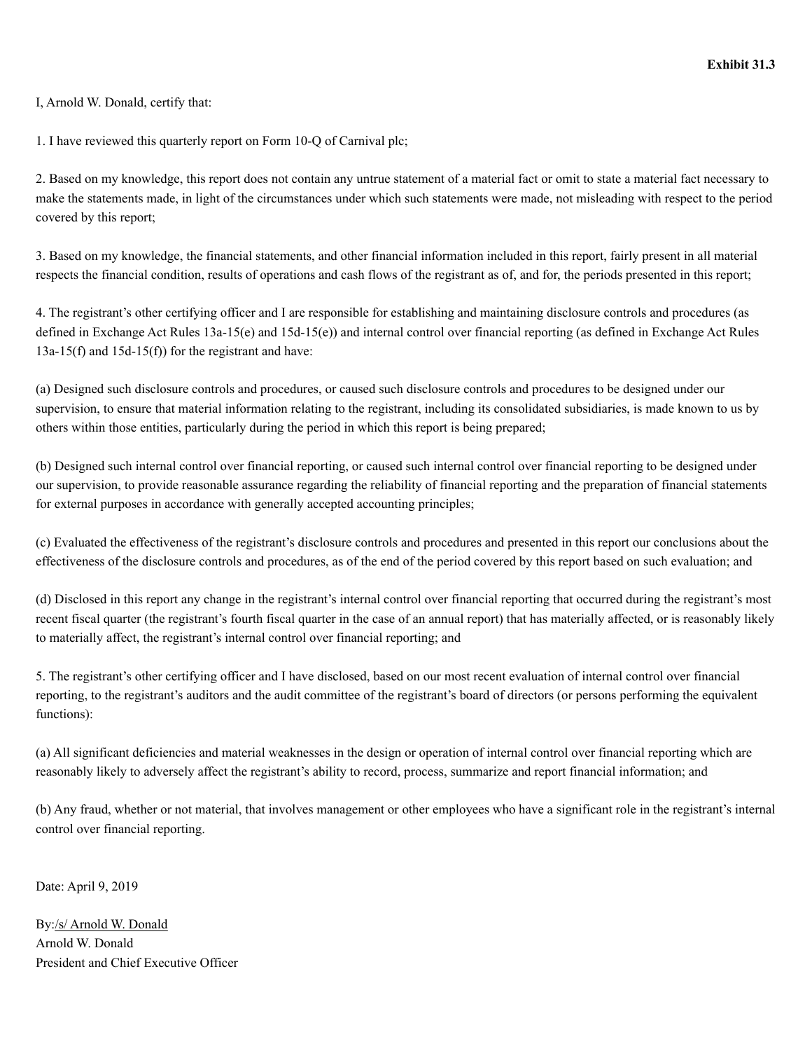**Exhibit 31.3**

I, Arnold W. Donald, certify that:

1. I have reviewed this quarterly report on Form 10-Q of Carnival plc;

2. Based on my knowledge, this report does not contain any untrue statement of a material fact or omit to state a material fact necessary to make the statements made, in light of the circumstances under which such statements were made, not misleading with respect to the period covered by this report;

3. Based on my knowledge, the financial statements, and other financial information included in this report, fairly present in all material respects the financial condition, results of operations and cash flows of the registrant as of, and for, the periods presented in this report;

4. The registrant's other certifying officer and I are responsible for establishing and maintaining disclosure controls and procedures (as defined in Exchange Act Rules 13a-15(e) and 15d-15(e)) and internal control over financial reporting (as defined in Exchange Act Rules 13a-15(f) and 15d-15(f)) for the registrant and have:

(a) Designed such disclosure controls and procedures, or caused such disclosure controls and procedures to be designed under our supervision, to ensure that material information relating to the registrant, including its consolidated subsidiaries, is made known to us by others within those entities, particularly during the period in which this report is being prepared;

(b) Designed such internal control over financial reporting, or caused such internal control over financial reporting to be designed under our supervision, to provide reasonable assurance regarding the reliability of financial reporting and the preparation of financial statements for external purposes in accordance with generally accepted accounting principles;

(c) Evaluated the effectiveness of the registrant's disclosure controls and procedures and presented in this report our conclusions about the effectiveness of the disclosure controls and procedures, as of the end of the period covered by this report based on such evaluation; and

(d) Disclosed in this report any change in the registrant's internal control over financial reporting that occurred during the registrant's most recent fiscal quarter (the registrant's fourth fiscal quarter in the case of an annual report) that has materially affected, or is reasonably likely to materially affect, the registrant's internal control over financial reporting; and

5. The registrant's other certifying officer and I have disclosed, based on our most recent evaluation of internal control over financial reporting, to the registrant's auditors and the audit committee of the registrant's board of directors (or persons performing the equivalent functions):

(a) All significant deficiencies and material weaknesses in the design or operation of internal control over financial reporting which are reasonably likely to adversely affect the registrant's ability to record, process, summarize and report financial information; and

(b) Any fraud, whether or not material, that involves management or other employees who have a significant role in the registrant's internal control over financial reporting.

Date: April 9, 2019

By:/s/ Arnold W. Donald
Arnold W. Donald
President and Chief Executive Officer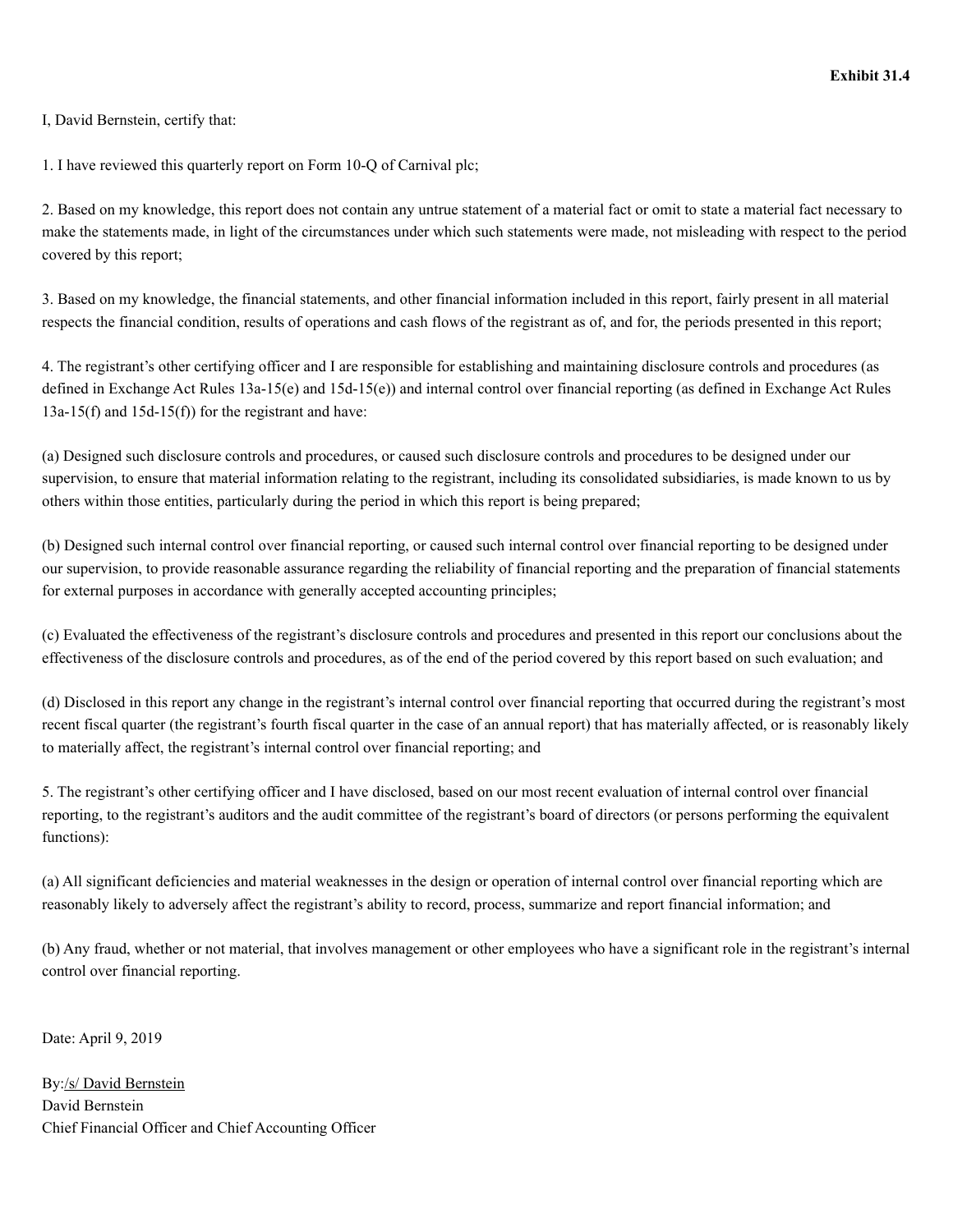**Exhibit 31.4**

I, David Bernstein, certify that:

1. I have reviewed this quarterly report on Form 10-Q of Carnival plc;

2. Based on my knowledge, this report does not contain any untrue statement of a material fact or omit to state a material fact necessary to make the statements made, in light of the circumstances under which such statements were made, not misleading with respect to the period covered by this report;

3. Based on my knowledge, the financial statements, and other financial information included in this report, fairly present in all material respects the financial condition, results of operations and cash flows of the registrant as of, and for, the periods presented in this report;

4. The registrant's other certifying officer and I are responsible for establishing and maintaining disclosure controls and procedures (as defined in Exchange Act Rules 13a-15(e) and 15d-15(e)) and internal control over financial reporting (as defined in Exchange Act Rules 13a-15(f) and 15d-15(f)) for the registrant and have:

(a) Designed such disclosure controls and procedures, or caused such disclosure controls and procedures to be designed under our supervision, to ensure that material information relating to the registrant, including its consolidated subsidiaries, is made known to us by others within those entities, particularly during the period in which this report is being prepared;

(b) Designed such internal control over financial reporting, or caused such internal control over financial reporting to be designed under our supervision, to provide reasonable assurance regarding the reliability of financial reporting and the preparation of financial statements for external purposes in accordance with generally accepted accounting principles;

(c) Evaluated the effectiveness of the registrant's disclosure controls and procedures and presented in this report our conclusions about the effectiveness of the disclosure controls and procedures, as of the end of the period covered by this report based on such evaluation; and

(d) Disclosed in this report any change in the registrant's internal control over financial reporting that occurred during the registrant's most recent fiscal quarter (the registrant's fourth fiscal quarter in the case of an annual report) that has materially affected, or is reasonably likely to materially affect, the registrant's internal control over financial reporting; and

5. The registrant's other certifying officer and I have disclosed, based on our most recent evaluation of internal control over financial reporting, to the registrant's auditors and the audit committee of the registrant's board of directors (or persons performing the equivalent functions):

(a) All significant deficiencies and material weaknesses in the design or operation of internal control over financial reporting which are reasonably likely to adversely affect the registrant's ability to record, process, summarize and report financial information; and

(b) Any fraud, whether or not material, that involves management or other employees who have a significant role in the registrant's internal control over financial reporting.

Date: April 9, 2019

By:/s/ David Bernstein
David Bernstein
Chief Financial Officer and Chief Accounting Officer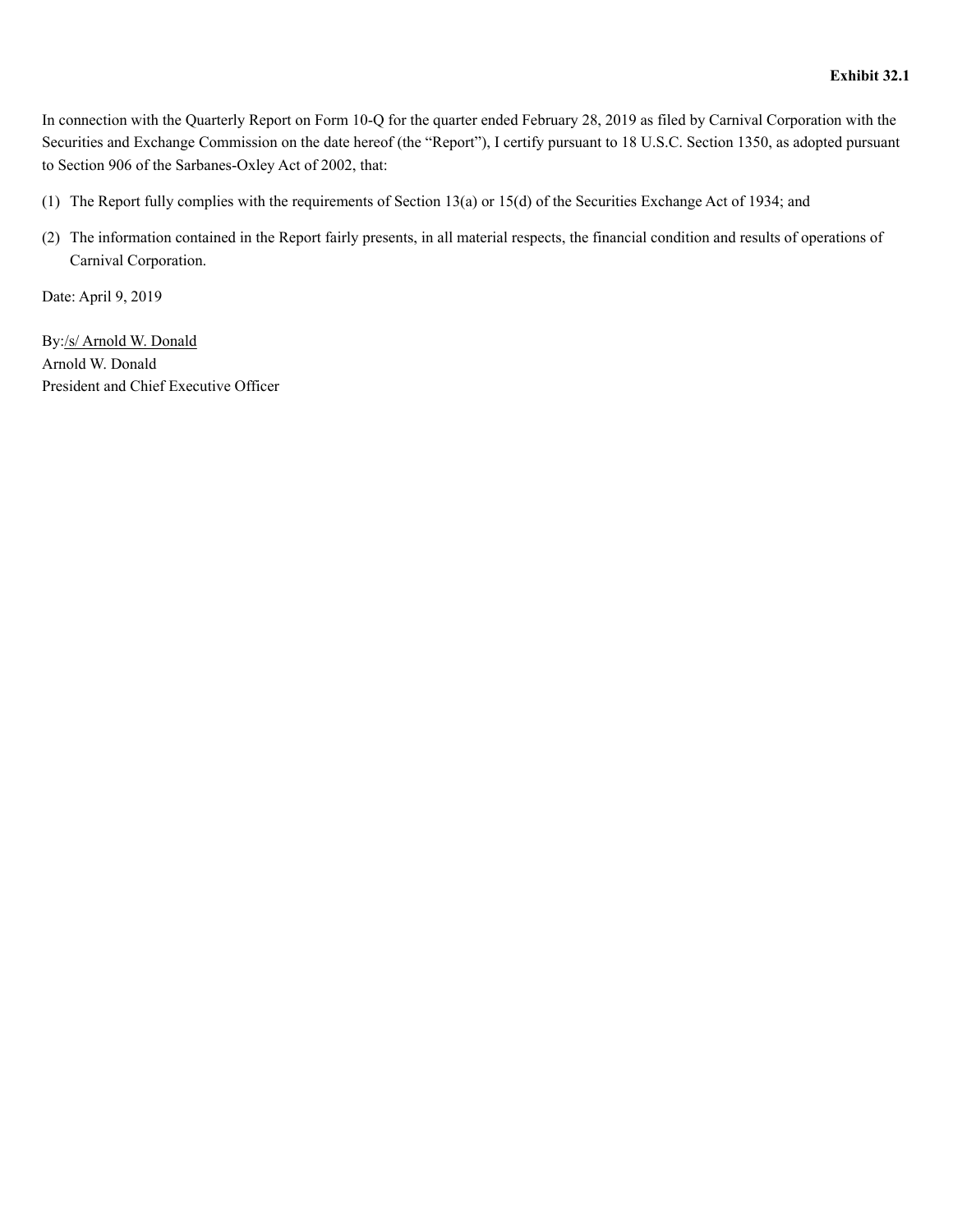**Exhibit 32.1**

In connection with the Quarterly Report on Form 10-Q for the quarter ended February 28, 2019 as filed by Carnival Corporation with the Securities and Exchange Commission on the date hereof (the "Report"), I certify pursuant to 18 U.S.C. Section 1350, as adopted pursuant to Section 906 of the Sarbanes-Oxley Act of 2002, that:

(1) The Report fully complies with the requirements of Section 13(a) or 15(d) of the Securities Exchange Act of 1934; and

(2) The information contained in the Report fairly presents, in all material respects, the financial condition and results of operations of Carnival Corporation.

Date: April 9, 2019

By:/s/ Arnold W. Donald
Arnold W. Donald
President and Chief Executive Officer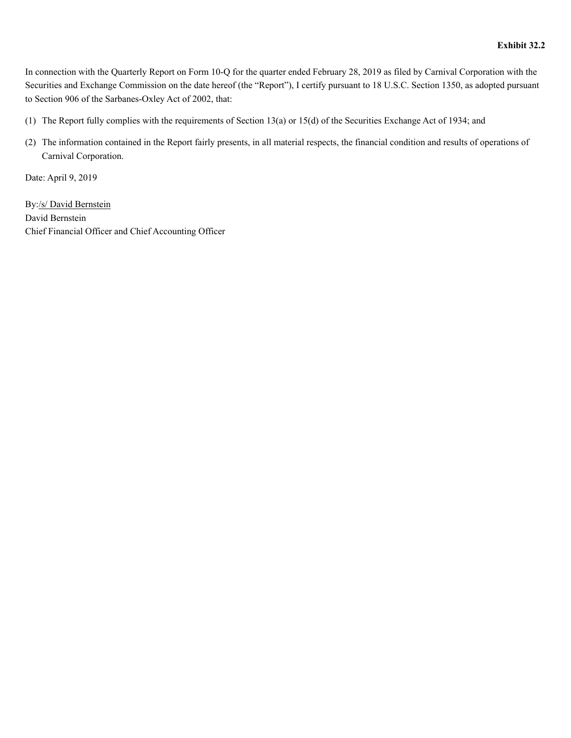**Exhibit 32.2**

In connection with the Quarterly Report on Form 10-Q for the quarter ended February 28, 2019 as filed by Carnival Corporation with the Securities and Exchange Commission on the date hereof (the "Report"), I certify pursuant to 18 U.S.C. Section 1350, as adopted pursuant to Section 906 of the Sarbanes-Oxley Act of 2002, that:

(1) The Report fully complies with the requirements of Section 13(a) or 15(d) of the Securities Exchange Act of 1934; and

(2) The information contained in the Report fairly presents, in all material respects, the financial condition and results of operations of Carnival Corporation.

Date: April 9, 2019

By:/s/ David Bernstein
David Bernstein
Chief Financial Officer and Chief Accounting Officer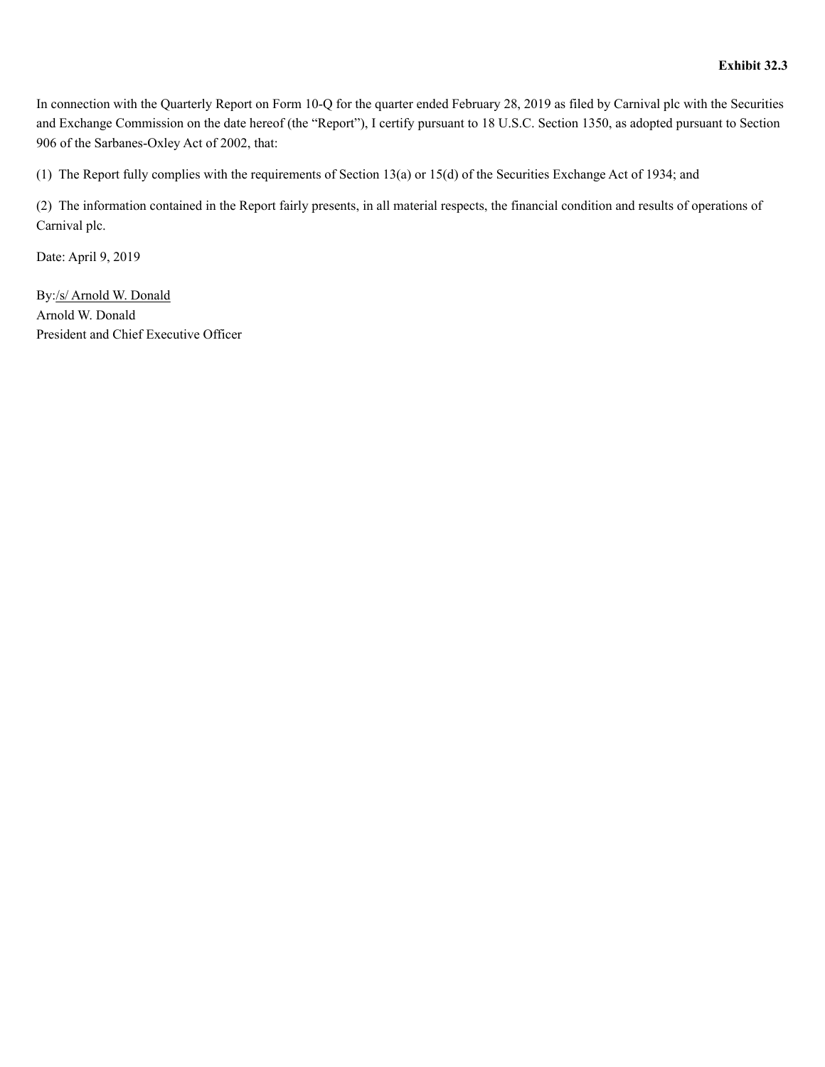**Exhibit 32.3**

In connection with the Quarterly Report on Form 10-Q for the quarter ended February 28, 2019 as filed by Carnival plc with the Securities and Exchange Commission on the date hereof (the "Report"), I certify pursuant to 18 U.S.C. Section 1350, as adopted pursuant to Section 906 of the Sarbanes-Oxley Act of 2002, that:

(1) The Report fully complies with the requirements of Section 13(a) or 15(d) of the Securities Exchange Act of 1934; and

(2) The information contained in the Report fairly presents, in all material respects, the financial condition and results of operations of Carnival plc.

Date: April 9, 2019

By:/s/ Arnold W. Donald
Arnold W. Donald
President and Chief Executive Officer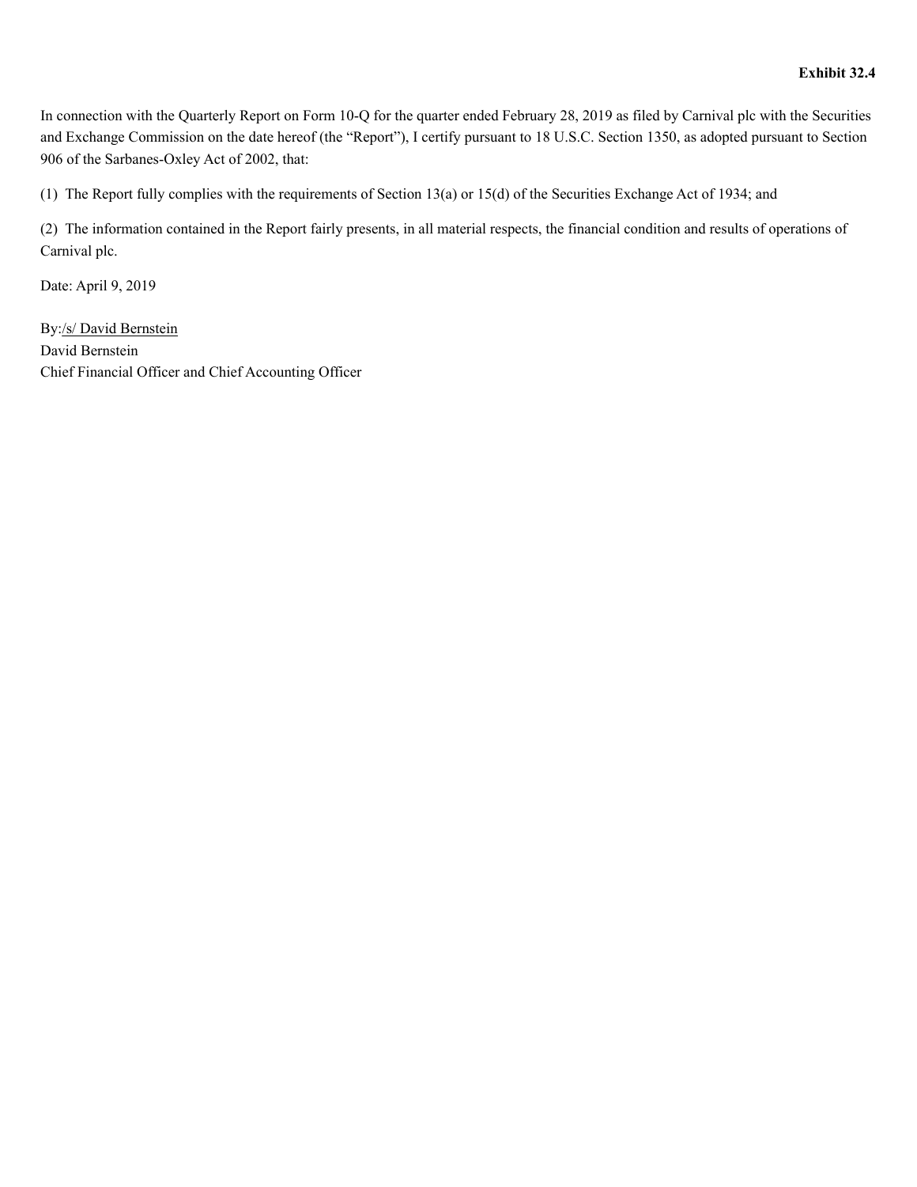**Exhibit 32.4**

In connection with the Quarterly Report on Form 10-Q for the quarter ended February 28, 2019 as filed by Carnival plc with the Securities and Exchange Commission on the date hereof (the "Report"), I certify pursuant to 18 U.S.C. Section 1350, as adopted pursuant to Section 906 of the Sarbanes-Oxley Act of 2002, that:

(1) The Report fully complies with the requirements of Section 13(a) or 15(d) of the Securities Exchange Act of 1934; and

(2) The information contained in the Report fairly presents, in all material respects, the financial condition and results of operations of Carnival plc.

Date: April 9, 2019

By:/s/ David Bernstein
David Bernstein
Chief Financial Officer and Chief Accounting Officer